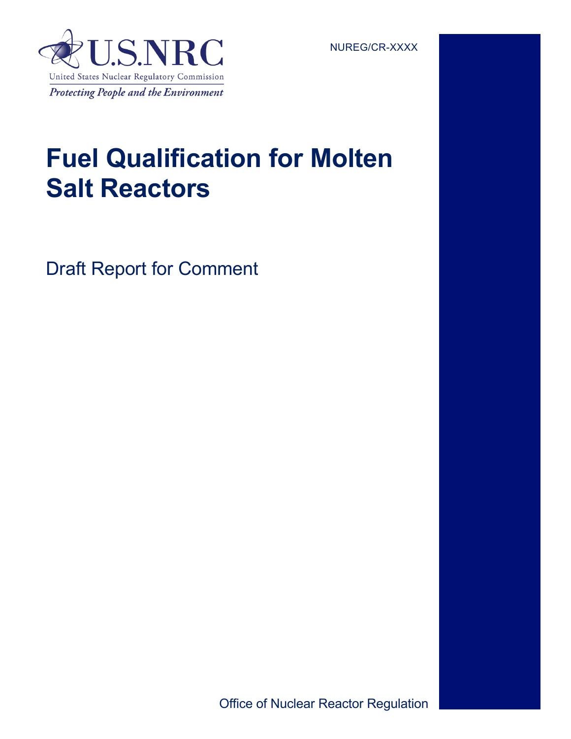U.S.NRC

United States Nuclear Regulatory Commission

*Protecting People and the Environment*

NUREG/CR-XXXX

# Fuel Qualification for Molten Salt Reactors

Draft Report for Comment

Office of Nuclear Reactor Regulation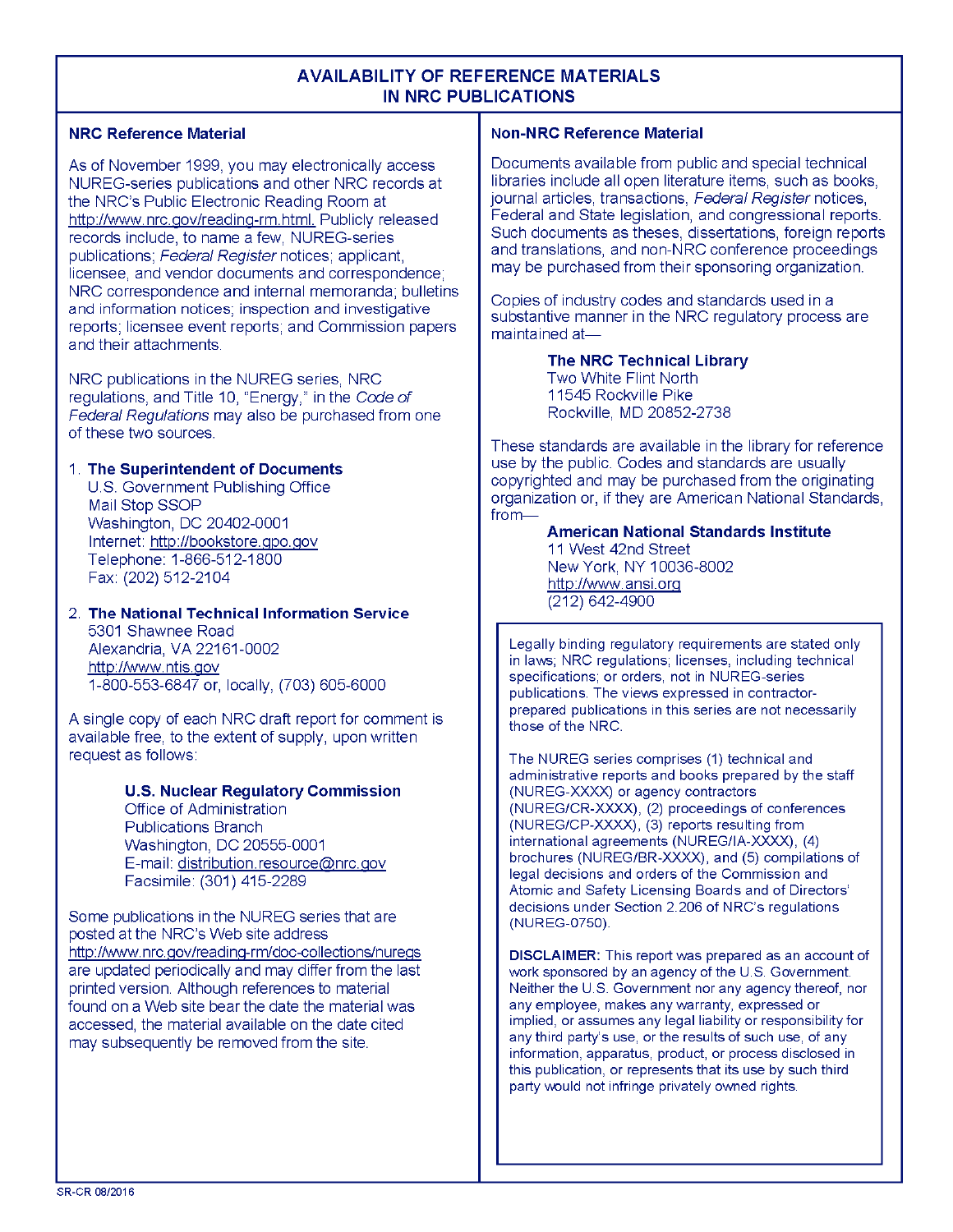# AVAILABILITY OF REFERENCE MATERIALS IN NRC PUBLICATIONS

## NRC Reference Material

As of November 1999, you may electronically access NUREG-series publications and other NRC records at the NRC's Public Electronic Reading Room at http://www.nrc.gov/reading-rm.html. Publicly released records include, to name a few, NUREG-series publications; *Federal Register* notices; applicant, licensee, and vendor documents and correspondence; NRC correspondence and internal memoranda; bulletins and information notices; inspection and investigative reports; licensee event reports; and Commission papers and their attachments.

NRC publications in the NUREG series, NRC regulations, and Title 10, "Energy," in the *Code of Federal Regulations* may also be purchased from one of these two sources.

1. **The Superintendent of Documents**
   U.S. Government Publishing Office
   Mail Stop SSOP
   Washington, DC 20402-0001
   Internet: http://bookstore.gpo.gov
   Telephone: 1-866-512-1800
   Fax: (202) 512-2104

2. **The National Technical Information Service**
   5301 Shawnee Road
   Alexandria, VA 22161-0002
   http://www.ntis.gov
   1-800-553-6847 or, locally, (703) 605-6000

A single copy of each NRC draft report for comment is available free, to the extent of supply, upon written request as follows:

**U.S. Nuclear Regulatory Commission**
Office of Administration
Publications Branch
Washington, DC 20555-0001
E-mail: distribution.resource@nrc.gov
Facsimile: (301) 415-2289

Some publications in the NUREG series that are posted at the NRC's Web site address http://www.nrc.gov/reading-rm/doc-collections/nuregs are updated periodically and may differ from the last printed version. Although references to material found on a Web site bear the date the material was accessed, the material available on the date cited may subsequently be removed from the site.

## Non-NRC Reference Material

Documents available from public and special technical libraries include all open literature items, such as books, journal articles, transactions, *Federal Register* notices, Federal and State legislation, and congressional reports. Such documents as theses, dissertations, foreign reports and translations, and non-NRC conference proceedings may be purchased from their sponsoring organization.

Copies of industry codes and standards used in a substantive manner in the NRC regulatory process are maintained at—

**The NRC Technical Library**
Two White Flint North
11545 Rockville Pike
Rockville, MD 20852-2738

These standards are available in the library for reference use by the public. Codes and standards are usually copyrighted and may be purchased from the originating organization or, if they are American National Standards, from—

**American National Standards Institute**
11 West 42nd Street
New York, NY 10036-8002
http://www.ansi.org
(212) 642-4900

Legally binding regulatory requirements are stated only in laws; NRC regulations; licenses, including technical specifications; or orders, not in NUREG-series publications. The views expressed in contractor-prepared publications in this series are not necessarily those of the NRC.

The NUREG series comprises (1) technical and administrative reports and books prepared by the staff (NUREG-XXXX) or agency contractors (NUREG/CR-XXXX), (2) proceedings of conferences (NUREG/CP-XXXX), (3) reports resulting from international agreements (NUREG/IA-XXXX), (4) brochures (NUREG/BR-XXXX), and (5) compilations of legal decisions and orders of the Commission and Atomic and Safety Licensing Boards and of Directors' decisions under Section 2.206 of NRC's regulations (NUREG-0750).

**DISCLAIMER:** This report was prepared as an account of work sponsored by an agency of the U.S. Government. Neither the U.S. Government nor any agency thereof, nor any employee, makes any warranty, expressed or implied, or assumes any legal liability or responsibility for any third party's use, or the results of such use, of any information, apparatus, product, or process disclosed in this publication, or represents that its use by such third party would not infringe privately owned rights.

SR-CR 08/2016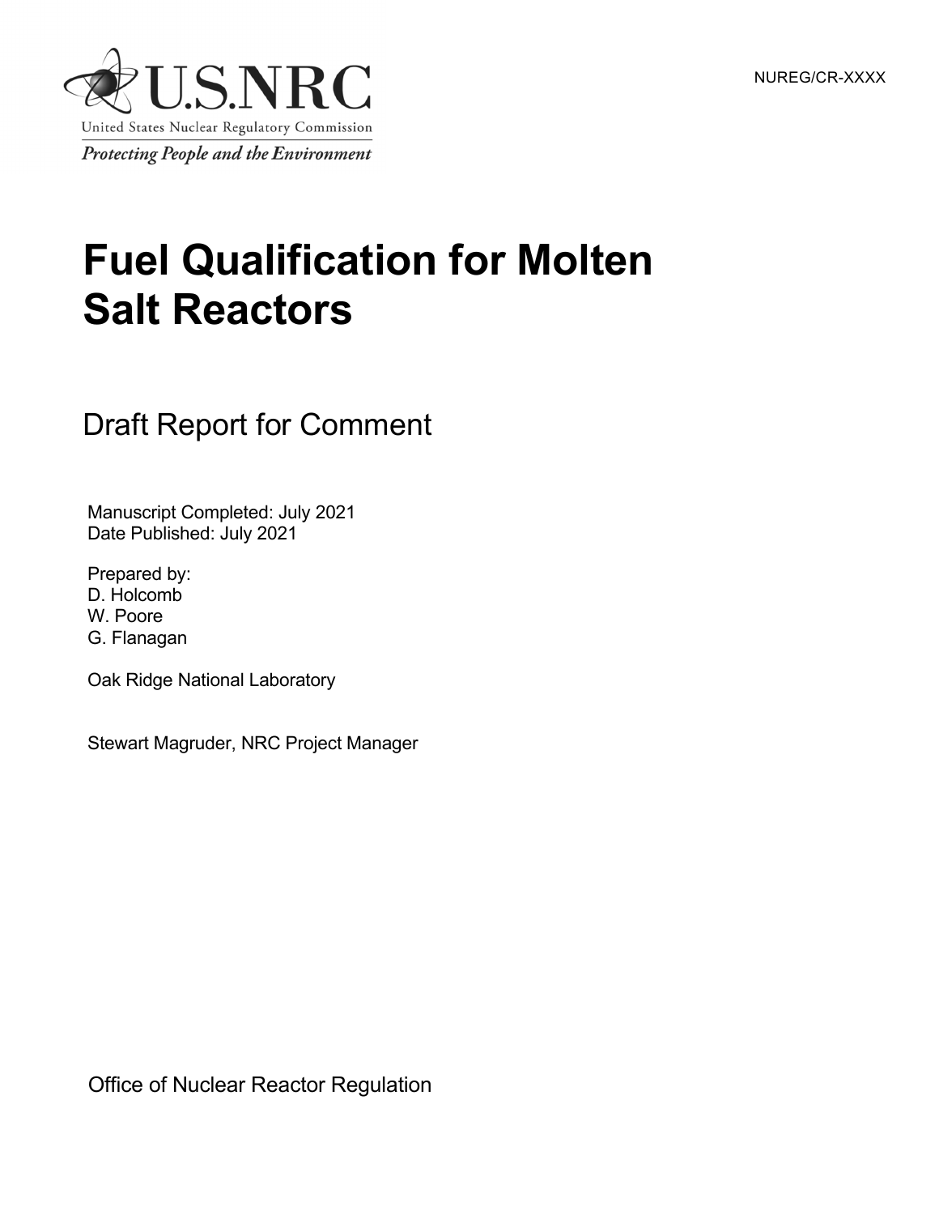U.S.NRC

United States Nuclear Regulatory Commission

*Protecting People and the Environment*

NUREG/CR-XXXX

# Fuel Qualification for Molten Salt Reactors

## Draft Report for Comment

Manuscript Completed: July 2021
Date Published: July 2021

Prepared by:
D. Holcomb
W. Poore
G. Flanagan

Oak Ridge National Laboratory

Stewart Magruder, NRC Project Manager

Office of Nuclear Reactor Regulation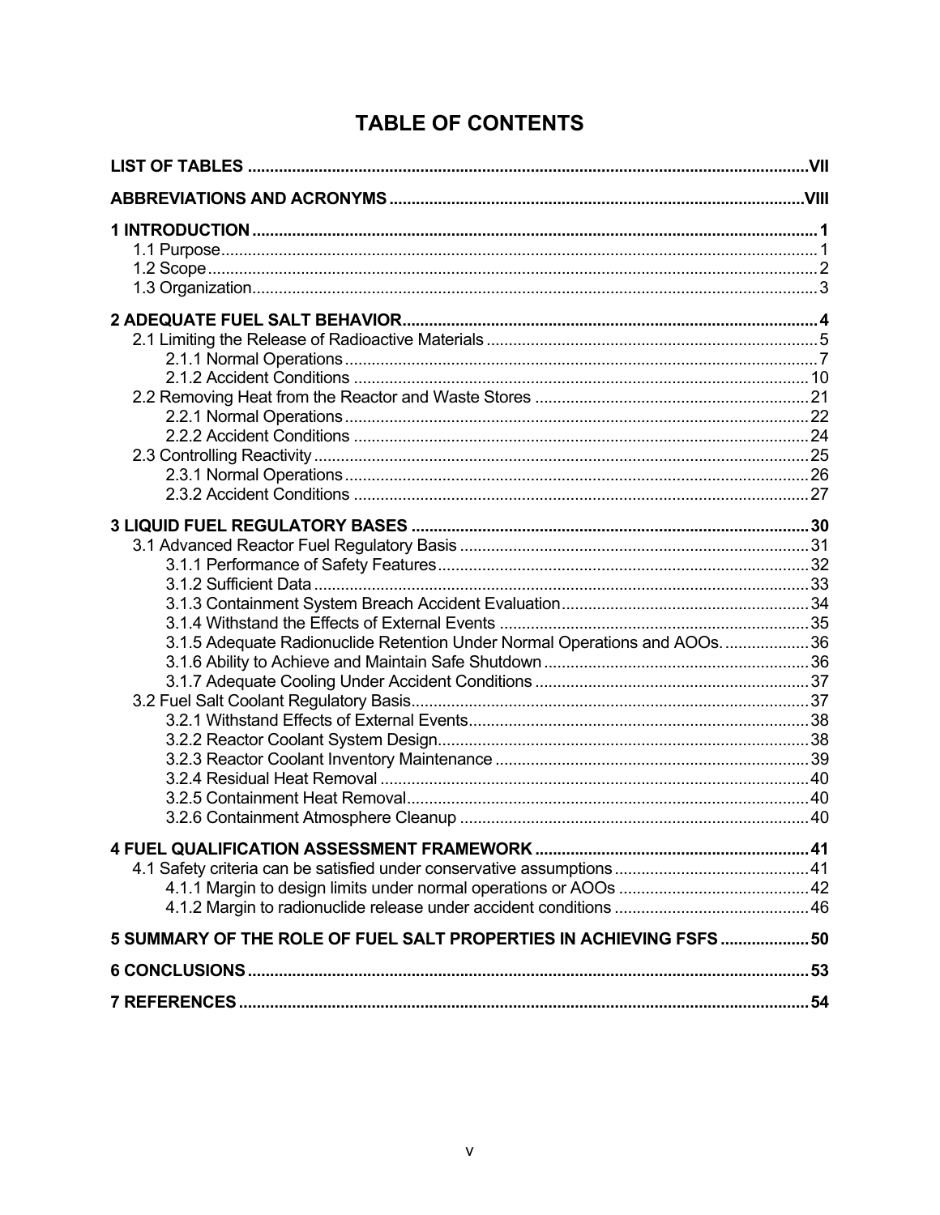# TABLE OF CONTENTS

LIST OF TABLES ..... VII

ABBREVIATIONS AND ACRONYMS ..... VIII

1 INTRODUCTION ..... 1
- 1.1 Purpose ..... 1
- 1.2 Scope ..... 2
- 1.3 Organization ..... 3

2 ADEQUATE FUEL SALT BEHAVIOR ..... 4
- 2.1 Limiting the Release of Radioactive Materials ..... 5
  - 2.1.1 Normal Operations ..... 7
  - 2.1.2 Accident Conditions ..... 10
- 2.2 Removing Heat from the Reactor and Waste Stores ..... 21
  - 2.2.1 Normal Operations ..... 22
  - 2.2.2 Accident Conditions ..... 24
- 2.3 Controlling Reactivity ..... 25
  - 2.3.1 Normal Operations ..... 26
  - 2.3.2 Accident Conditions ..... 27

3 LIQUID FUEL REGULATORY BASES ..... 30
- 3.1 Advanced Reactor Fuel Regulatory Basis ..... 31
  - 3.1.1 Performance of Safety Features ..... 32
  - 3.1.2 Sufficient Data ..... 33
  - 3.1.3 Containment System Breach Accident Evaluation ..... 34
  - 3.1.4 Withstand the Effects of External Events ..... 35
  - 3.1.5 Adequate Radionuclide Retention Under Normal Operations and AOOs. ..... 36
  - 3.1.6 Ability to Achieve and Maintain Safe Shutdown ..... 36
  - 3.1.7 Adequate Cooling Under Accident Conditions ..... 37
- 3.2 Fuel Salt Coolant Regulatory Basis ..... 37
  - 3.2.1 Withstand Effects of External Events ..... 38
  - 3.2.2 Reactor Coolant System Design ..... 38
  - 3.2.3 Reactor Coolant Inventory Maintenance ..... 39
  - 3.2.4 Residual Heat Removal ..... 40
  - 3.2.5 Containment Heat Removal ..... 40
  - 3.2.6 Containment Atmosphere Cleanup ..... 40

4 FUEL QUALIFICATION ASSESSMENT FRAMEWORK ..... 41
- 4.1 Safety criteria can be satisfied under conservative assumptions ..... 41
  - 4.1.1 Margin to design limits under normal operations or AOOs ..... 42
  - 4.1.2 Margin to radionuclide release under accident conditions ..... 46

5 SUMMARY OF THE ROLE OF FUEL SALT PROPERTIES IN ACHIEVING FSFS ..... 50

6 CONCLUSIONS ..... 53

7 REFERENCES ..... 54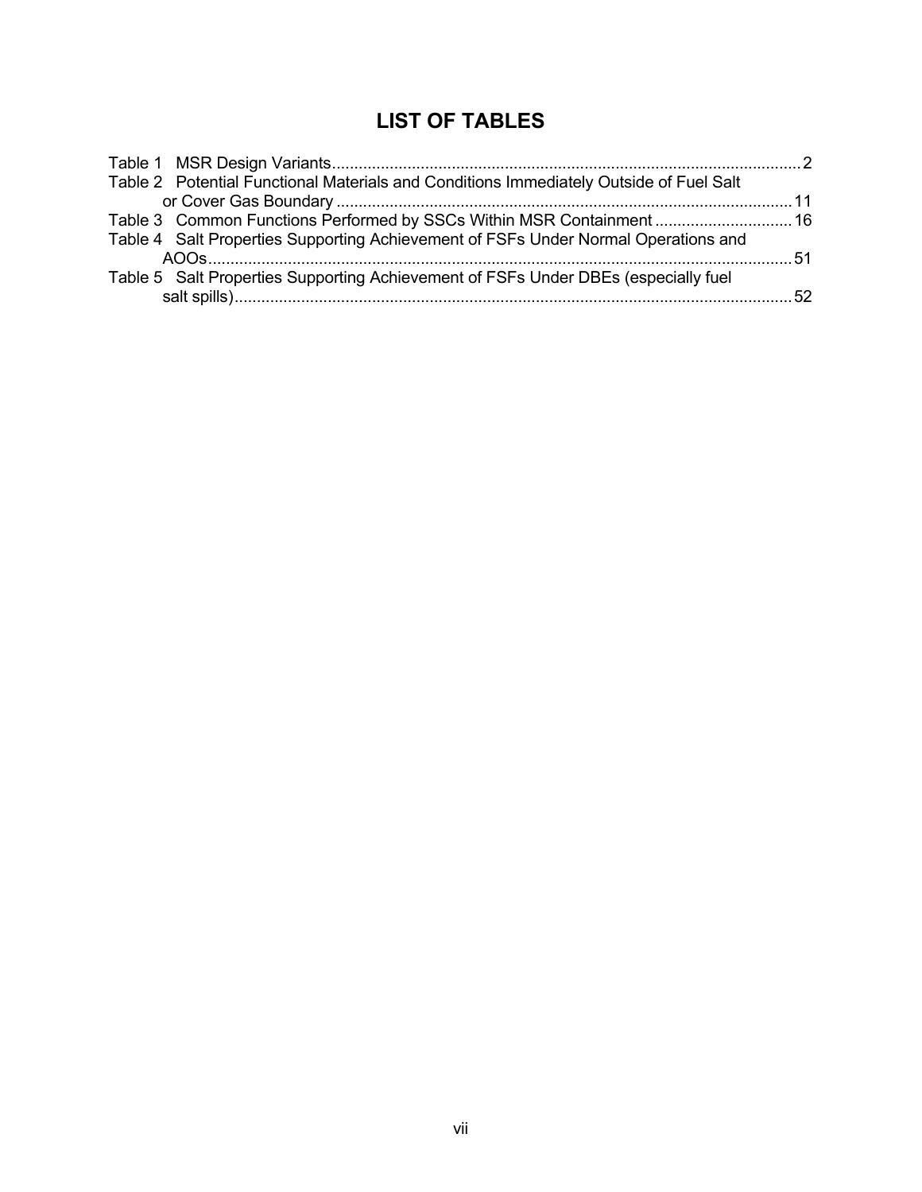# LIST OF TABLES

Table 1 MSR Design Variants .......................................................................................................... 2
Table 2 Potential Functional Materials and Conditions Immediately Outside of Fuel Salt or Cover Gas Boundary ...................................................................................................... 11
Table 3 Common Functions Performed by SSCs Within MSR Containment ............................... 16
Table 4 Salt Properties Supporting Achievement of FSFs Under Normal Operations and AOOs .................................................................................................................................... 51
Table 5 Salt Properties Supporting Achievement of FSFs Under DBEs (especially fuel salt spills) ............................................................................................................................. 52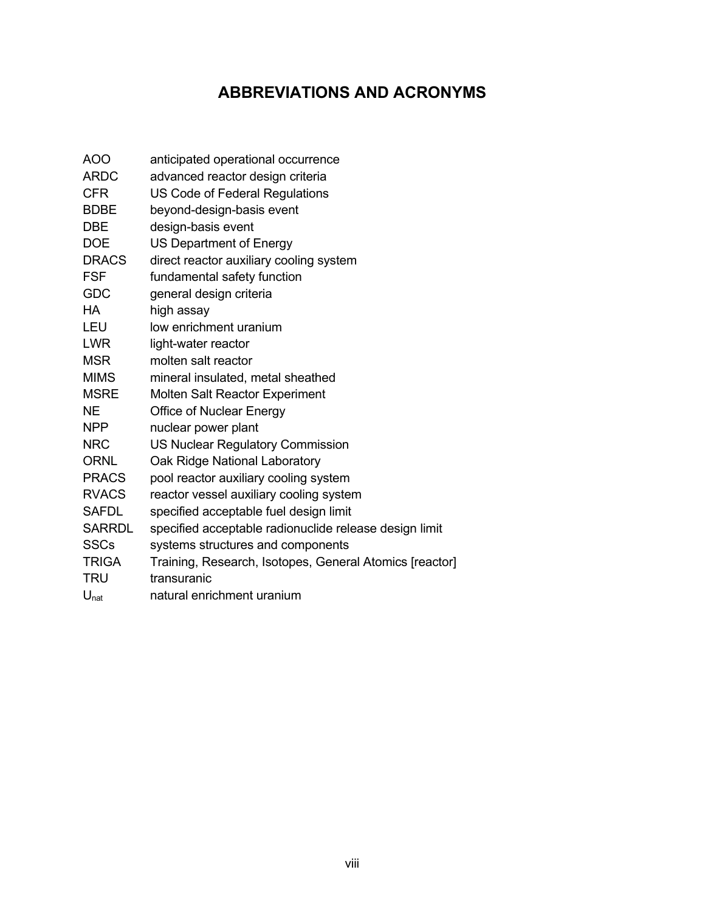# ABBREVIATIONS AND ACRONYMS

| | |
|---|---|
| AOO | anticipated operational occurrence |
| ARDC | advanced reactor design criteria |
| CFR | US Code of Federal Regulations |
| BDBE | beyond-design-basis event |
| DBE | design-basis event |
| DOE | US Department of Energy |
| DRACS | direct reactor auxiliary cooling system |
| FSF | fundamental safety function |
| GDC | general design criteria |
| HA | high assay |
| LEU | low enrichment uranium |
| LWR | light-water reactor |
| MSR | molten salt reactor |
| MIMS | mineral insulated, metal sheathed |
| MSRE | Molten Salt Reactor Experiment |
| NE | Office of Nuclear Energy |
| NPP | nuclear power plant |
| NRC | US Nuclear Regulatory Commission |
| ORNL | Oak Ridge National Laboratory |
| PRACS | pool reactor auxiliary cooling system |
| RVACS | reactor vessel auxiliary cooling system |
| SAFDL | specified acceptable fuel design limit |
| SARRDL | specified acceptable radionuclide release design limit |
| SSCs | systems structures and components |
| TRIGA | Training, Research, Isotopes, General Atomics [reactor] |
| TRU | transuranic |
| $U_{nat}$ | natural enrichment uranium |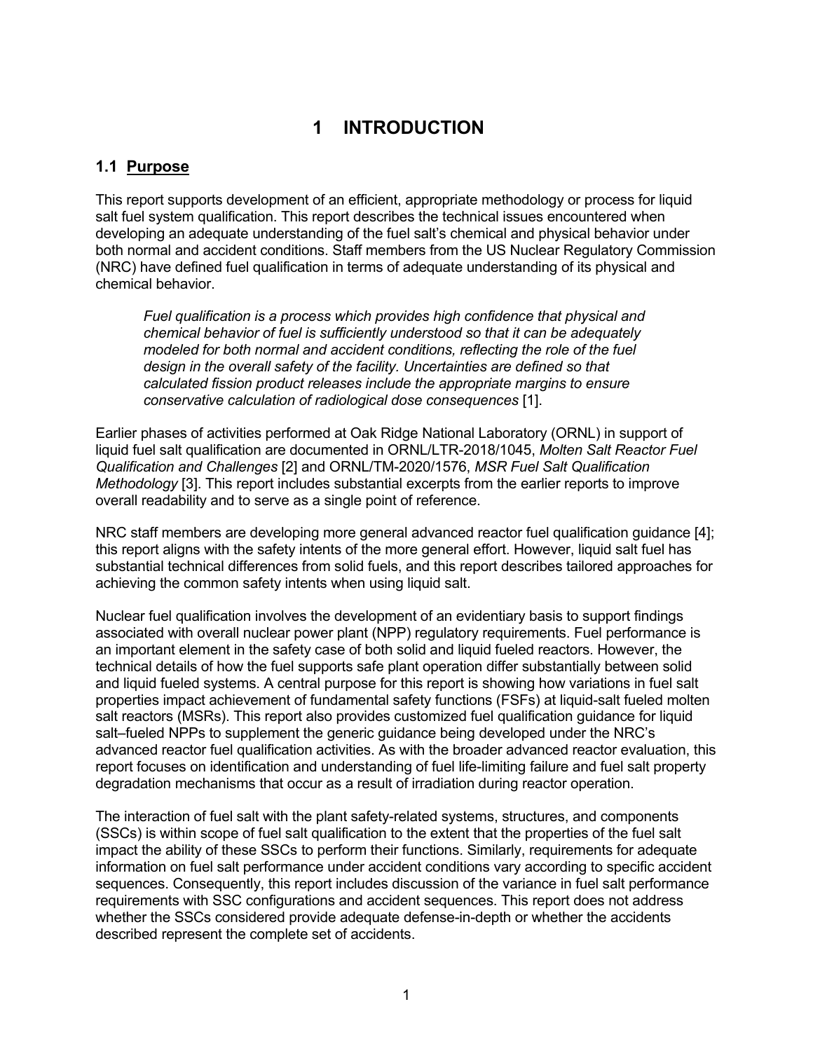# 1 INTRODUCTION

## 1.1 Purpose

This report supports development of an efficient, appropriate methodology or process for liquid salt fuel system qualification. This report describes the technical issues encountered when developing an adequate understanding of the fuel salt's chemical and physical behavior under both normal and accident conditions. Staff members from the US Nuclear Regulatory Commission (NRC) have defined fuel qualification in terms of adequate understanding of its physical and chemical behavior.

> *Fuel qualification is a process which provides high confidence that physical and chemical behavior of fuel is sufficiently understood so that it can be adequately modeled for both normal and accident conditions, reflecting the role of the fuel design in the overall safety of the facility. Uncertainties are defined so that calculated fission product releases include the appropriate margins to ensure conservative calculation of radiological dose consequences* [1].

Earlier phases of activities performed at Oak Ridge National Laboratory (ORNL) in support of liquid fuel salt qualification are documented in ORNL/LTR-2018/1045, *Molten Salt Reactor Fuel Qualification and Challenges* [2] and ORNL/TM-2020/1576, *MSR Fuel Salt Qualification Methodology* [3]. This report includes substantial excerpts from the earlier reports to improve overall readability and to serve as a single point of reference.

NRC staff members are developing more general advanced reactor fuel qualification guidance [4]; this report aligns with the safety intents of the more general effort. However, liquid salt fuel has substantial technical differences from solid fuels, and this report describes tailored approaches for achieving the common safety intents when using liquid salt.

Nuclear fuel qualification involves the development of an evidentiary basis to support findings associated with overall nuclear power plant (NPP) regulatory requirements. Fuel performance is an important element in the safety case of both solid and liquid fueled reactors. However, the technical details of how the fuel supports safe plant operation differ substantially between solid and liquid fueled systems. A central purpose for this report is showing how variations in fuel salt properties impact achievement of fundamental safety functions (FSFs) at liquid-salt fueled molten salt reactors (MSRs). This report also provides customized fuel qualification guidance for liquid salt–fueled NPPs to supplement the generic guidance being developed under the NRC's advanced reactor fuel qualification activities. As with the broader advanced reactor evaluation, this report focuses on identification and understanding of fuel life-limiting failure and fuel salt property degradation mechanisms that occur as a result of irradiation during reactor operation.

The interaction of fuel salt with the plant safety-related systems, structures, and components (SSCs) is within scope of fuel salt qualification to the extent that the properties of the fuel salt impact the ability of these SSCs to perform their functions. Similarly, requirements for adequate information on fuel salt performance under accident conditions vary according to specific accident sequences. Consequently, this report includes discussion of the variance in fuel salt performance requirements with SSC configurations and accident sequences. This report does not address whether the SSCs considered provide adequate defense-in-depth or whether the accidents described represent the complete set of accidents.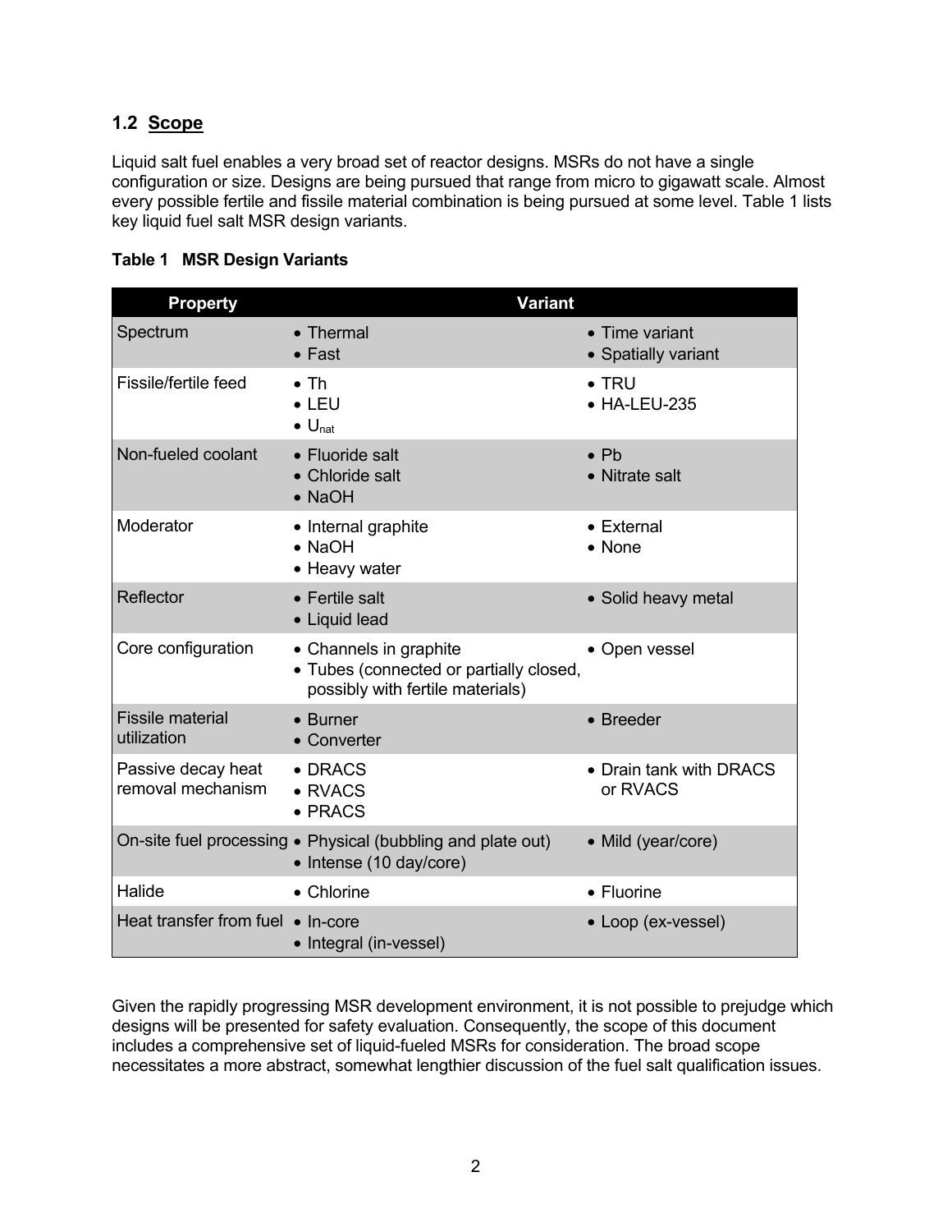## 1.2 Scope

Liquid salt fuel enables a very broad set of reactor designs. MSRs do not have a single configuration or size. Designs are being pursued that range from micro to gigawatt scale. Almost every possible fertile and fissile material combination is being pursued at some level. Table 1 lists key liquid fuel salt MSR design variants.

**Table 1 MSR Design Variants**

| Property | Variant | |
|---|---|---|
| Spectrum | • Thermal<br>• Fast | • Time variant<br>• Spatially variant |
| Fissile/fertile feed | • Th<br>• LEU<br>• $U_{nat}$ | • TRU<br>• HA-LEU-235 |
| Non-fueled coolant | • Fluoride salt<br>• Chloride salt<br>• NaOH | • Pb<br>• Nitrate salt |
| Moderator | • Internal graphite<br>• NaOH<br>• Heavy water | • External<br>• None |
| Reflector | • Fertile salt<br>• Liquid lead | • Solid heavy metal |
| Core configuration | • Channels in graphite<br>• Tubes (connected or partially closed, possibly with fertile materials) | • Open vessel |
| Fissile material utilization | • Burner<br>• Converter | • Breeder |
| Passive decay heat removal mechanism | • DRACS<br>• RVACS<br>• PRACS | • Drain tank with DRACS or RVACS |
| On-site fuel processing | • Physical (bubbling and plate out)<br>• Intense (10 day/core) | • Mild (year/core) |
| Halide | • Chlorine | • Fluorine |
| Heat transfer from fuel | • In-core<br>• Integral (in-vessel) | • Loop (ex-vessel) |

Given the rapidly progressing MSR development environment, it is not possible to prejudge which designs will be presented for safety evaluation. Consequently, the scope of this document includes a comprehensive set of liquid-fueled MSRs for consideration. The broad scope necessitates a more abstract, somewhat lengthier discussion of the fuel salt qualification issues.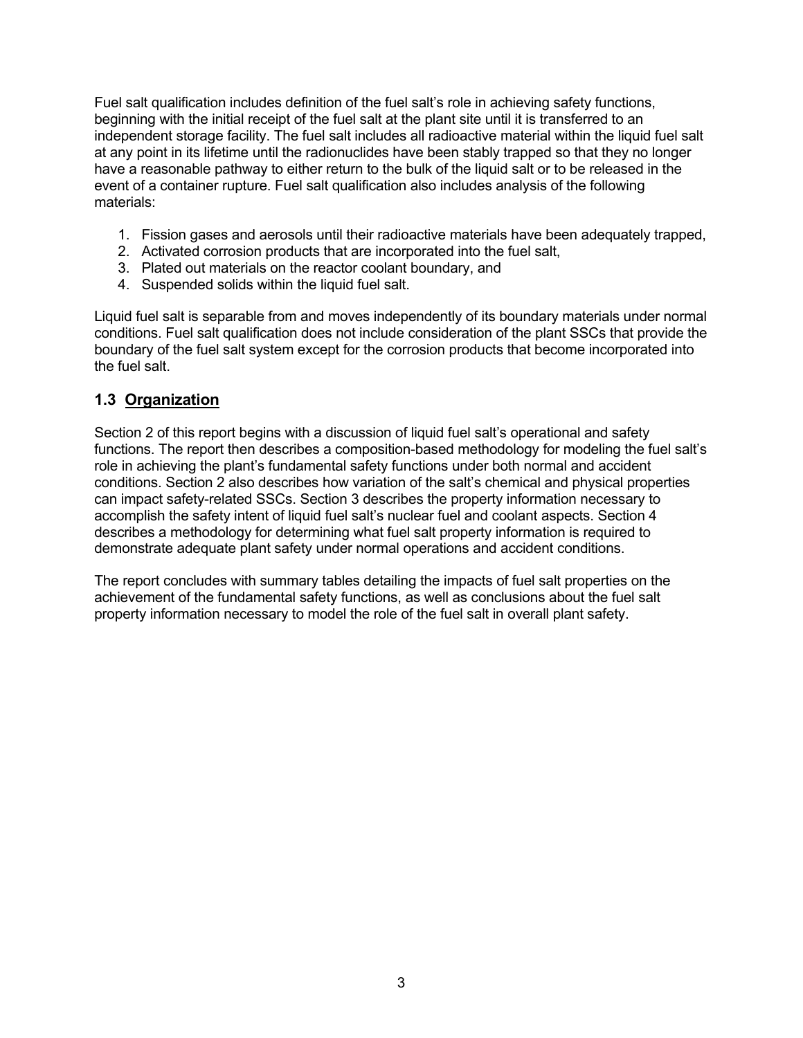Fuel salt qualification includes definition of the fuel salt's role in achieving safety functions, beginning with the initial receipt of the fuel salt at the plant site until it is transferred to an independent storage facility. The fuel salt includes all radioactive material within the liquid fuel salt at any point in its lifetime until the radionuclides have been stably trapped so that they no longer have a reasonable pathway to either return to the bulk of the liquid salt or to be released in the event of a container rupture. Fuel salt qualification also includes analysis of the following materials:

1. Fission gases and aerosols until their radioactive materials have been adequately trapped,
2. Activated corrosion products that are incorporated into the fuel salt,
3. Plated out materials on the reactor coolant boundary, and
4. Suspended solids within the liquid fuel salt.

Liquid fuel salt is separable from and moves independently of its boundary materials under normal conditions. Fuel salt qualification does not include consideration of the plant SSCs that provide the boundary of the fuel salt system except for the corrosion products that become incorporated into the fuel salt.

## 1.3 Organization

Section 2 of this report begins with a discussion of liquid fuel salt's operational and safety functions. The report then describes a composition-based methodology for modeling the fuel salt's role in achieving the plant's fundamental safety functions under both normal and accident conditions. Section 2 also describes how variation of the salt's chemical and physical properties can impact safety-related SSCs. Section 3 describes the property information necessary to accomplish the safety intent of liquid fuel salt's nuclear fuel and coolant aspects. Section 4 describes a methodology for determining what fuel salt property information is required to demonstrate adequate plant safety under normal operations and accident conditions.

The report concludes with summary tables detailing the impacts of fuel salt properties on the achievement of the fundamental safety functions, as well as conclusions about the fuel salt property information necessary to model the role of the fuel salt in overall plant safety.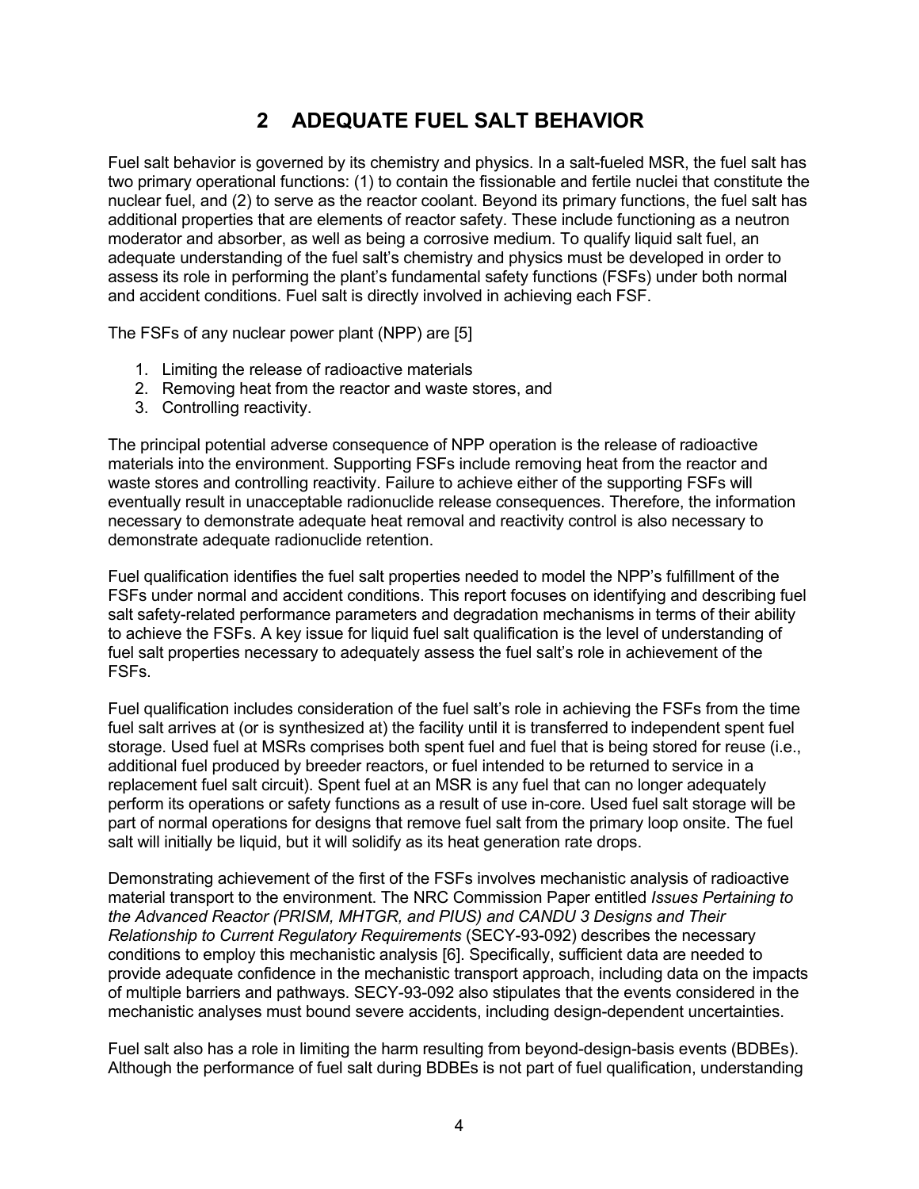# 2 ADEQUATE FUEL SALT BEHAVIOR

Fuel salt behavior is governed by its chemistry and physics. In a salt-fueled MSR, the fuel salt has two primary operational functions: (1) to contain the fissionable and fertile nuclei that constitute the nuclear fuel, and (2) to serve as the reactor coolant. Beyond its primary functions, the fuel salt has additional properties that are elements of reactor safety. These include functioning as a neutron moderator and absorber, as well as being a corrosive medium. To qualify liquid salt fuel, an adequate understanding of the fuel salt's chemistry and physics must be developed in order to assess its role in performing the plant's fundamental safety functions (FSFs) under both normal and accident conditions. Fuel salt is directly involved in achieving each FSF.

The FSFs of any nuclear power plant (NPP) are [5]

1. Limiting the release of radioactive materials
2. Removing heat from the reactor and waste stores, and
3. Controlling reactivity.

The principal potential adverse consequence of NPP operation is the release of radioactive materials into the environment. Supporting FSFs include removing heat from the reactor and waste stores and controlling reactivity. Failure to achieve either of the supporting FSFs will eventually result in unacceptable radionuclide release consequences. Therefore, the information necessary to demonstrate adequate heat removal and reactivity control is also necessary to demonstrate adequate radionuclide retention.

Fuel qualification identifies the fuel salt properties needed to model the NPP's fulfillment of the FSFs under normal and accident conditions. This report focuses on identifying and describing fuel salt safety-related performance parameters and degradation mechanisms in terms of their ability to achieve the FSFs. A key issue for liquid fuel salt qualification is the level of understanding of fuel salt properties necessary to adequately assess the fuel salt's role in achievement of the FSFs.

Fuel qualification includes consideration of the fuel salt's role in achieving the FSFs from the time fuel salt arrives at (or is synthesized at) the facility until it is transferred to independent spent fuel storage. Used fuel at MSRs comprises both spent fuel and fuel that is being stored for reuse (i.e., additional fuel produced by breeder reactors, or fuel intended to be returned to service in a replacement fuel salt circuit). Spent fuel at an MSR is any fuel that can no longer adequately perform its operations or safety functions as a result of use in-core. Used fuel salt storage will be part of normal operations for designs that remove fuel salt from the primary loop onsite. The fuel salt will initially be liquid, but it will solidify as its heat generation rate drops.

Demonstrating achievement of the first of the FSFs involves mechanistic analysis of radioactive material transport to the environment. The NRC Commission Paper entitled *Issues Pertaining to the Advanced Reactor (PRISM, MHTGR, and PIUS) and CANDU 3 Designs and Their Relationship to Current Regulatory Requirements* (SECY-93-092) describes the necessary conditions to employ this mechanistic analysis [6]. Specifically, sufficient data are needed to provide adequate confidence in the mechanistic transport approach, including data on the impacts of multiple barriers and pathways. SECY-93-092 also stipulates that the events considered in the mechanistic analyses must bound severe accidents, including design-dependent uncertainties.

Fuel salt also has a role in limiting the harm resulting from beyond-design-basis events (BDBEs). Although the performance of fuel salt during BDBEs is not part of fuel qualification, understanding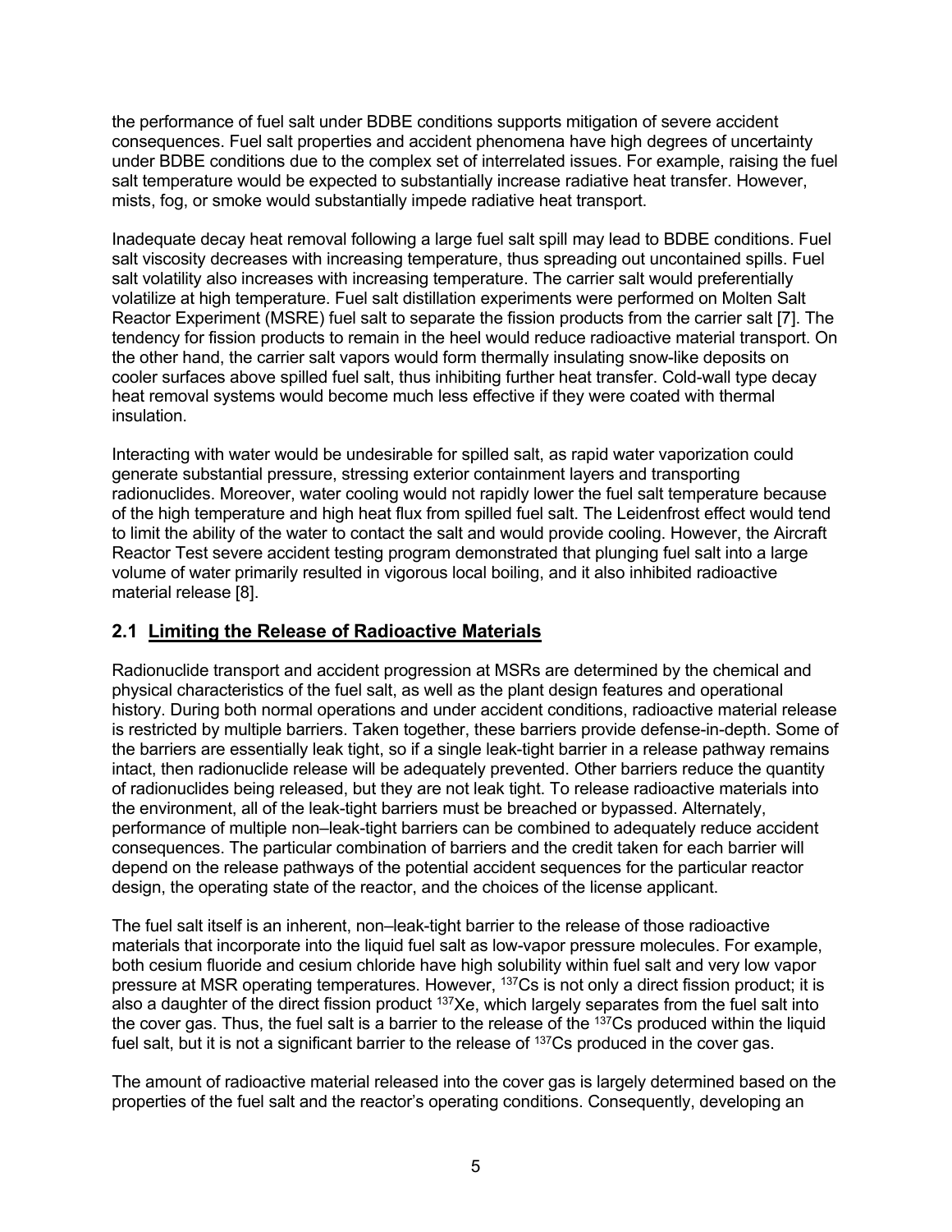the performance of fuel salt under BDBE conditions supports mitigation of severe accident consequences. Fuel salt properties and accident phenomena have high degrees of uncertainty under BDBE conditions due to the complex set of interrelated issues. For example, raising the fuel salt temperature would be expected to substantially increase radiative heat transfer. However, mists, fog, or smoke would substantially impede radiative heat transport.

Inadequate decay heat removal following a large fuel salt spill may lead to BDBE conditions. Fuel salt viscosity decreases with increasing temperature, thus spreading out uncontained spills. Fuel salt volatility also increases with increasing temperature. The carrier salt would preferentially volatilize at high temperature. Fuel salt distillation experiments were performed on Molten Salt Reactor Experiment (MSRE) fuel salt to separate the fission products from the carrier salt [7]. The tendency for fission products to remain in the heel would reduce radioactive material transport. On the other hand, the carrier salt vapors would form thermally insulating snow-like deposits on cooler surfaces above spilled fuel salt, thus inhibiting further heat transfer. Cold-wall type decay heat removal systems would become much less effective if they were coated with thermal insulation.

Interacting with water would be undesirable for spilled salt, as rapid water vaporization could generate substantial pressure, stressing exterior containment layers and transporting radionuclides. Moreover, water cooling would not rapidly lower the fuel salt temperature because of the high temperature and high heat flux from spilled fuel salt. The Leidenfrost effect would tend to limit the ability of the water to contact the salt and would provide cooling. However, the Aircraft Reactor Test severe accident testing program demonstrated that plunging fuel salt into a large volume of water primarily resulted in vigorous local boiling, and it also inhibited radioactive material release [8].

## 2.1 Limiting the Release of Radioactive Materials

Radionuclide transport and accident progression at MSRs are determined by the chemical and physical characteristics of the fuel salt, as well as the plant design features and operational history. During both normal operations and under accident conditions, radioactive material release is restricted by multiple barriers. Taken together, these barriers provide defense-in-depth. Some of the barriers are essentially leak tight, so if a single leak-tight barrier in a release pathway remains intact, then radionuclide release will be adequately prevented. Other barriers reduce the quantity of radionuclides being released, but they are not leak tight. To release radioactive materials into the environment, all of the leak-tight barriers must be breached or bypassed. Alternately, performance of multiple non–leak-tight barriers can be combined to adequately reduce accident consequences. The particular combination of barriers and the credit taken for each barrier will depend on the release pathways of the potential accident sequences for the particular reactor design, the operating state of the reactor, and the choices of the license applicant.

The fuel salt itself is an inherent, non–leak-tight barrier to the release of those radioactive materials that incorporate into the liquid fuel salt as low-vapor pressure molecules. For example, both cesium fluoride and cesium chloride have high solubility within fuel salt and very low vapor pressure at MSR operating temperatures. However, $^{137}$Cs is not only a direct fission product; it is also a daughter of the direct fission product $^{137}$Xe, which largely separates from the fuel salt into the cover gas. Thus, the fuel salt is a barrier to the release of the $^{137}$Cs produced within the liquid fuel salt, but it is not a significant barrier to the release of $^{137}$Cs produced in the cover gas.

The amount of radioactive material released into the cover gas is largely determined based on the properties of the fuel salt and the reactor's operating conditions. Consequently, developing an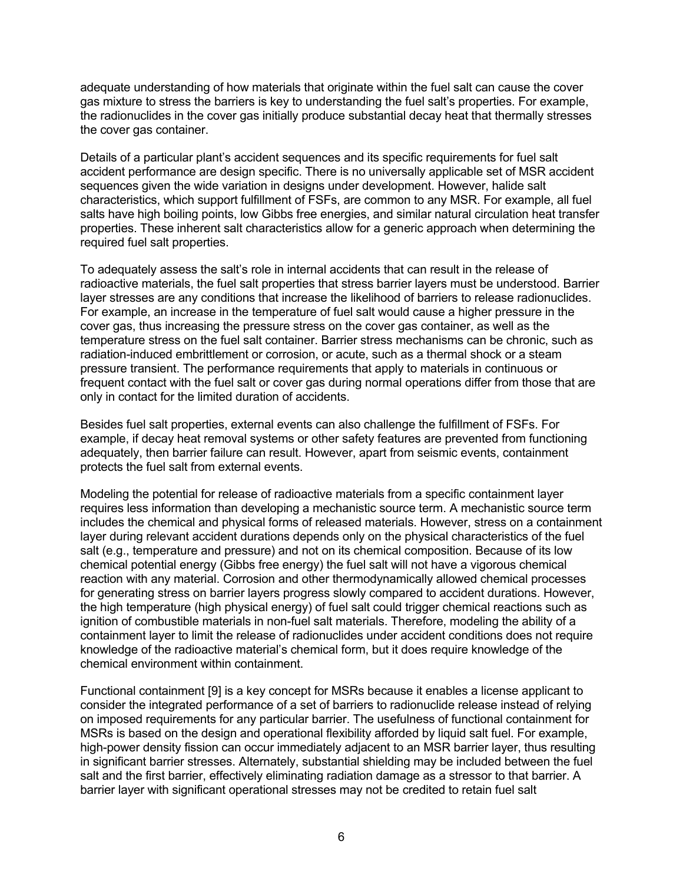adequate understanding of how materials that originate within the fuel salt can cause the cover gas mixture to stress the barriers is key to understanding the fuel salt's properties. For example, the radionuclides in the cover gas initially produce substantial decay heat that thermally stresses the cover gas container.

Details of a particular plant's accident sequences and its specific requirements for fuel salt accident performance are design specific. There is no universally applicable set of MSR accident sequences given the wide variation in designs under development. However, halide salt characteristics, which support fulfillment of FSFs, are common to any MSR. For example, all fuel salts have high boiling points, low Gibbs free energies, and similar natural circulation heat transfer properties. These inherent salt characteristics allow for a generic approach when determining the required fuel salt properties.

To adequately assess the salt's role in internal accidents that can result in the release of radioactive materials, the fuel salt properties that stress barrier layers must be understood. Barrier layer stresses are any conditions that increase the likelihood of barriers to release radionuclides. For example, an increase in the temperature of fuel salt would cause a higher pressure in the cover gas, thus increasing the pressure stress on the cover gas container, as well as the temperature stress on the fuel salt container. Barrier stress mechanisms can be chronic, such as radiation-induced embrittlement or corrosion, or acute, such as a thermal shock or a steam pressure transient. The performance requirements that apply to materials in continuous or frequent contact with the fuel salt or cover gas during normal operations differ from those that are only in contact for the limited duration of accidents.

Besides fuel salt properties, external events can also challenge the fulfillment of FSFs. For example, if decay heat removal systems or other safety features are prevented from functioning adequately, then barrier failure can result. However, apart from seismic events, containment protects the fuel salt from external events.

Modeling the potential for release of radioactive materials from a specific containment layer requires less information than developing a mechanistic source term. A mechanistic source term includes the chemical and physical forms of released materials. However, stress on a containment layer during relevant accident durations depends only on the physical characteristics of the fuel salt (e.g., temperature and pressure) and not on its chemical composition. Because of its low chemical potential energy (Gibbs free energy) the fuel salt will not have a vigorous chemical reaction with any material. Corrosion and other thermodynamically allowed chemical processes for generating stress on barrier layers progress slowly compared to accident durations. However, the high temperature (high physical energy) of fuel salt could trigger chemical reactions such as ignition of combustible materials in non-fuel salt materials. Therefore, modeling the ability of a containment layer to limit the release of radionuclides under accident conditions does not require knowledge of the radioactive material's chemical form, but it does require knowledge of the chemical environment within containment.

Functional containment [9] is a key concept for MSRs because it enables a license applicant to consider the integrated performance of a set of barriers to radionuclide release instead of relying on imposed requirements for any particular barrier. The usefulness of functional containment for MSRs is based on the design and operational flexibility afforded by liquid salt fuel. For example, high-power density fission can occur immediately adjacent to an MSR barrier layer, thus resulting in significant barrier stresses. Alternately, substantial shielding may be included between the fuel salt and the first barrier, effectively eliminating radiation damage as a stressor to that barrier. A barrier layer with significant operational stresses may not be credited to retain fuel salt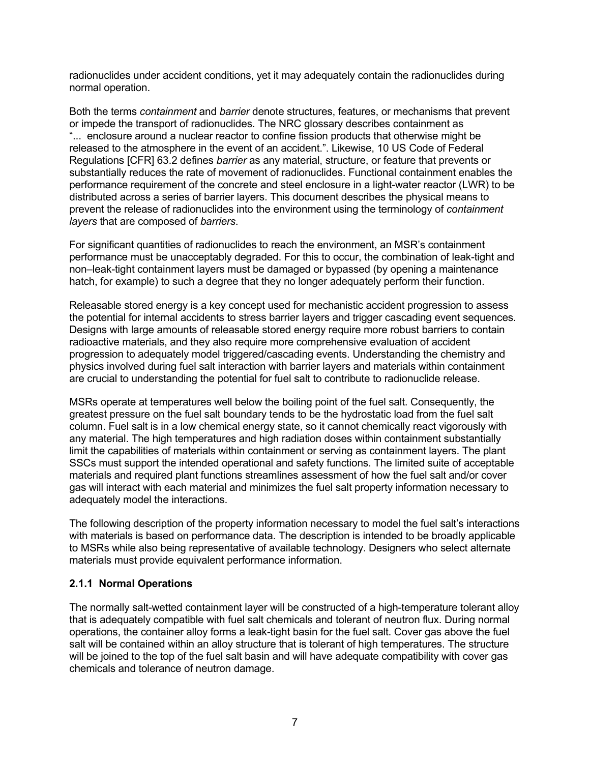radionuclides under accident conditions, yet it may adequately contain the radionuclides during normal operation.

Both the terms *containment* and *barrier* denote structures, features, or mechanisms that prevent or impede the transport of radionuclides. The NRC glossary describes containment as "... enclosure around a nuclear reactor to confine fission products that otherwise might be released to the atmosphere in the event of an accident.". Likewise, 10 US Code of Federal Regulations [CFR] 63.2 defines *barrier* as any material, structure, or feature that prevents or substantially reduces the rate of movement of radionuclides. Functional containment enables the performance requirement of the concrete and steel enclosure in a light-water reactor (LWR) to be distributed across a series of barrier layers. This document describes the physical means to prevent the release of radionuclides into the environment using the terminology of *containment layers* that are composed of *barriers*.

For significant quantities of radionuclides to reach the environment, an MSR's containment performance must be unacceptably degraded. For this to occur, the combination of leak-tight and non–leak-tight containment layers must be damaged or bypassed (by opening a maintenance hatch, for example) to such a degree that they no longer adequately perform their function.

Releasable stored energy is a key concept used for mechanistic accident progression to assess the potential for internal accidents to stress barrier layers and trigger cascading event sequences. Designs with large amounts of releasable stored energy require more robust barriers to contain radioactive materials, and they also require more comprehensive evaluation of accident progression to adequately model triggered/cascading events. Understanding the chemistry and physics involved during fuel salt interaction with barrier layers and materials within containment are crucial to understanding the potential for fuel salt to contribute to radionuclide release.

MSRs operate at temperatures well below the boiling point of the fuel salt. Consequently, the greatest pressure on the fuel salt boundary tends to be the hydrostatic load from the fuel salt column. Fuel salt is in a low chemical energy state, so it cannot chemically react vigorously with any material. The high temperatures and high radiation doses within containment substantially limit the capabilities of materials within containment or serving as containment layers. The plant SSCs must support the intended operational and safety functions. The limited suite of acceptable materials and required plant functions streamlines assessment of how the fuel salt and/or cover gas will interact with each material and minimizes the fuel salt property information necessary to adequately model the interactions.

The following description of the property information necessary to model the fuel salt's interactions with materials is based on performance data. The description is intended to be broadly applicable to MSRs while also being representative of available technology. Designers who select alternate materials must provide equivalent performance information.

### 2.1.1 Normal Operations

The normally salt-wetted containment layer will be constructed of a high-temperature tolerant alloy that is adequately compatible with fuel salt chemicals and tolerant of neutron flux. During normal operations, the container alloy forms a leak-tight basin for the fuel salt. Cover gas above the fuel salt will be contained within an alloy structure that is tolerant of high temperatures. The structure will be joined to the top of the fuel salt basin and will have adequate compatibility with cover gas chemicals and tolerance of neutron damage.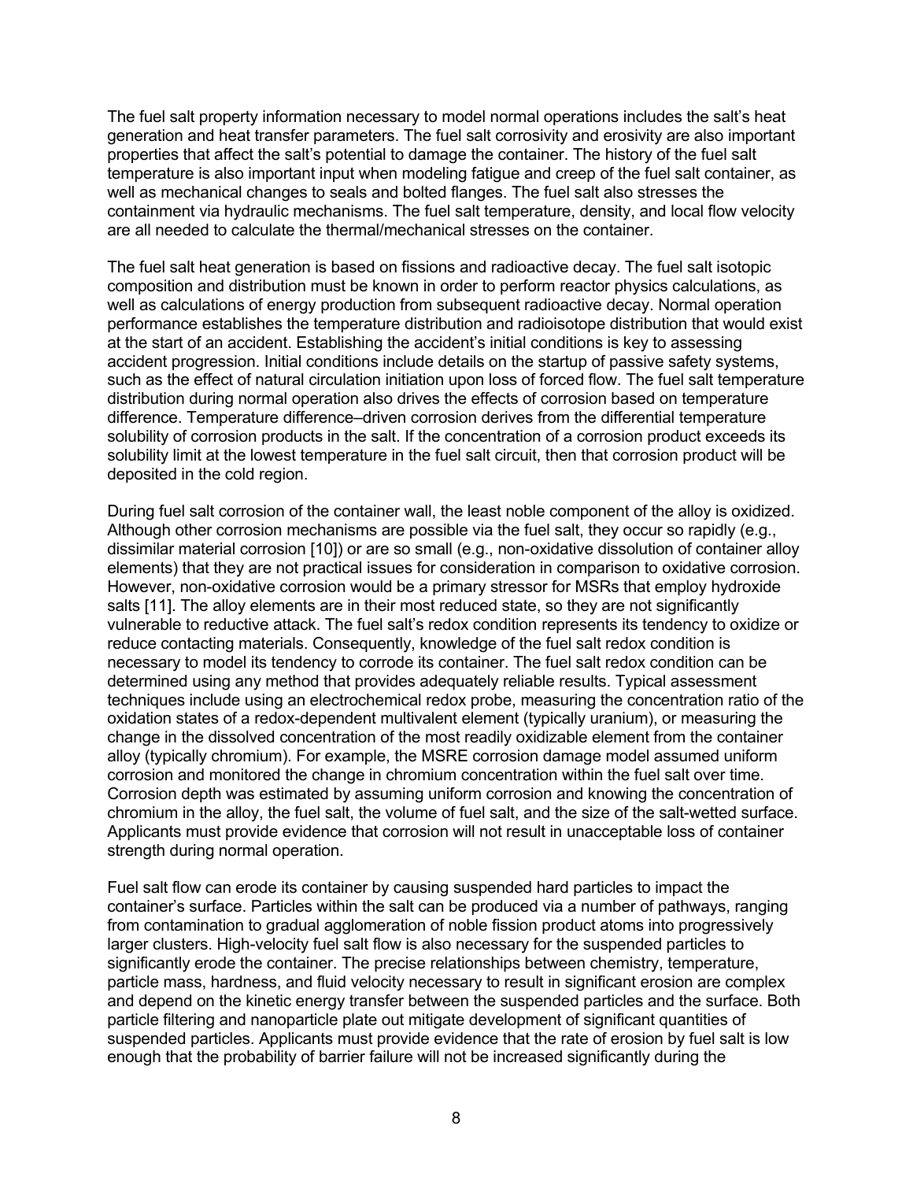The fuel salt property information necessary to model normal operations includes the salt's heat generation and heat transfer parameters. The fuel salt corrosivity and erosivity are also important properties that affect the salt's potential to damage the container. The history of the fuel salt temperature is also important input when modeling fatigue and creep of the fuel salt container, as well as mechanical changes to seals and bolted flanges. The fuel salt also stresses the containment via hydraulic mechanisms. The fuel salt temperature, density, and local flow velocity are all needed to calculate the thermal/mechanical stresses on the container.

The fuel salt heat generation is based on fissions and radioactive decay. The fuel salt isotopic composition and distribution must be known in order to perform reactor physics calculations, as well as calculations of energy production from subsequent radioactive decay. Normal operation performance establishes the temperature distribution and radioisotope distribution that would exist at the start of an accident. Establishing the accident's initial conditions is key to assessing accident progression. Initial conditions include details on the startup of passive safety systems, such as the effect of natural circulation initiation upon loss of forced flow. The fuel salt temperature distribution during normal operation also drives the effects of corrosion based on temperature difference. Temperature difference–driven corrosion derives from the differential temperature solubility of corrosion products in the salt. If the concentration of a corrosion product exceeds its solubility limit at the lowest temperature in the fuel salt circuit, then that corrosion product will be deposited in the cold region.

During fuel salt corrosion of the container wall, the least noble component of the alloy is oxidized. Although other corrosion mechanisms are possible via the fuel salt, they occur so rapidly (e.g., dissimilar material corrosion [10]) or are so small (e.g., non-oxidative dissolution of container alloy elements) that they are not practical issues for consideration in comparison to oxidative corrosion. However, non-oxidative corrosion would be a primary stressor for MSRs that employ hydroxide salts [11]. The alloy elements are in their most reduced state, so they are not significantly vulnerable to reductive attack. The fuel salt's redox condition represents its tendency to oxidize or reduce contacting materials. Consequently, knowledge of the fuel salt redox condition is necessary to model its tendency to corrode its container. The fuel salt redox condition can be determined using any method that provides adequately reliable results. Typical assessment techniques include using an electrochemical redox probe, measuring the concentration ratio of the oxidation states of a redox-dependent multivalent element (typically uranium), or measuring the change in the dissolved concentration of the most readily oxidizable element from the container alloy (typically chromium). For example, the MSRE corrosion damage model assumed uniform corrosion and monitored the change in chromium concentration within the fuel salt over time. Corrosion depth was estimated by assuming uniform corrosion and knowing the concentration of chromium in the alloy, the fuel salt, the volume of fuel salt, and the size of the salt-wetted surface. Applicants must provide evidence that corrosion will not result in unacceptable loss of container strength during normal operation.

Fuel salt flow can erode its container by causing suspended hard particles to impact the container's surface. Particles within the salt can be produced via a number of pathways, ranging from contamination to gradual agglomeration of noble fission product atoms into progressively larger clusters. High-velocity fuel salt flow is also necessary for the suspended particles to significantly erode the container. The precise relationships between chemistry, temperature, particle mass, hardness, and fluid velocity necessary to result in significant erosion are complex and depend on the kinetic energy transfer between the suspended particles and the surface. Both particle filtering and nanoparticle plate out mitigate development of significant quantities of suspended particles. Applicants must provide evidence that the rate of erosion by fuel salt is low enough that the probability of barrier failure will not be increased significantly during the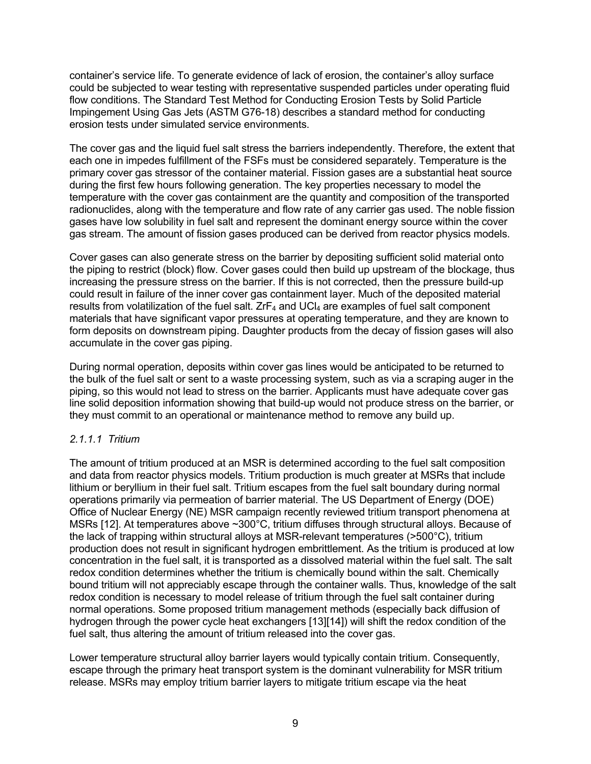container's service life. To generate evidence of lack of erosion, the container's alloy surface could be subjected to wear testing with representative suspended particles under operating fluid flow conditions. The Standard Test Method for Conducting Erosion Tests by Solid Particle Impingement Using Gas Jets (ASTM G76-18) describes a standard method for conducting erosion tests under simulated service environments.

The cover gas and the liquid fuel salt stress the barriers independently. Therefore, the extent that each one in impedes fulfillment of the FSFs must be considered separately. Temperature is the primary cover gas stressor of the container material. Fission gases are a substantial heat source during the first few hours following generation. The key properties necessary to model the temperature with the cover gas containment are the quantity and composition of the transported radionuclides, along with the temperature and flow rate of any carrier gas used. The noble fission gases have low solubility in fuel salt and represent the dominant energy source within the cover gas stream. The amount of fission gases produced can be derived from reactor physics models.

Cover gases can also generate stress on the barrier by depositing sufficient solid material onto the piping to restrict (block) flow. Cover gases could then build up upstream of the blockage, thus increasing the pressure stress on the barrier. If this is not corrected, then the pressure build-up could result in failure of the inner cover gas containment layer. Much of the deposited material results from volatilization of the fuel salt. $ZrF_4$ and $UCl_4$ are examples of fuel salt component materials that have significant vapor pressures at operating temperature, and they are known to form deposits on downstream piping. Daughter products from the decay of fission gases will also accumulate in the cover gas piping.

During normal operation, deposits within cover gas lines would be anticipated to be returned to the bulk of the fuel salt or sent to a waste processing system, such as via a scraping auger in the piping, so this would not lead to stress on the barrier. Applicants must have adequate cover gas line solid deposition information showing that build-up would not produce stress on the barrier, or they must commit to an operational or maintenance method to remove any build up.

#### *2.1.1.1 Tritium*

The amount of tritium produced at an MSR is determined according to the fuel salt composition and data from reactor physics models. Tritium production is much greater at MSRs that include lithium or beryllium in their fuel salt. Tritium escapes from the fuel salt boundary during normal operations primarily via permeation of barrier material. The US Department of Energy (DOE) Office of Nuclear Energy (NE) MSR campaign recently reviewed tritium transport phenomena at MSRs [12]. At temperatures above ~300°C, tritium diffuses through structural alloys. Because of the lack of trapping within structural alloys at MSR-relevant temperatures (>500°C), tritium production does not result in significant hydrogen embrittlement. As the tritium is produced at low concentration in the fuel salt, it is transported as a dissolved material within the fuel salt. The salt redox condition determines whether the tritium is chemically bound within the salt. Chemically bound tritium will not appreciably escape through the container walls. Thus, knowledge of the salt redox condition is necessary to model release of tritium through the fuel salt container during normal operations. Some proposed tritium management methods (especially back diffusion of hydrogen through the power cycle heat exchangers [13][14]) will shift the redox condition of the fuel salt, thus altering the amount of tritium released into the cover gas.

Lower temperature structural alloy barrier layers would typically contain tritium. Consequently, escape through the primary heat transport system is the dominant vulnerability for MSR tritium release. MSRs may employ tritium barrier layers to mitigate tritium escape via the heat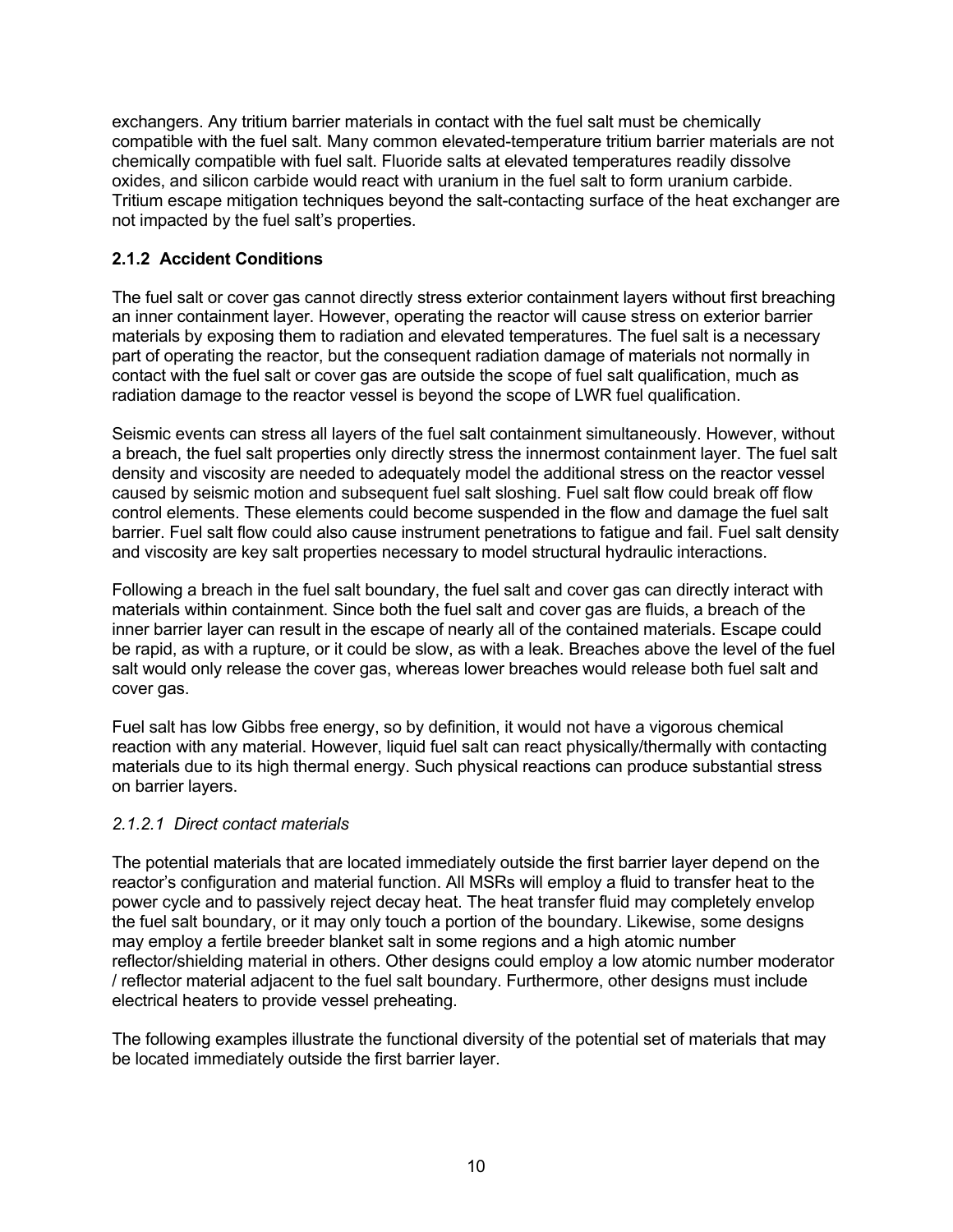exchangers. Any tritium barrier materials in contact with the fuel salt must be chemically compatible with the fuel salt. Many common elevated-temperature tritium barrier materials are not chemically compatible with fuel salt. Fluoride salts at elevated temperatures readily dissolve oxides, and silicon carbide would react with uranium in the fuel salt to form uranium carbide. Tritium escape mitigation techniques beyond the salt-contacting surface of the heat exchanger are not impacted by the fuel salt's properties.

### 2.1.2 Accident Conditions

The fuel salt or cover gas cannot directly stress exterior containment layers without first breaching an inner containment layer. However, operating the reactor will cause stress on exterior barrier materials by exposing them to radiation and elevated temperatures. The fuel salt is a necessary part of operating the reactor, but the consequent radiation damage of materials not normally in contact with the fuel salt or cover gas are outside the scope of fuel salt qualification, much as radiation damage to the reactor vessel is beyond the scope of LWR fuel qualification.

Seismic events can stress all layers of the fuel salt containment simultaneously. However, without a breach, the fuel salt properties only directly stress the innermost containment layer. The fuel salt density and viscosity are needed to adequately model the additional stress on the reactor vessel caused by seismic motion and subsequent fuel salt sloshing. Fuel salt flow could break off flow control elements. These elements could become suspended in the flow and damage the fuel salt barrier. Fuel salt flow could also cause instrument penetrations to fatigue and fail. Fuel salt density and viscosity are key salt properties necessary to model structural hydraulic interactions.

Following a breach in the fuel salt boundary, the fuel salt and cover gas can directly interact with materials within containment. Since both the fuel salt and cover gas are fluids, a breach of the inner barrier layer can result in the escape of nearly all of the contained materials. Escape could be rapid, as with a rupture, or it could be slow, as with a leak. Breaches above the level of the fuel salt would only release the cover gas, whereas lower breaches would release both fuel salt and cover gas.

Fuel salt has low Gibbs free energy, so by definition, it would not have a vigorous chemical reaction with any material. However, liquid fuel salt can react physically/thermally with contacting materials due to its high thermal energy. Such physical reactions can produce substantial stress on barrier layers.

#### *2.1.2.1 Direct contact materials*

The potential materials that are located immediately outside the first barrier layer depend on the reactor's configuration and material function. All MSRs will employ a fluid to transfer heat to the power cycle and to passively reject decay heat. The heat transfer fluid may completely envelop the fuel salt boundary, or it may only touch a portion of the boundary. Likewise, some designs may employ a fertile breeder blanket salt in some regions and a high atomic number reflector/shielding material in others. Other designs could employ a low atomic number moderator / reflector material adjacent to the fuel salt boundary. Furthermore, other designs must include electrical heaters to provide vessel preheating.

The following examples illustrate the functional diversity of the potential set of materials that may be located immediately outside the first barrier layer.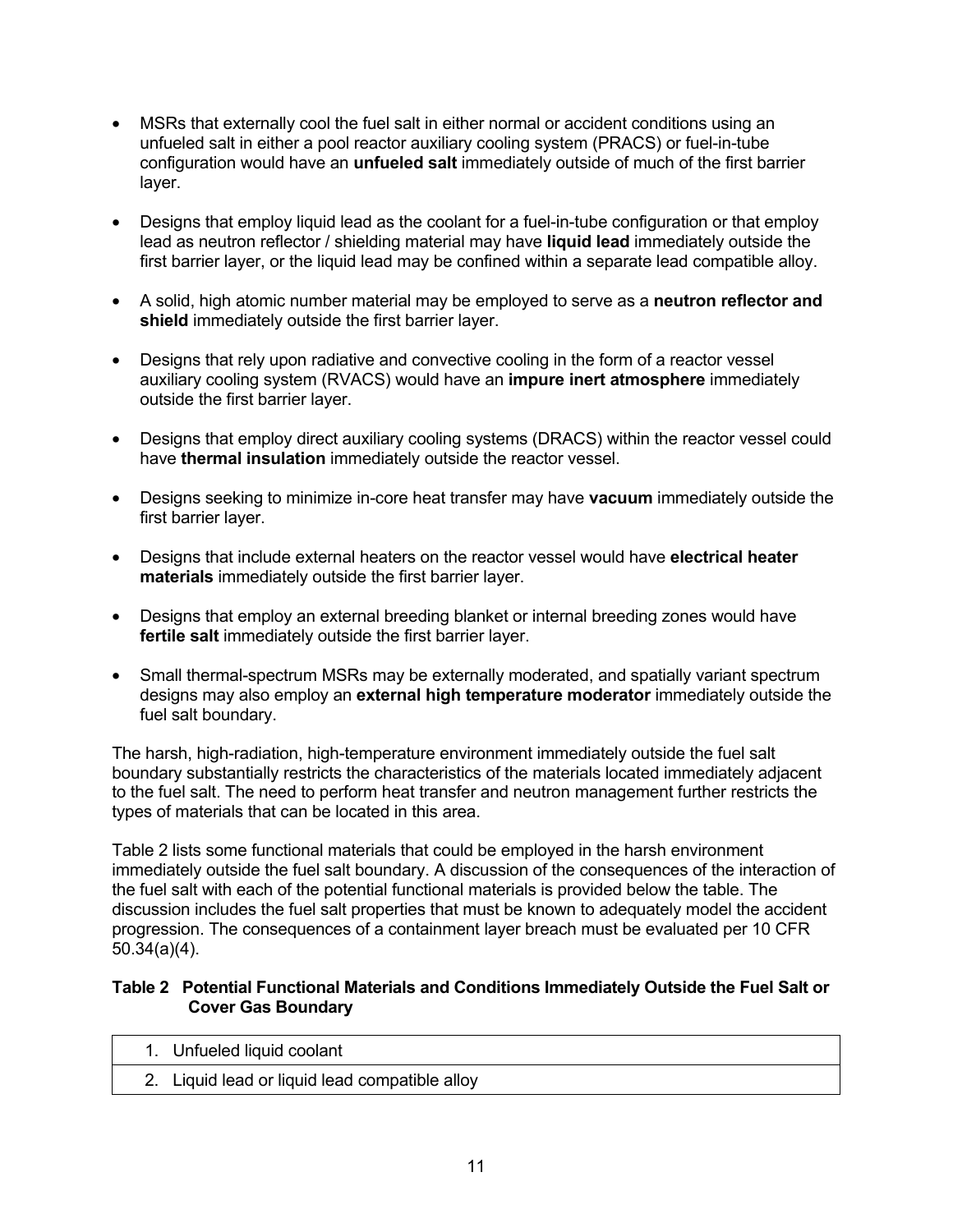- MSRs that externally cool the fuel salt in either normal or accident conditions using an unfueled salt in either a pool reactor auxiliary cooling system (PRACS) or fuel-in-tube configuration would have an **unfueled salt** immediately outside of much of the first barrier layer.
- Designs that employ liquid lead as the coolant for a fuel-in-tube configuration or that employ lead as neutron reflector / shielding material may have **liquid lead** immediately outside the first barrier layer, or the liquid lead may be confined within a separate lead compatible alloy.
- A solid, high atomic number material may be employed to serve as a **neutron reflector and shield** immediately outside the first barrier layer.
- Designs that rely upon radiative and convective cooling in the form of a reactor vessel auxiliary cooling system (RVACS) would have an **impure inert atmosphere** immediately outside the first barrier layer.
- Designs that employ direct auxiliary cooling systems (DRACS) within the reactor vessel could have **thermal insulation** immediately outside the reactor vessel.
- Designs seeking to minimize in-core heat transfer may have **vacuum** immediately outside the first barrier layer.
- Designs that include external heaters on the reactor vessel would have **electrical heater materials** immediately outside the first barrier layer.
- Designs that employ an external breeding blanket or internal breeding zones would have **fertile salt** immediately outside the first barrier layer.
- Small thermal-spectrum MSRs may be externally moderated, and spatially variant spectrum designs may also employ an **external high temperature moderator** immediately outside the fuel salt boundary.

The harsh, high-radiation, high-temperature environment immediately outside the fuel salt boundary substantially restricts the characteristics of the materials located immediately adjacent to the fuel salt. The need to perform heat transfer and neutron management further restricts the types of materials that can be located in this area.

Table 2 lists some functional materials that could be employed in the harsh environment immediately outside the fuel salt boundary. A discussion of the consequences of the interaction of the fuel salt with each of the potential functional materials is provided below the table. The discussion includes the fuel salt properties that must be known to adequately model the accident progression. The consequences of a containment layer breach must be evaluated per 10 CFR 50.34(a)(4).

**Table 2 Potential Functional Materials and Conditions Immediately Outside the Fuel Salt or Cover Gas Boundary**

| |
|---|
| 1. Unfueled liquid coolant |
| 2. Liquid lead or liquid lead compatible alloy |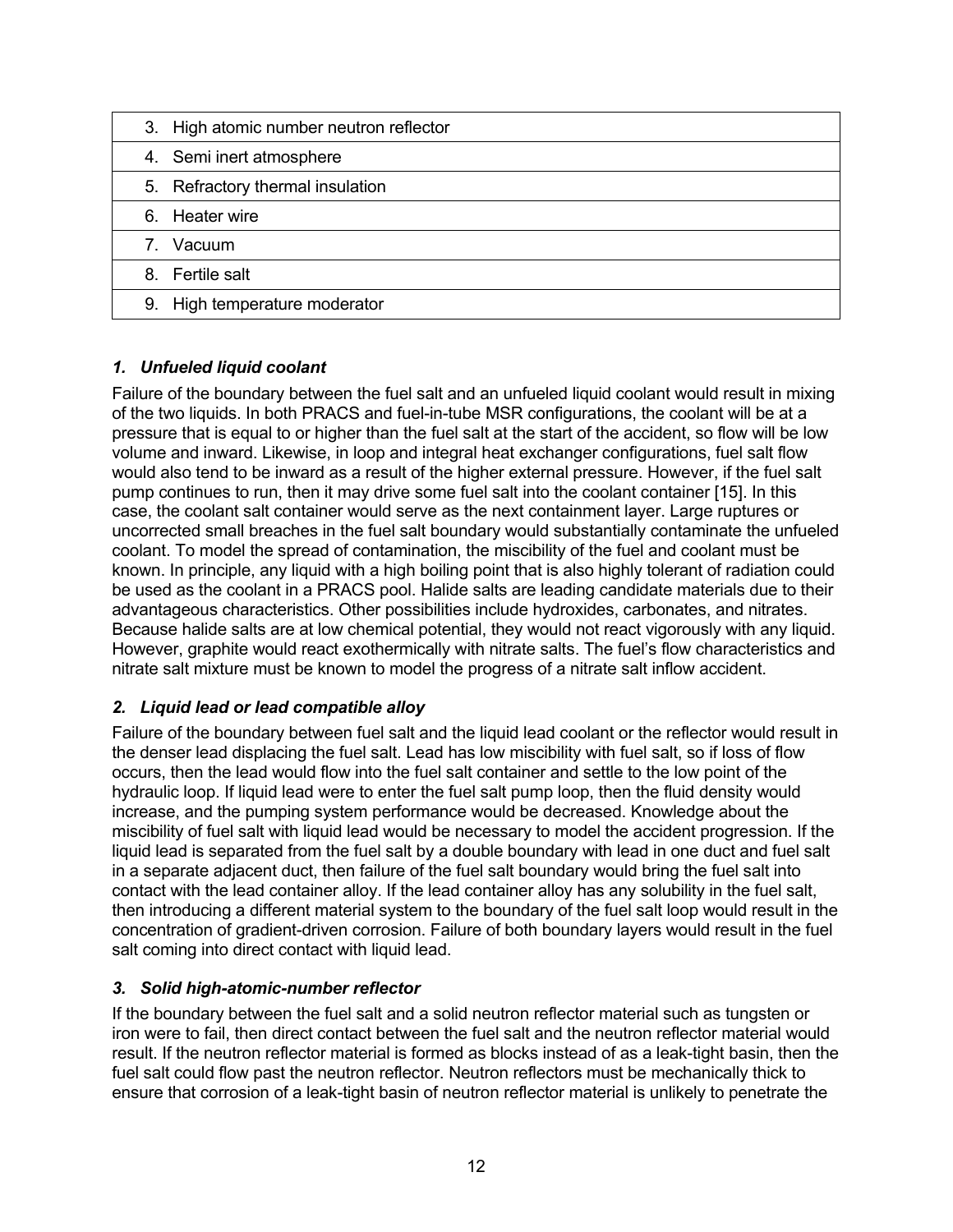| 3. High atomic number neutron reflector |
|---|
| 4. Semi inert atmosphere |
| 5. Refractory thermal insulation |
| 6. Heater wire |
| 7. Vacuum |
| 8. Fertile salt |
| 9. High temperature moderator |

### *1. Unfueled liquid coolant*

Failure of the boundary between the fuel salt and an unfueled liquid coolant would result in mixing of the two liquids. In both PRACS and fuel-in-tube MSR configurations, the coolant will be at a pressure that is equal to or higher than the fuel salt at the start of the accident, so flow will be low volume and inward. Likewise, in loop and integral heat exchanger configurations, fuel salt flow would also tend to be inward as a result of the higher external pressure. However, if the fuel salt pump continues to run, then it may drive some fuel salt into the coolant container [15]. In this case, the coolant salt container would serve as the next containment layer. Large ruptures or uncorrected small breaches in the fuel salt boundary would substantially contaminate the unfueled coolant. To model the spread of contamination, the miscibility of the fuel and coolant must be known. In principle, any liquid with a high boiling point that is also highly tolerant of radiation could be used as the coolant in a PRACS pool. Halide salts are leading candidate materials due to their advantageous characteristics. Other possibilities include hydroxides, carbonates, and nitrates. Because halide salts are at low chemical potential, they would not react vigorously with any liquid. However, graphite would react exothermically with nitrate salts. The fuel's flow characteristics and nitrate salt mixture must be known to model the progress of a nitrate salt inflow accident.

### *2. Liquid lead or lead compatible alloy*

Failure of the boundary between fuel salt and the liquid lead coolant or the reflector would result in the denser lead displacing the fuel salt. Lead has low miscibility with fuel salt, so if loss of flow occurs, then the lead would flow into the fuel salt container and settle to the low point of the hydraulic loop. If liquid lead were to enter the fuel salt pump loop, then the fluid density would increase, and the pumping system performance would be decreased. Knowledge about the miscibility of fuel salt with liquid lead would be necessary to model the accident progression. If the liquid lead is separated from the fuel salt by a double boundary with lead in one duct and fuel salt in a separate adjacent duct, then failure of the fuel salt boundary would bring the fuel salt into contact with the lead container alloy. If the lead container alloy has any solubility in the fuel salt, then introducing a different material system to the boundary of the fuel salt loop would result in the concentration of gradient-driven corrosion. Failure of both boundary layers would result in the fuel salt coming into direct contact with liquid lead.

### *3. Solid high-atomic-number reflector*

If the boundary between the fuel salt and a solid neutron reflector material such as tungsten or iron were to fail, then direct contact between the fuel salt and the neutron reflector material would result. If the neutron reflector material is formed as blocks instead of as a leak-tight basin, then the fuel salt could flow past the neutron reflector. Neutron reflectors must be mechanically thick to ensure that corrosion of a leak-tight basin of neutron reflector material is unlikely to penetrate the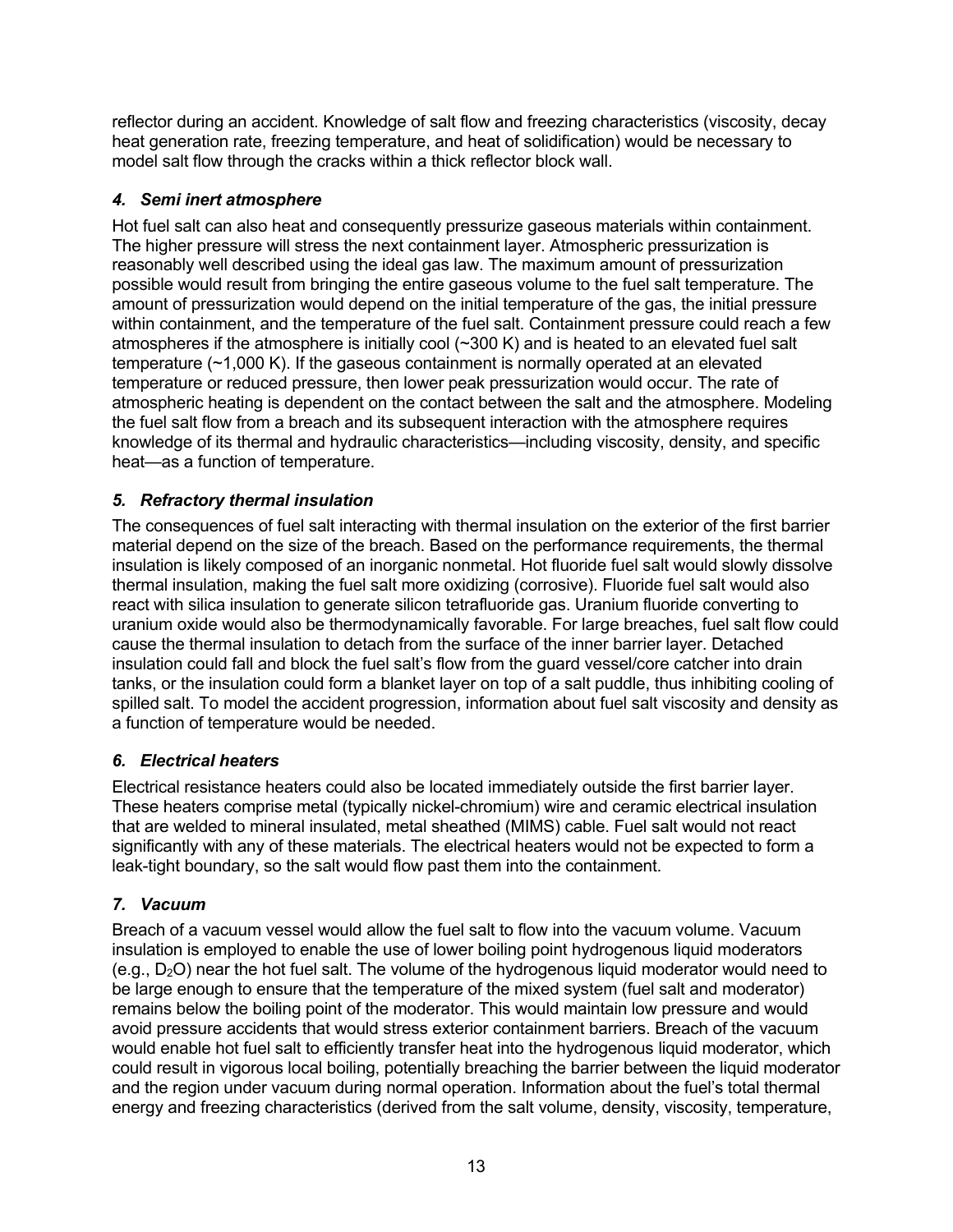reflector during an accident. Knowledge of salt flow and freezing characteristics (viscosity, decay heat generation rate, freezing temperature, and heat of solidification) would be necessary to model salt flow through the cracks within a thick reflector block wall.

### *4. Semi inert atmosphere*

Hot fuel salt can also heat and consequently pressurize gaseous materials within containment. The higher pressure will stress the next containment layer. Atmospheric pressurization is reasonably well described using the ideal gas law. The maximum amount of pressurization possible would result from bringing the entire gaseous volume to the fuel salt temperature. The amount of pressurization would depend on the initial temperature of the gas, the initial pressure within containment, and the temperature of the fuel salt. Containment pressure could reach a few atmospheres if the atmosphere is initially cool (~300 K) and is heated to an elevated fuel salt temperature (~1,000 K). If the gaseous containment is normally operated at an elevated temperature or reduced pressure, then lower peak pressurization would occur. The rate of atmospheric heating is dependent on the contact between the salt and the atmosphere. Modeling the fuel salt flow from a breach and its subsequent interaction with the atmosphere requires knowledge of its thermal and hydraulic characteristics—including viscosity, density, and specific heat—as a function of temperature.

### *5. Refractory thermal insulation*

The consequences of fuel salt interacting with thermal insulation on the exterior of the first barrier material depend on the size of the breach. Based on the performance requirements, the thermal insulation is likely composed of an inorganic nonmetal. Hot fluoride fuel salt would slowly dissolve thermal insulation, making the fuel salt more oxidizing (corrosive). Fluoride fuel salt would also react with silica insulation to generate silicon tetrafluoride gas. Uranium fluoride converting to uranium oxide would also be thermodynamically favorable. For large breaches, fuel salt flow could cause the thermal insulation to detach from the surface of the inner barrier layer. Detached insulation could fall and block the fuel salt's flow from the guard vessel/core catcher into drain tanks, or the insulation could form a blanket layer on top of a salt puddle, thus inhibiting cooling of spilled salt. To model the accident progression, information about fuel salt viscosity and density as a function of temperature would be needed.

### *6. Electrical heaters*

Electrical resistance heaters could also be located immediately outside the first barrier layer. These heaters comprise metal (typically nickel-chromium) wire and ceramic electrical insulation that are welded to mineral insulated, metal sheathed (MIMS) cable. Fuel salt would not react significantly with any of these materials. The electrical heaters would not be expected to form a leak-tight boundary, so the salt would flow past them into the containment.

### *7. Vacuum*

Breach of a vacuum vessel would allow the fuel salt to flow into the vacuum volume. Vacuum insulation is employed to enable the use of lower boiling point hydrogenous liquid moderators (e.g., $D_2O$) near the hot fuel salt. The volume of the hydrogenous liquid moderator would need to be large enough to ensure that the temperature of the mixed system (fuel salt and moderator) remains below the boiling point of the moderator. This would maintain low pressure and would avoid pressure accidents that would stress exterior containment barriers. Breach of the vacuum would enable hot fuel salt to efficiently transfer heat into the hydrogenous liquid moderator, which could result in vigorous local boiling, potentially breaching the barrier between the liquid moderator and the region under vacuum during normal operation. Information about the fuel's total thermal energy and freezing characteristics (derived from the salt volume, density, viscosity, temperature,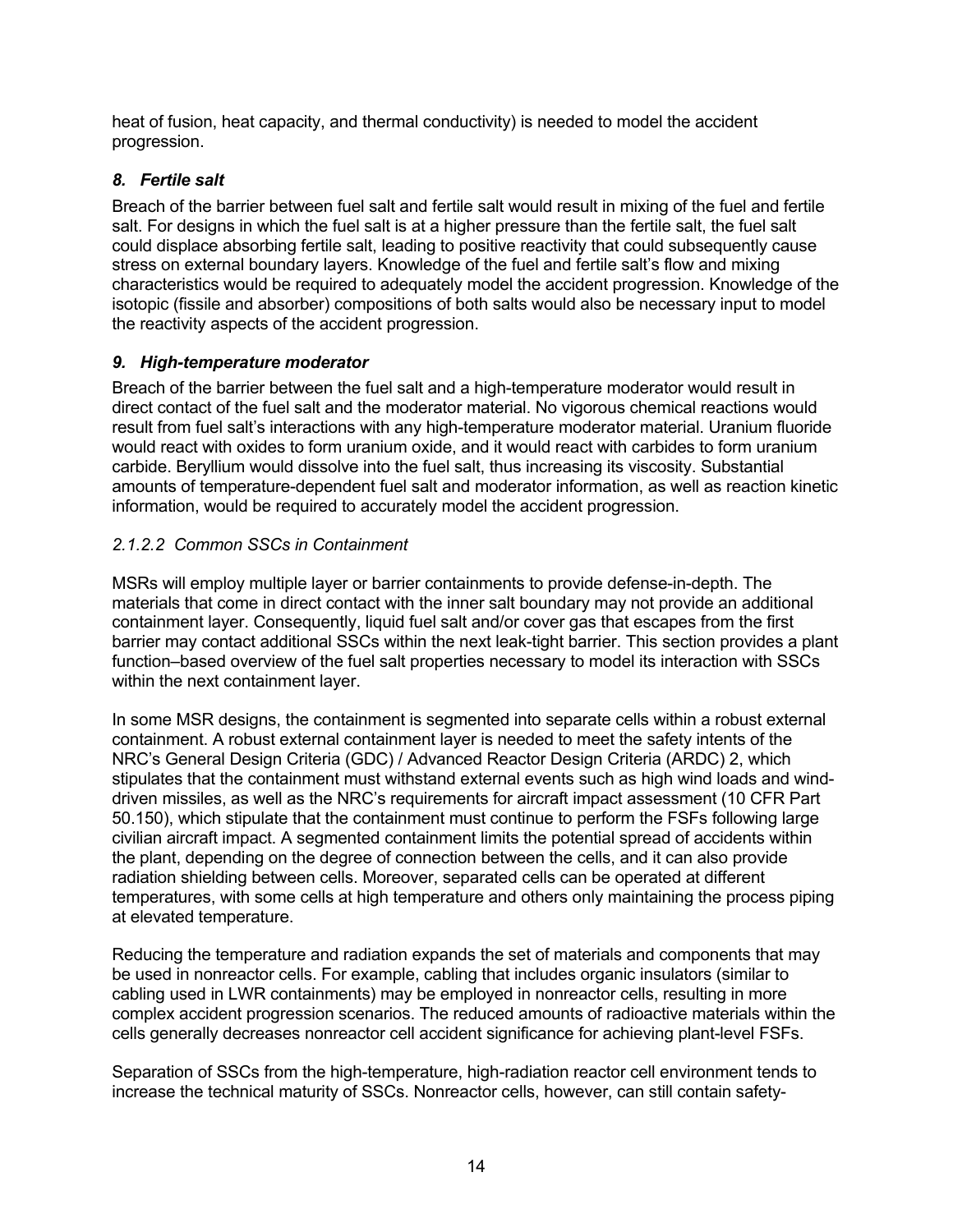heat of fusion, heat capacity, and thermal conductivity) is needed to model the accident progression.

### *8. Fertile salt*

Breach of the barrier between fuel salt and fertile salt would result in mixing of the fuel and fertile salt. For designs in which the fuel salt is at a higher pressure than the fertile salt, the fuel salt could displace absorbing fertile salt, leading to positive reactivity that could subsequently cause stress on external boundary layers. Knowledge of the fuel and fertile salt's flow and mixing characteristics would be required to adequately model the accident progression. Knowledge of the isotopic (fissile and absorber) compositions of both salts would also be necessary input to model the reactivity aspects of the accident progression.

### *9. High-temperature moderator*

Breach of the barrier between the fuel salt and a high-temperature moderator would result in direct contact of the fuel salt and the moderator material. No vigorous chemical reactions would result from fuel salt's interactions with any high-temperature moderator material. Uranium fluoride would react with oxides to form uranium oxide, and it would react with carbides to form uranium carbide. Beryllium would dissolve into the fuel salt, thus increasing its viscosity. Substantial amounts of temperature-dependent fuel salt and moderator information, as well as reaction kinetic information, would be required to accurately model the accident progression.

### *2.1.2.2 Common SSCs in Containment*

MSRs will employ multiple layer or barrier containments to provide defense-in-depth. The materials that come in direct contact with the inner salt boundary may not provide an additional containment layer. Consequently, liquid fuel salt and/or cover gas that escapes from the first barrier may contact additional SSCs within the next leak-tight barrier. This section provides a plant function–based overview of the fuel salt properties necessary to model its interaction with SSCs within the next containment layer.

In some MSR designs, the containment is segmented into separate cells within a robust external containment. A robust external containment layer is needed to meet the safety intents of the NRC's General Design Criteria (GDC) / Advanced Reactor Design Criteria (ARDC) 2, which stipulates that the containment must withstand external events such as high wind loads and wind-driven missiles, as well as the NRC's requirements for aircraft impact assessment (10 CFR Part 50.150), which stipulate that the containment must continue to perform the FSFs following large civilian aircraft impact. A segmented containment limits the potential spread of accidents within the plant, depending on the degree of connection between the cells, and it can also provide radiation shielding between cells. Moreover, separated cells can be operated at different temperatures, with some cells at high temperature and others only maintaining the process piping at elevated temperature.

Reducing the temperature and radiation expands the set of materials and components that may be used in nonreactor cells. For example, cabling that includes organic insulators (similar to cabling used in LWR containments) may be employed in nonreactor cells, resulting in more complex accident progression scenarios. The reduced amounts of radioactive materials within the cells generally decreases nonreactor cell accident significance for achieving plant-level FSFs.

Separation of SSCs from the high-temperature, high-radiation reactor cell environment tends to increase the technical maturity of SSCs. Nonreactor cells, however, can still contain safety-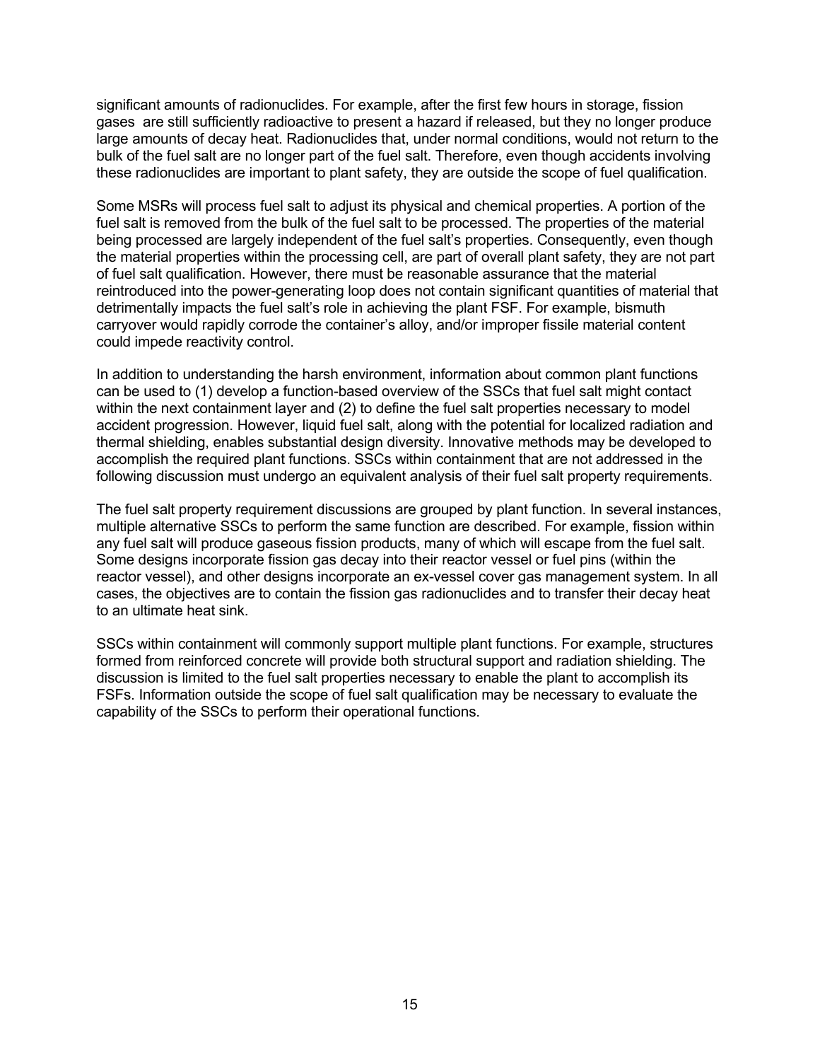significant amounts of radionuclides. For example, after the first few hours in storage, fission gases are still sufficiently radioactive to present a hazard if released, but they no longer produce large amounts of decay heat. Radionuclides that, under normal conditions, would not return to the bulk of the fuel salt are no longer part of the fuel salt. Therefore, even though accidents involving these radionuclides are important to plant safety, they are outside the scope of fuel qualification.

Some MSRs will process fuel salt to adjust its physical and chemical properties. A portion of the fuel salt is removed from the bulk of the fuel salt to be processed. The properties of the material being processed are largely independent of the fuel salt's properties. Consequently, even though the material properties within the processing cell, are part of overall plant safety, they are not part of fuel salt qualification. However, there must be reasonable assurance that the material reintroduced into the power-generating loop does not contain significant quantities of material that detrimentally impacts the fuel salt's role in achieving the plant FSF. For example, bismuth carryover would rapidly corrode the container's alloy, and/or improper fissile material content could impede reactivity control.

In addition to understanding the harsh environment, information about common plant functions can be used to (1) develop a function-based overview of the SSCs that fuel salt might contact within the next containment layer and (2) to define the fuel salt properties necessary to model accident progression. However, liquid fuel salt, along with the potential for localized radiation and thermal shielding, enables substantial design diversity. Innovative methods may be developed to accomplish the required plant functions. SSCs within containment that are not addressed in the following discussion must undergo an equivalent analysis of their fuel salt property requirements.

The fuel salt property requirement discussions are grouped by plant function. In several instances, multiple alternative SSCs to perform the same function are described. For example, fission within any fuel salt will produce gaseous fission products, many of which will escape from the fuel salt. Some designs incorporate fission gas decay into their reactor vessel or fuel pins (within the reactor vessel), and other designs incorporate an ex-vessel cover gas management system. In all cases, the objectives are to contain the fission gas radionuclides and to transfer their decay heat to an ultimate heat sink.

SSCs within containment will commonly support multiple plant functions. For example, structures formed from reinforced concrete will provide both structural support and radiation shielding. The discussion is limited to the fuel salt properties necessary to enable the plant to accomplish its FSFs. Information outside the scope of fuel salt qualification may be necessary to evaluate the capability of the SSCs to perform their operational functions.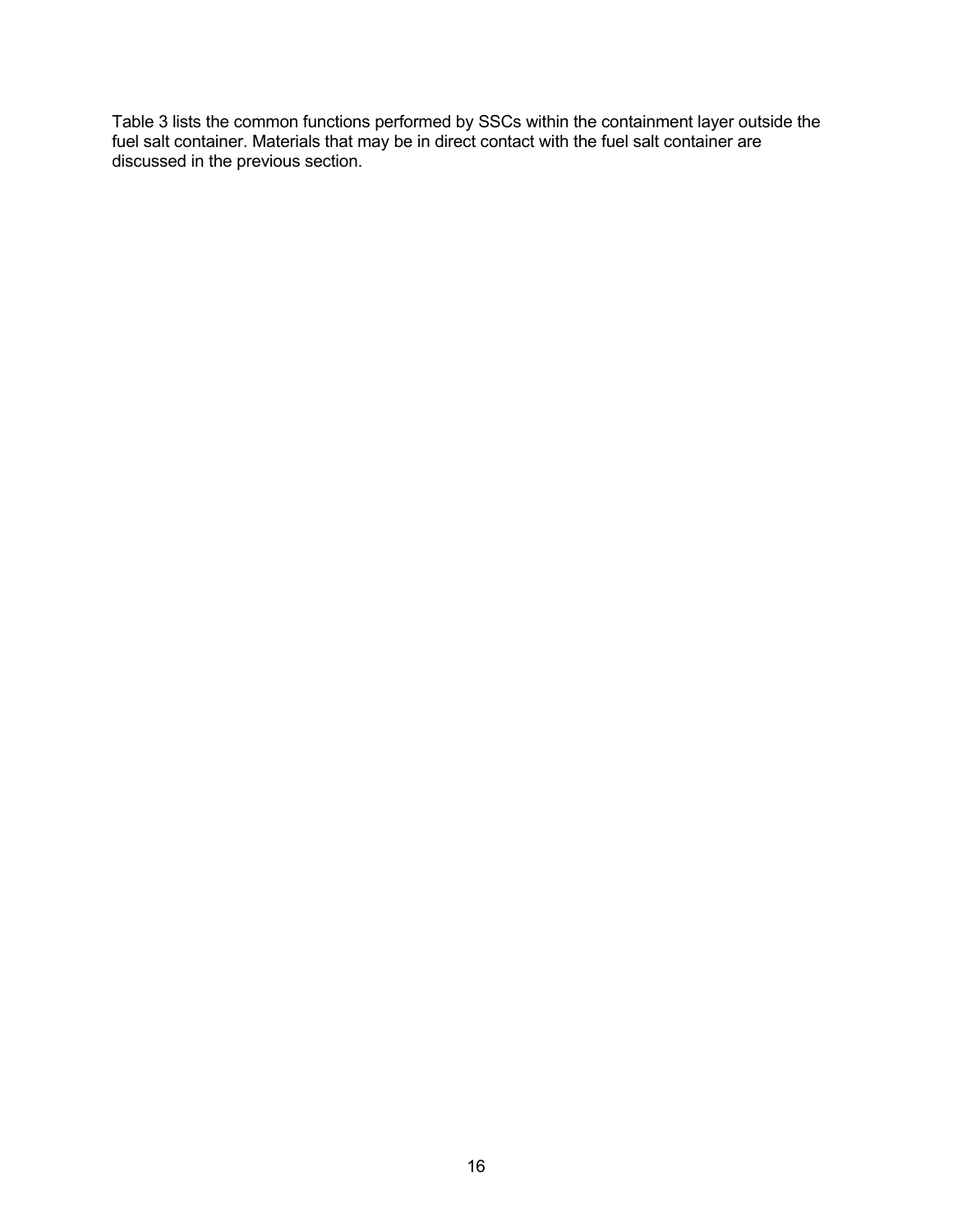Table 3 lists the common functions performed by SSCs within the containment layer outside the fuel salt container. Materials that may be in direct contact with the fuel salt container are discussed in the previous section.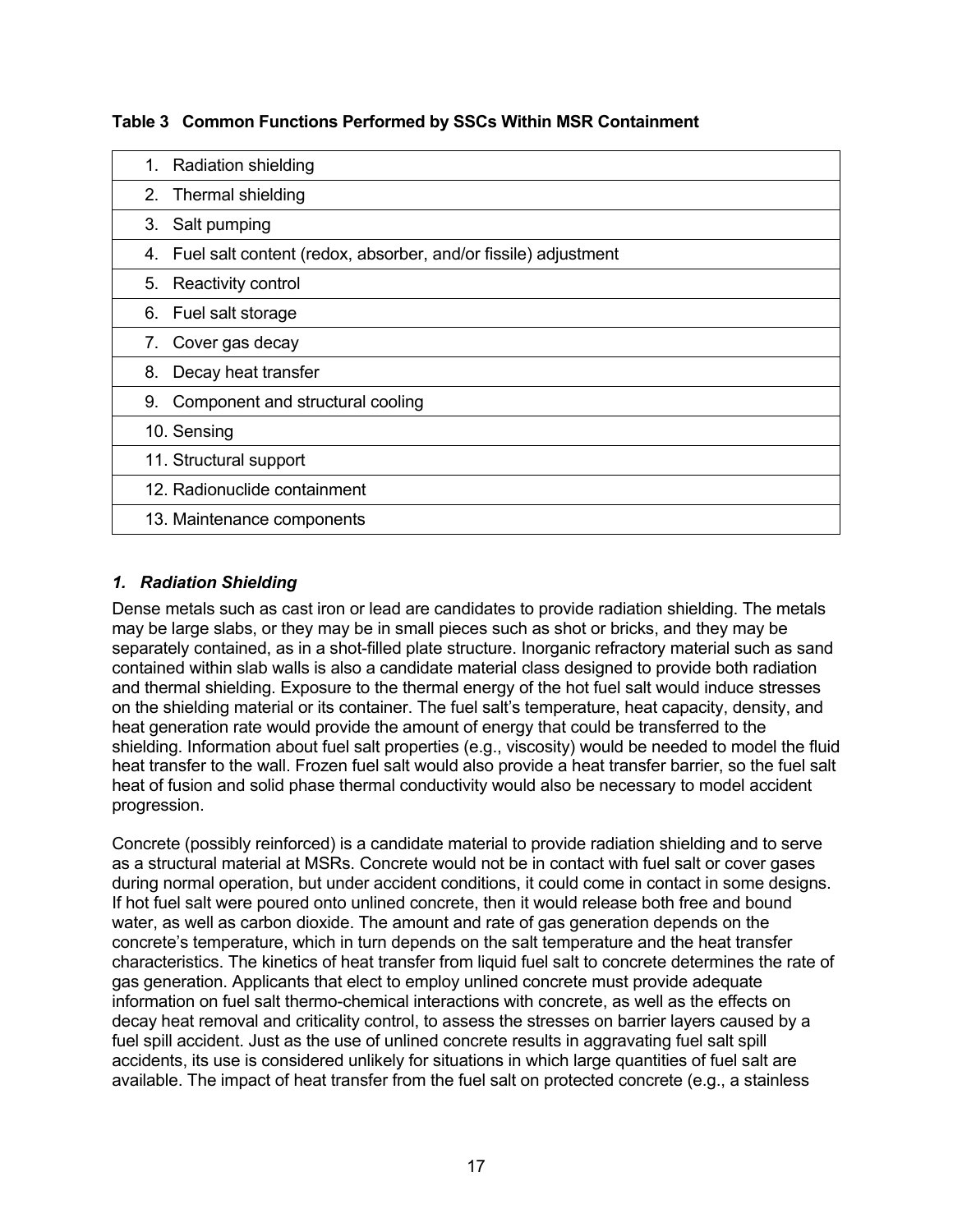**Table 3 Common Functions Performed by SSCs Within MSR Containment**

| |
|---|
| 1. Radiation shielding |
| 2. Thermal shielding |
| 3. Salt pumping |
| 4. Fuel salt content (redox, absorber, and/or fissile) adjustment |
| 5. Reactivity control |
| 6. Fuel salt storage |
| 7. Cover gas decay |
| 8. Decay heat transfer |
| 9. Component and structural cooling |
| 10. Sensing |
| 11. Structural support |
| 12. Radionuclide containment |
| 13. Maintenance components |

### *1. Radiation Shielding*

Dense metals such as cast iron or lead are candidates to provide radiation shielding. The metals may be large slabs, or they may be in small pieces such as shot or bricks, and they may be separately contained, as in a shot-filled plate structure. Inorganic refractory material such as sand contained within slab walls is also a candidate material class designed to provide both radiation and thermal shielding. Exposure to the thermal energy of the hot fuel salt would induce stresses on the shielding material or its container. The fuel salt's temperature, heat capacity, density, and heat generation rate would provide the amount of energy that could be transferred to the shielding. Information about fuel salt properties (e.g., viscosity) would be needed to model the fluid heat transfer to the wall. Frozen fuel salt would also provide a heat transfer barrier, so the fuel salt heat of fusion and solid phase thermal conductivity would also be necessary to model accident progression.

Concrete (possibly reinforced) is a candidate material to provide radiation shielding and to serve as a structural material at MSRs. Concrete would not be in contact with fuel salt or cover gases during normal operation, but under accident conditions, it could come in contact in some designs. If hot fuel salt were poured onto unlined concrete, then it would release both free and bound water, as well as carbon dioxide. The amount and rate of gas generation depends on the concrete's temperature, which in turn depends on the salt temperature and the heat transfer characteristics. The kinetics of heat transfer from liquid fuel salt to concrete determines the rate of gas generation. Applicants that elect to employ unlined concrete must provide adequate information on fuel salt thermo-chemical interactions with concrete, as well as the effects on decay heat removal and criticality control, to assess the stresses on barrier layers caused by a fuel spill accident. Just as the use of unlined concrete results in aggravating fuel salt spill accidents, its use is considered unlikely for situations in which large quantities of fuel salt are available. The impact of heat transfer from the fuel salt on protected concrete (e.g., a stainless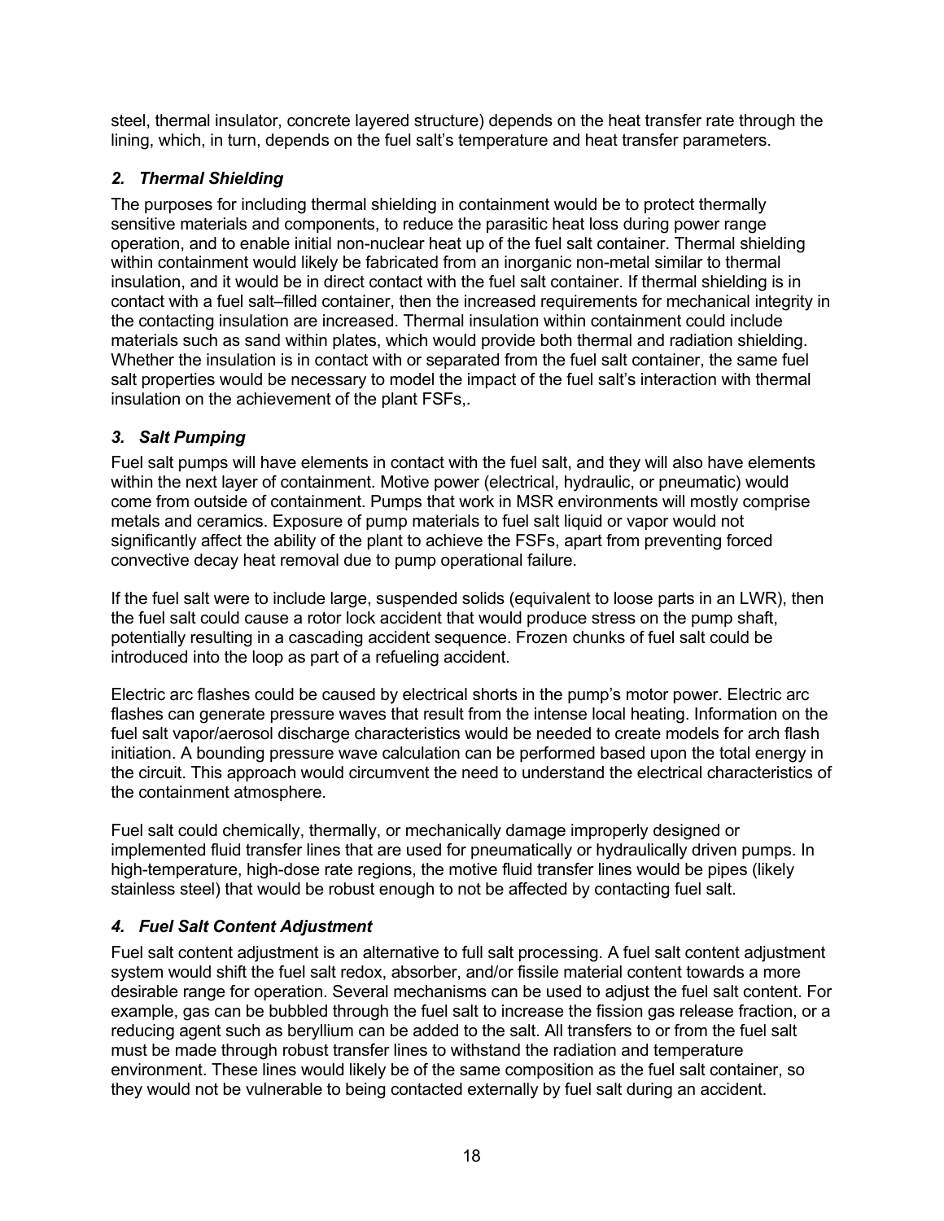steel, thermal insulator, concrete layered structure) depends on the heat transfer rate through the lining, which, in turn, depends on the fuel salt's temperature and heat transfer parameters.

### *2. Thermal Shielding*

The purposes for including thermal shielding in containment would be to protect thermally sensitive materials and components, to reduce the parasitic heat loss during power range operation, and to enable initial non-nuclear heat up of the fuel salt container. Thermal shielding within containment would likely be fabricated from an inorganic non-metal similar to thermal insulation, and it would be in direct contact with the fuel salt container. If thermal shielding is in contact with a fuel salt–filled container, then the increased requirements for mechanical integrity in the contacting insulation are increased. Thermal insulation within containment could include materials such as sand within plates, which would provide both thermal and radiation shielding. Whether the insulation is in contact with or separated from the fuel salt container, the same fuel salt properties would be necessary to model the impact of the fuel salt's interaction with thermal insulation on the achievement of the plant FSFs,.

### *3. Salt Pumping*

Fuel salt pumps will have elements in contact with the fuel salt, and they will also have elements within the next layer of containment. Motive power (electrical, hydraulic, or pneumatic) would come from outside of containment. Pumps that work in MSR environments will mostly comprise metals and ceramics. Exposure of pump materials to fuel salt liquid or vapor would not significantly affect the ability of the plant to achieve the FSFs, apart from preventing forced convective decay heat removal due to pump operational failure.

If the fuel salt were to include large, suspended solids (equivalent to loose parts in an LWR), then the fuel salt could cause a rotor lock accident that would produce stress on the pump shaft, potentially resulting in a cascading accident sequence. Frozen chunks of fuel salt could be introduced into the loop as part of a refueling accident.

Electric arc flashes could be caused by electrical shorts in the pump's motor power. Electric arc flashes can generate pressure waves that result from the intense local heating. Information on the fuel salt vapor/aerosol discharge characteristics would be needed to create models for arch flash initiation. A bounding pressure wave calculation can be performed based upon the total energy in the circuit. This approach would circumvent the need to understand the electrical characteristics of the containment atmosphere.

Fuel salt could chemically, thermally, or mechanically damage improperly designed or implemented fluid transfer lines that are used for pneumatically or hydraulically driven pumps. In high-temperature, high-dose rate regions, the motive fluid transfer lines would be pipes (likely stainless steel) that would be robust enough to not be affected by contacting fuel salt.

### *4. Fuel Salt Content Adjustment*

Fuel salt content adjustment is an alternative to full salt processing. A fuel salt content adjustment system would shift the fuel salt redox, absorber, and/or fissile material content towards a more desirable range for operation. Several mechanisms can be used to adjust the fuel salt content. For example, gas can be bubbled through the fuel salt to increase the fission gas release fraction, or a reducing agent such as beryllium can be added to the salt. All transfers to or from the fuel salt must be made through robust transfer lines to withstand the radiation and temperature environment. These lines would likely be of the same composition as the fuel salt container, so they would not be vulnerable to being contacted externally by fuel salt during an accident.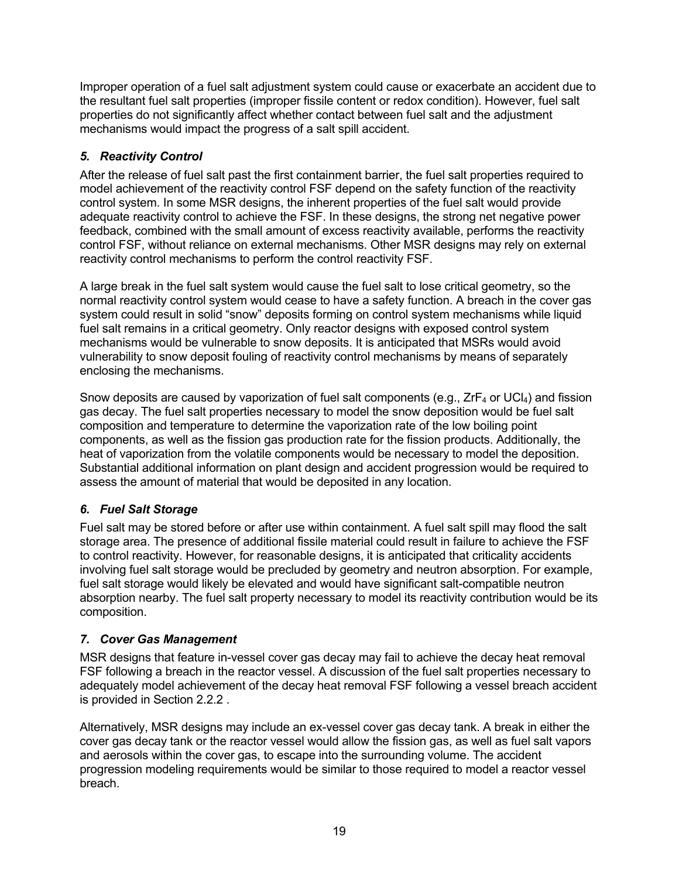Improper operation of a fuel salt adjustment system could cause or exacerbate an accident due to the resultant fuel salt properties (improper fissile content or redox condition). However, fuel salt properties do not significantly affect whether contact between fuel salt and the adjustment mechanisms would impact the progress of a salt spill accident.

### *5. Reactivity Control*

After the release of fuel salt past the first containment barrier, the fuel salt properties required to model achievement of the reactivity control FSF depend on the safety function of the reactivity control system. In some MSR designs, the inherent properties of the fuel salt would provide adequate reactivity control to achieve the FSF. In these designs, the strong net negative power feedback, combined with the small amount of excess reactivity available, performs the reactivity control FSF, without reliance on external mechanisms. Other MSR designs may rely on external reactivity control mechanisms to perform the control reactivity FSF.

A large break in the fuel salt system would cause the fuel salt to lose critical geometry, so the normal reactivity control system would cease to have a safety function. A breach in the cover gas system could result in solid "snow" deposits forming on control system mechanisms while liquid fuel salt remains in a critical geometry. Only reactor designs with exposed control system mechanisms would be vulnerable to snow deposits. It is anticipated that MSRs would avoid vulnerability to snow deposit fouling of reactivity control mechanisms by means of separately enclosing the mechanisms.

Snow deposits are caused by vaporization of fuel salt components (e.g., $ZrF_4$ or $UCl_4$) and fission gas decay. The fuel salt properties necessary to model the snow deposition would be fuel salt composition and temperature to determine the vaporization rate of the low boiling point components, as well as the fission gas production rate for the fission products. Additionally, the heat of vaporization from the volatile components would be necessary to model the deposition. Substantial additional information on plant design and accident progression would be required to assess the amount of material that would be deposited in any location.

### *6. Fuel Salt Storage*

Fuel salt may be stored before or after use within containment. A fuel salt spill may flood the salt storage area. The presence of additional fissile material could result in failure to achieve the FSF to control reactivity. However, for reasonable designs, it is anticipated that criticality accidents involving fuel salt storage would be precluded by geometry and neutron absorption. For example, fuel salt storage would likely be elevated and would have significant salt-compatible neutron absorption nearby. The fuel salt property necessary to model its reactivity contribution would be its composition.

### *7. Cover Gas Management*

MSR designs that feature in-vessel cover gas decay may fail to achieve the decay heat removal FSF following a breach in the reactor vessel. A discussion of the fuel salt properties necessary to adequately model achievement of the decay heat removal FSF following a vessel breach accident is provided in Section 2.2.2 .

Alternatively, MSR designs may include an ex-vessel cover gas decay tank. A break in either the cover gas decay tank or the reactor vessel would allow the fission gas, as well as fuel salt vapors and aerosols within the cover gas, to escape into the surrounding volume. The accident progression modeling requirements would be similar to those required to model a reactor vessel breach.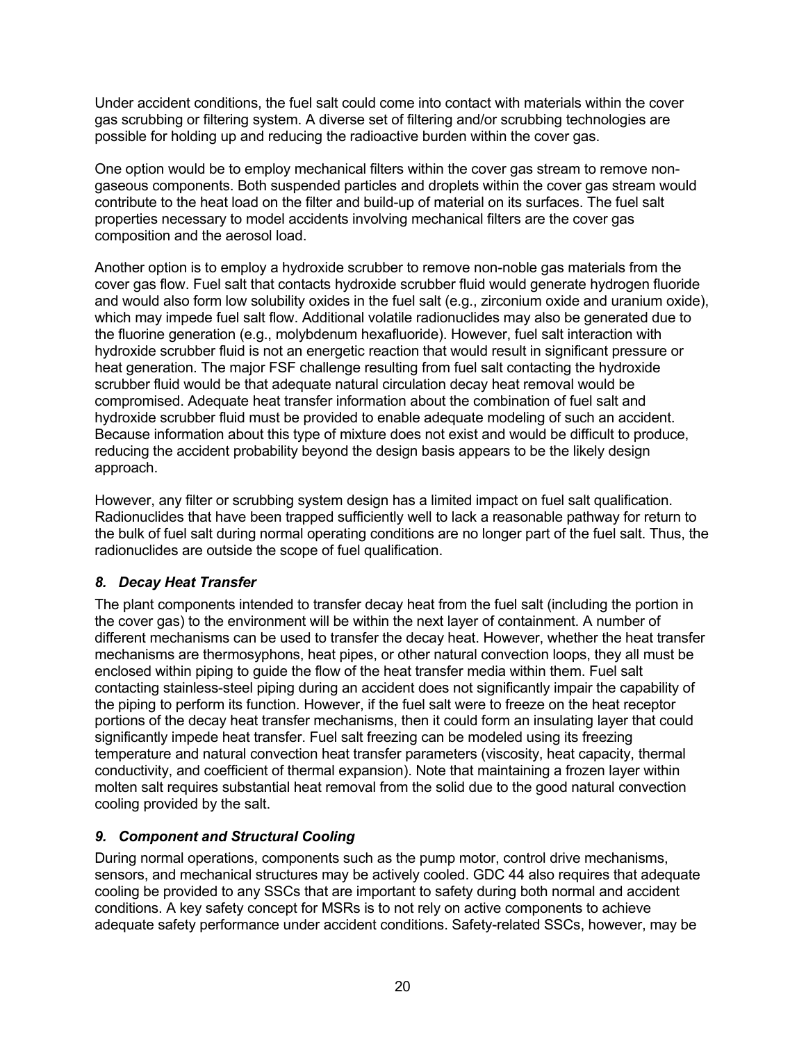Under accident conditions, the fuel salt could come into contact with materials within the cover gas scrubbing or filtering system. A diverse set of filtering and/or scrubbing technologies are possible for holding up and reducing the radioactive burden within the cover gas.

One option would be to employ mechanical filters within the cover gas stream to remove non-gaseous components. Both suspended particles and droplets within the cover gas stream would contribute to the heat load on the filter and build-up of material on its surfaces. The fuel salt properties necessary to model accidents involving mechanical filters are the cover gas composition and the aerosol load.

Another option is to employ a hydroxide scrubber to remove non-noble gas materials from the cover gas flow. Fuel salt that contacts hydroxide scrubber fluid would generate hydrogen fluoride and would also form low solubility oxides in the fuel salt (e.g., zirconium oxide and uranium oxide), which may impede fuel salt flow. Additional volatile radionuclides may also be generated due to the fluorine generation (e.g., molybdenum hexafluoride). However, fuel salt interaction with hydroxide scrubber fluid is not an energetic reaction that would result in significant pressure or heat generation. The major FSF challenge resulting from fuel salt contacting the hydroxide scrubber fluid would be that adequate natural circulation decay heat removal would be compromised. Adequate heat transfer information about the combination of fuel salt and hydroxide scrubber fluid must be provided to enable adequate modeling of such an accident. Because information about this type of mixture does not exist and would be difficult to produce, reducing the accident probability beyond the design basis appears to be the likely design approach.

However, any filter or scrubbing system design has a limited impact on fuel salt qualification. Radionuclides that have been trapped sufficiently well to lack a reasonable pathway for return to the bulk of fuel salt during normal operating conditions are no longer part of the fuel salt. Thus, the radionuclides are outside the scope of fuel qualification.

### *8. Decay Heat Transfer*

The plant components intended to transfer decay heat from the fuel salt (including the portion in the cover gas) to the environment will be within the next layer of containment. A number of different mechanisms can be used to transfer the decay heat. However, whether the heat transfer mechanisms are thermosyphons, heat pipes, or other natural convection loops, they all must be enclosed within piping to guide the flow of the heat transfer media within them. Fuel salt contacting stainless-steel piping during an accident does not significantly impair the capability of the piping to perform its function. However, if the fuel salt were to freeze on the heat receptor portions of the decay heat transfer mechanisms, then it could form an insulating layer that could significantly impede heat transfer. Fuel salt freezing can be modeled using its freezing temperature and natural convection heat transfer parameters (viscosity, heat capacity, thermal conductivity, and coefficient of thermal expansion). Note that maintaining a frozen layer within molten salt requires substantial heat removal from the solid due to the good natural convection cooling provided by the salt.

### *9. Component and Structural Cooling*

During normal operations, components such as the pump motor, control drive mechanisms, sensors, and mechanical structures may be actively cooled. GDC 44 also requires that adequate cooling be provided to any SSCs that are important to safety during both normal and accident conditions. A key safety concept for MSRs is to not rely on active components to achieve adequate safety performance under accident conditions. Safety-related SSCs, however, may be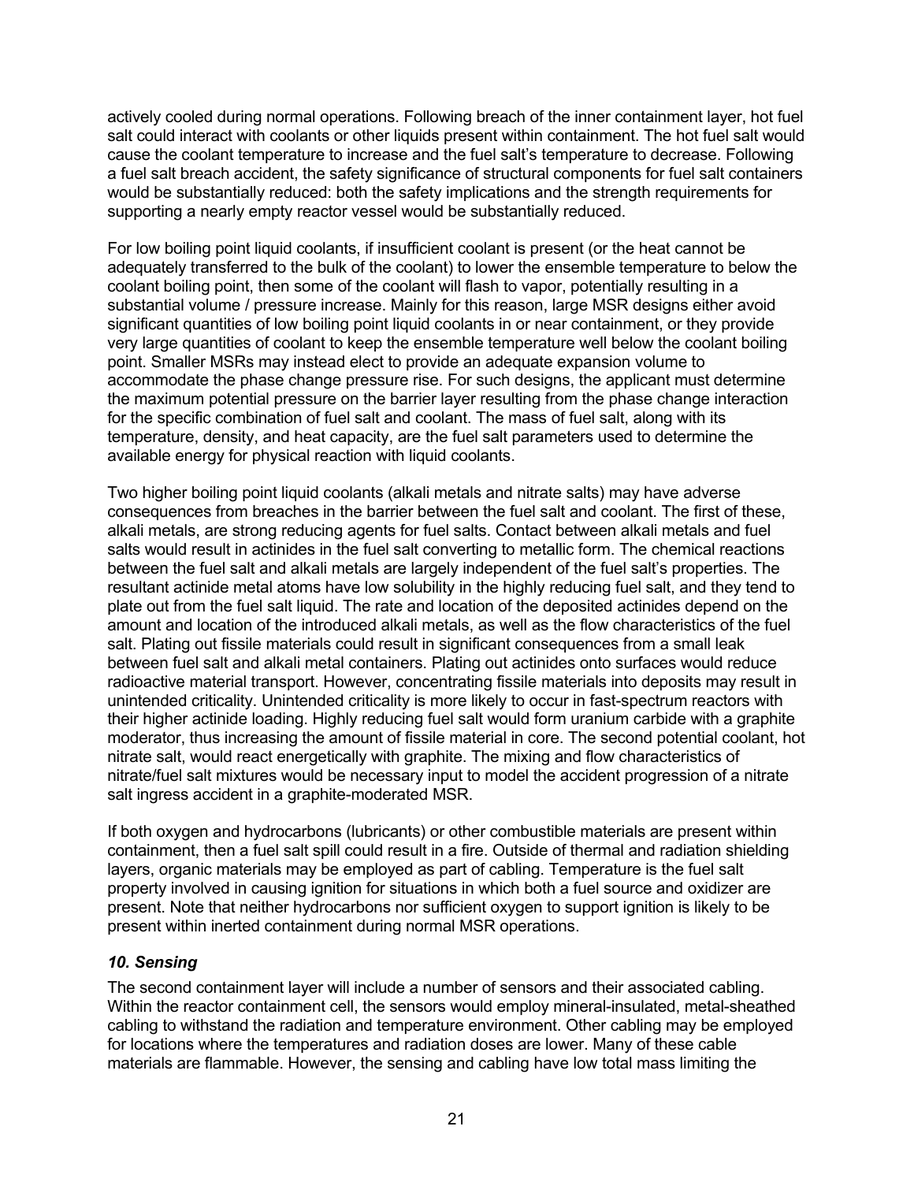actively cooled during normal operations. Following breach of the inner containment layer, hot fuel salt could interact with coolants or other liquids present within containment. The hot fuel salt would cause the coolant temperature to increase and the fuel salt's temperature to decrease. Following a fuel salt breach accident, the safety significance of structural components for fuel salt containers would be substantially reduced: both the safety implications and the strength requirements for supporting a nearly empty reactor vessel would be substantially reduced.

For low boiling point liquid coolants, if insufficient coolant is present (or the heat cannot be adequately transferred to the bulk of the coolant) to lower the ensemble temperature to below the coolant boiling point, then some of the coolant will flash to vapor, potentially resulting in a substantial volume / pressure increase. Mainly for this reason, large MSR designs either avoid significant quantities of low boiling point liquid coolants in or near containment, or they provide very large quantities of coolant to keep the ensemble temperature well below the coolant boiling point. Smaller MSRs may instead elect to provide an adequate expansion volume to accommodate the phase change pressure rise. For such designs, the applicant must determine the maximum potential pressure on the barrier layer resulting from the phase change interaction for the specific combination of fuel salt and coolant. The mass of fuel salt, along with its temperature, density, and heat capacity, are the fuel salt parameters used to determine the available energy for physical reaction with liquid coolants.

Two higher boiling point liquid coolants (alkali metals and nitrate salts) may have adverse consequences from breaches in the barrier between the fuel salt and coolant. The first of these, alkali metals, are strong reducing agents for fuel salts. Contact between alkali metals and fuel salts would result in actinides in the fuel salt converting to metallic form. The chemical reactions between the fuel salt and alkali metals are largely independent of the fuel salt's properties. The resultant actinide metal atoms have low solubility in the highly reducing fuel salt, and they tend to plate out from the fuel salt liquid. The rate and location of the deposited actinides depend on the amount and location of the introduced alkali metals, as well as the flow characteristics of the fuel salt. Plating out fissile materials could result in significant consequences from a small leak between fuel salt and alkali metal containers. Plating out actinides onto surfaces would reduce radioactive material transport. However, concentrating fissile materials into deposits may result in unintended criticality. Unintended criticality is more likely to occur in fast-spectrum reactors with their higher actinide loading. Highly reducing fuel salt would form uranium carbide with a graphite moderator, thus increasing the amount of fissile material in core. The second potential coolant, hot nitrate salt, would react energetically with graphite. The mixing and flow characteristics of nitrate/fuel salt mixtures would be necessary input to model the accident progression of a nitrate salt ingress accident in a graphite-moderated MSR.

If both oxygen and hydrocarbons (lubricants) or other combustible materials are present within containment, then a fuel salt spill could result in a fire. Outside of thermal and radiation shielding layers, organic materials may be employed as part of cabling. Temperature is the fuel salt property involved in causing ignition for situations in which both a fuel source and oxidizer are present. Note that neither hydrocarbons nor sufficient oxygen to support ignition is likely to be present within inerted containment during normal MSR operations.

### *10. Sensing*

The second containment layer will include a number of sensors and their associated cabling. Within the reactor containment cell, the sensors would employ mineral-insulated, metal-sheathed cabling to withstand the radiation and temperature environment. Other cabling may be employed for locations where the temperatures and radiation doses are lower. Many of these cable materials are flammable. However, the sensing and cabling have low total mass limiting the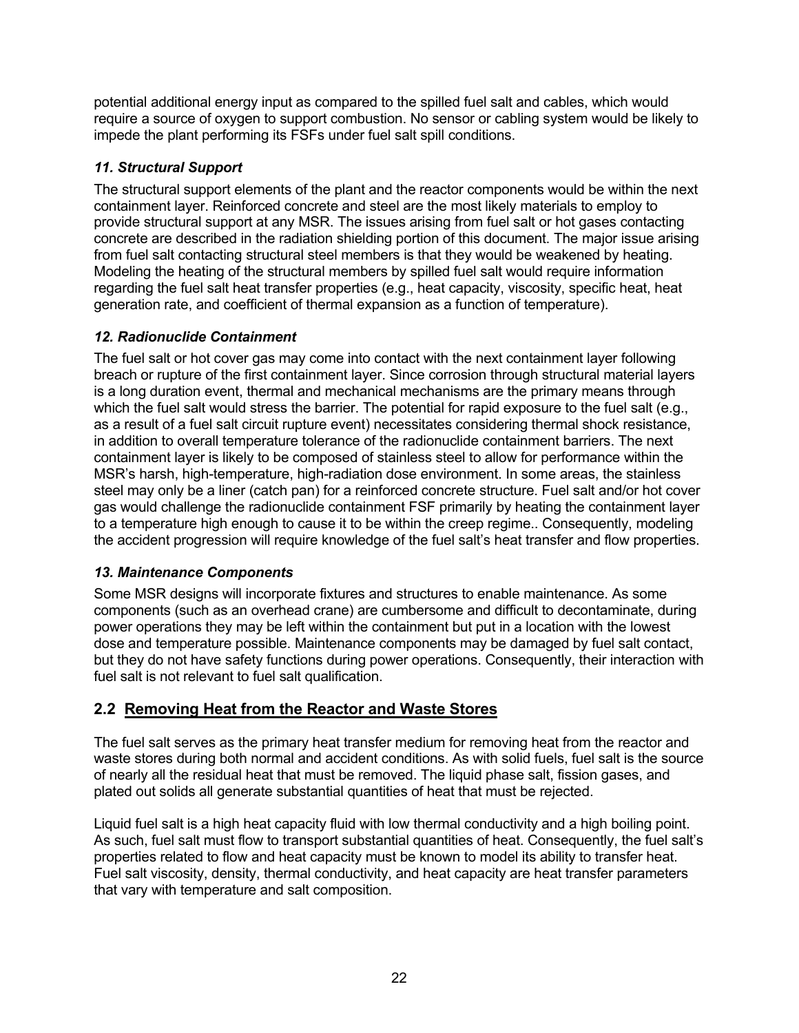potential additional energy input as compared to the spilled fuel salt and cables, which would require a source of oxygen to support combustion. No sensor or cabling system would be likely to impede the plant performing its FSFs under fuel salt spill conditions.

### *11. Structural Support*

The structural support elements of the plant and the reactor components would be within the next containment layer. Reinforced concrete and steel are the most likely materials to employ to provide structural support at any MSR. The issues arising from fuel salt or hot gases contacting concrete are described in the radiation shielding portion of this document. The major issue arising from fuel salt contacting structural steel members is that they would be weakened by heating. Modeling the heating of the structural members by spilled fuel salt would require information regarding the fuel salt heat transfer properties (e.g., heat capacity, viscosity, specific heat, heat generation rate, and coefficient of thermal expansion as a function of temperature).

### *12. Radionuclide Containment*

The fuel salt or hot cover gas may come into contact with the next containment layer following breach or rupture of the first containment layer. Since corrosion through structural material layers is a long duration event, thermal and mechanical mechanisms are the primary means through which the fuel salt would stress the barrier. The potential for rapid exposure to the fuel salt (e.g., as a result of a fuel salt circuit rupture event) necessitates considering thermal shock resistance, in addition to overall temperature tolerance of the radionuclide containment barriers. The next containment layer is likely to be composed of stainless steel to allow for performance within the MSR's harsh, high-temperature, high-radiation dose environment. In some areas, the stainless steel may only be a liner (catch pan) for a reinforced concrete structure. Fuel salt and/or hot cover gas would challenge the radionuclide containment FSF primarily by heating the containment layer to a temperature high enough to cause it to be within the creep regime.. Consequently, modeling the accident progression will require knowledge of the fuel salt's heat transfer and flow properties.

### *13. Maintenance Components*

Some MSR designs will incorporate fixtures and structures to enable maintenance. As some components (such as an overhead crane) are cumbersome and difficult to decontaminate, during power operations they may be left within the containment but put in a location with the lowest dose and temperature possible. Maintenance components may be damaged by fuel salt contact, but they do not have safety functions during power operations. Consequently, their interaction with fuel salt is not relevant to fuel salt qualification.

## 2.2 Removing Heat from the Reactor and Waste Stores

The fuel salt serves as the primary heat transfer medium for removing heat from the reactor and waste stores during both normal and accident conditions. As with solid fuels, fuel salt is the source of nearly all the residual heat that must be removed. The liquid phase salt, fission gases, and plated out solids all generate substantial quantities of heat that must be rejected.

Liquid fuel salt is a high heat capacity fluid with low thermal conductivity and a high boiling point. As such, fuel salt must flow to transport substantial quantities of heat. Consequently, the fuel salt's properties related to flow and heat capacity must be known to model its ability to transfer heat. Fuel salt viscosity, density, thermal conductivity, and heat capacity are heat transfer parameters that vary with temperature and salt composition.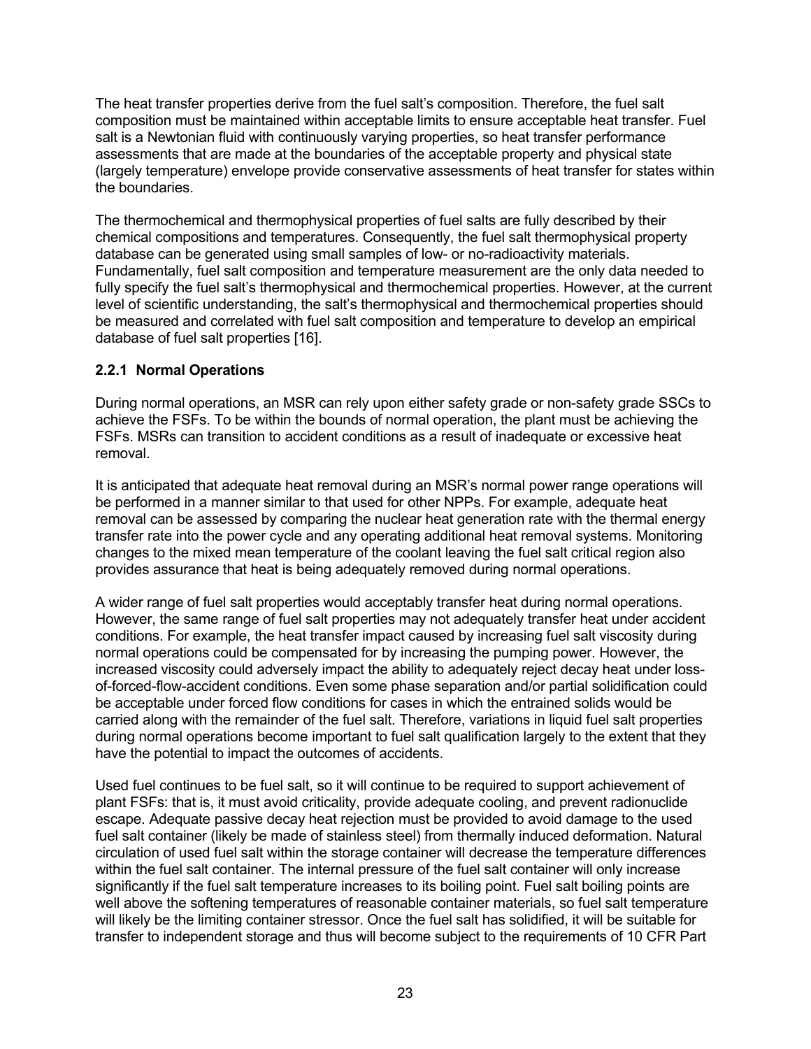The heat transfer properties derive from the fuel salt's composition. Therefore, the fuel salt composition must be maintained within acceptable limits to ensure acceptable heat transfer. Fuel salt is a Newtonian fluid with continuously varying properties, so heat transfer performance assessments that are made at the boundaries of the acceptable property and physical state (largely temperature) envelope provide conservative assessments of heat transfer for states within the boundaries.

The thermochemical and thermophysical properties of fuel salts are fully described by their chemical compositions and temperatures. Consequently, the fuel salt thermophysical property database can be generated using small samples of low- or no-radioactivity materials. Fundamentally, fuel salt composition and temperature measurement are the only data needed to fully specify the fuel salt's thermophysical and thermochemical properties. However, at the current level of scientific understanding, the salt's thermophysical and thermochemical properties should be measured and correlated with fuel salt composition and temperature to develop an empirical database of fuel salt properties [16].

### 2.2.1 Normal Operations

During normal operations, an MSR can rely upon either safety grade or non-safety grade SSCs to achieve the FSFs. To be within the bounds of normal operation, the plant must be achieving the FSFs. MSRs can transition to accident conditions as a result of inadequate or excessive heat removal.

It is anticipated that adequate heat removal during an MSR's normal power range operations will be performed in a manner similar to that used for other NPPs. For example, adequate heat removal can be assessed by comparing the nuclear heat generation rate with the thermal energy transfer rate into the power cycle and any operating additional heat removal systems. Monitoring changes to the mixed mean temperature of the coolant leaving the fuel salt critical region also provides assurance that heat is being adequately removed during normal operations.

A wider range of fuel salt properties would acceptably transfer heat during normal operations. However, the same range of fuel salt properties may not adequately transfer heat under accident conditions. For example, the heat transfer impact caused by increasing fuel salt viscosity during normal operations could be compensated for by increasing the pumping power. However, the increased viscosity could adversely impact the ability to adequately reject decay heat under loss-of-forced-flow-accident conditions. Even some phase separation and/or partial solidification could be acceptable under forced flow conditions for cases in which the entrained solids would be carried along with the remainder of the fuel salt. Therefore, variations in liquid fuel salt properties during normal operations become important to fuel salt qualification largely to the extent that they have the potential to impact the outcomes of accidents.

Used fuel continues to be fuel salt, so it will continue to be required to support achievement of plant FSFs: that is, it must avoid criticality, provide adequate cooling, and prevent radionuclide escape. Adequate passive decay heat rejection must be provided to avoid damage to the used fuel salt container (likely be made of stainless steel) from thermally induced deformation. Natural circulation of used fuel salt within the storage container will decrease the temperature differences within the fuel salt container. The internal pressure of the fuel salt container will only increase significantly if the fuel salt temperature increases to its boiling point. Fuel salt boiling points are well above the softening temperatures of reasonable container materials, so fuel salt temperature will likely be the limiting container stressor. Once the fuel salt has solidified, it will be suitable for transfer to independent storage and thus will become subject to the requirements of 10 CFR Part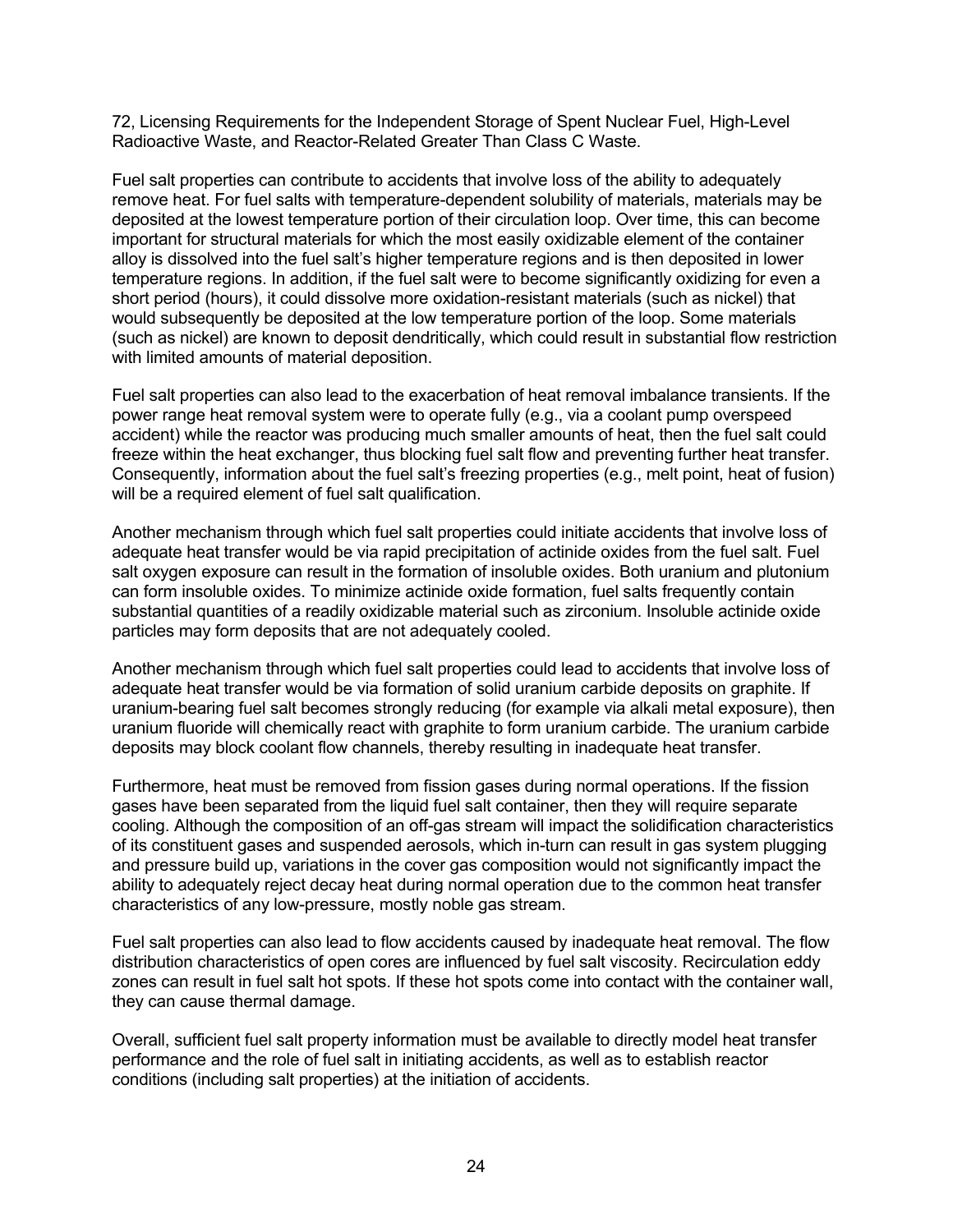72, Licensing Requirements for the Independent Storage of Spent Nuclear Fuel, High-Level Radioactive Waste, and Reactor-Related Greater Than Class C Waste.

Fuel salt properties can contribute to accidents that involve loss of the ability to adequately remove heat. For fuel salts with temperature-dependent solubility of materials, materials may be deposited at the lowest temperature portion of their circulation loop. Over time, this can become important for structural materials for which the most easily oxidizable element of the container alloy is dissolved into the fuel salt's higher temperature regions and is then deposited in lower temperature regions. In addition, if the fuel salt were to become significantly oxidizing for even a short period (hours), it could dissolve more oxidation-resistant materials (such as nickel) that would subsequently be deposited at the low temperature portion of the loop. Some materials (such as nickel) are known to deposit dendritically, which could result in substantial flow restriction with limited amounts of material deposition.

Fuel salt properties can also lead to the exacerbation of heat removal imbalance transients. If the power range heat removal system were to operate fully (e.g., via a coolant pump overspeed accident) while the reactor was producing much smaller amounts of heat, then the fuel salt could freeze within the heat exchanger, thus blocking fuel salt flow and preventing further heat transfer. Consequently, information about the fuel salt's freezing properties (e.g., melt point, heat of fusion) will be a required element of fuel salt qualification.

Another mechanism through which fuel salt properties could initiate accidents that involve loss of adequate heat transfer would be via rapid precipitation of actinide oxides from the fuel salt. Fuel salt oxygen exposure can result in the formation of insoluble oxides. Both uranium and plutonium can form insoluble oxides. To minimize actinide oxide formation, fuel salts frequently contain substantial quantities of a readily oxidizable material such as zirconium. Insoluble actinide oxide particles may form deposits that are not adequately cooled.

Another mechanism through which fuel salt properties could lead to accidents that involve loss of adequate heat transfer would be via formation of solid uranium carbide deposits on graphite. If uranium-bearing fuel salt becomes strongly reducing (for example via alkali metal exposure), then uranium fluoride will chemically react with graphite to form uranium carbide. The uranium carbide deposits may block coolant flow channels, thereby resulting in inadequate heat transfer.

Furthermore, heat must be removed from fission gases during normal operations. If the fission gases have been separated from the liquid fuel salt container, then they will require separate cooling. Although the composition of an off-gas stream will impact the solidification characteristics of its constituent gases and suspended aerosols, which in-turn can result in gas system plugging and pressure build up, variations in the cover gas composition would not significantly impact the ability to adequately reject decay heat during normal operation due to the common heat transfer characteristics of any low-pressure, mostly noble gas stream.

Fuel salt properties can also lead to flow accidents caused by inadequate heat removal. The flow distribution characteristics of open cores are influenced by fuel salt viscosity. Recirculation eddy zones can result in fuel salt hot spots. If these hot spots come into contact with the container wall, they can cause thermal damage.

Overall, sufficient fuel salt property information must be available to directly model heat transfer performance and the role of fuel salt in initiating accidents, as well as to establish reactor conditions (including salt properties) at the initiation of accidents.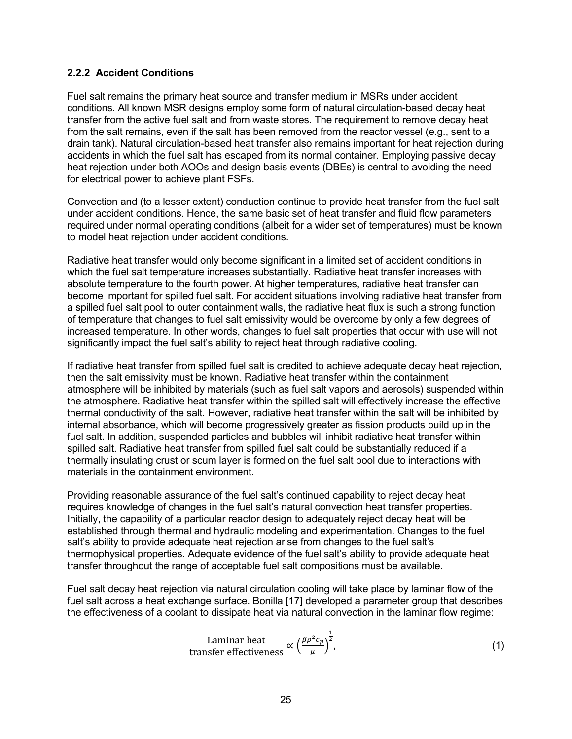### 2.2.2 Accident Conditions

Fuel salt remains the primary heat source and transfer medium in MSRs under accident conditions. All known MSR designs employ some form of natural circulation-based decay heat transfer from the active fuel salt and from waste stores. The requirement to remove decay heat from the salt remains, even if the salt has been removed from the reactor vessel (e.g., sent to a drain tank). Natural circulation-based heat transfer also remains important for heat rejection during accidents in which the fuel salt has escaped from its normal container. Employing passive decay heat rejection under both AOOs and design basis events (DBEs) is central to avoiding the need for electrical power to achieve plant FSFs.

Convection and (to a lesser extent) conduction continue to provide heat transfer from the fuel salt under accident conditions. Hence, the same basic set of heat transfer and fluid flow parameters required under normal operating conditions (albeit for a wider set of temperatures) must be known to model heat rejection under accident conditions.

Radiative heat transfer would only become significant in a limited set of accident conditions in which the fuel salt temperature increases substantially. Radiative heat transfer increases with absolute temperature to the fourth power. At higher temperatures, radiative heat transfer can become important for spilled fuel salt. For accident situations involving radiative heat transfer from a spilled fuel salt pool to outer containment walls, the radiative heat flux is such a strong function of temperature that changes to fuel salt emissivity would be overcome by only a few degrees of increased temperature. In other words, changes to fuel salt properties that occur with use will not significantly impact the fuel salt's ability to reject heat through radiative cooling.

If radiative heat transfer from spilled fuel salt is credited to achieve adequate decay heat rejection, then the salt emissivity must be known. Radiative heat transfer within the containment atmosphere will be inhibited by materials (such as fuel salt vapors and aerosols) suspended within the atmosphere. Radiative heat transfer within the spilled salt will effectively increase the effective thermal conductivity of the salt. However, radiative heat transfer within the salt will be inhibited by internal absorbance, which will become progressively greater as fission products build up in the fuel salt. In addition, suspended particles and bubbles will inhibit radiative heat transfer within spilled salt. Radiative heat transfer from spilled fuel salt could be substantially reduced if a thermally insulating crust or scum layer is formed on the fuel salt pool due to interactions with materials in the containment environment.

Providing reasonable assurance of the fuel salt's continued capability to reject decay heat requires knowledge of changes in the fuel salt's natural convection heat transfer properties. Initially, the capability of a particular reactor design to adequately reject decay heat will be established through thermal and hydraulic modeling and experimentation. Changes to the fuel salt's ability to provide adequate heat rejection arise from changes to the fuel salt's thermophysical properties. Adequate evidence of the fuel salt's ability to provide adequate heat transfer throughout the range of acceptable fuel salt compositions must be available.

Fuel salt decay heat rejection via natural circulation cooling will take place by laminar flow of the fuel salt across a heat exchange surface. Bonilla [17] developed a parameter group that describes the effectiveness of a coolant to dissipate heat via natural convection in the laminar flow regime:

$$\begin{array}{c}\text{Laminar heat}\\ \text{transfer effectiveness}\end{array} \propto \left(\frac{\beta \rho^2 c_p}{\mu}\right)^{\frac{1}{2}}, \tag{1}$$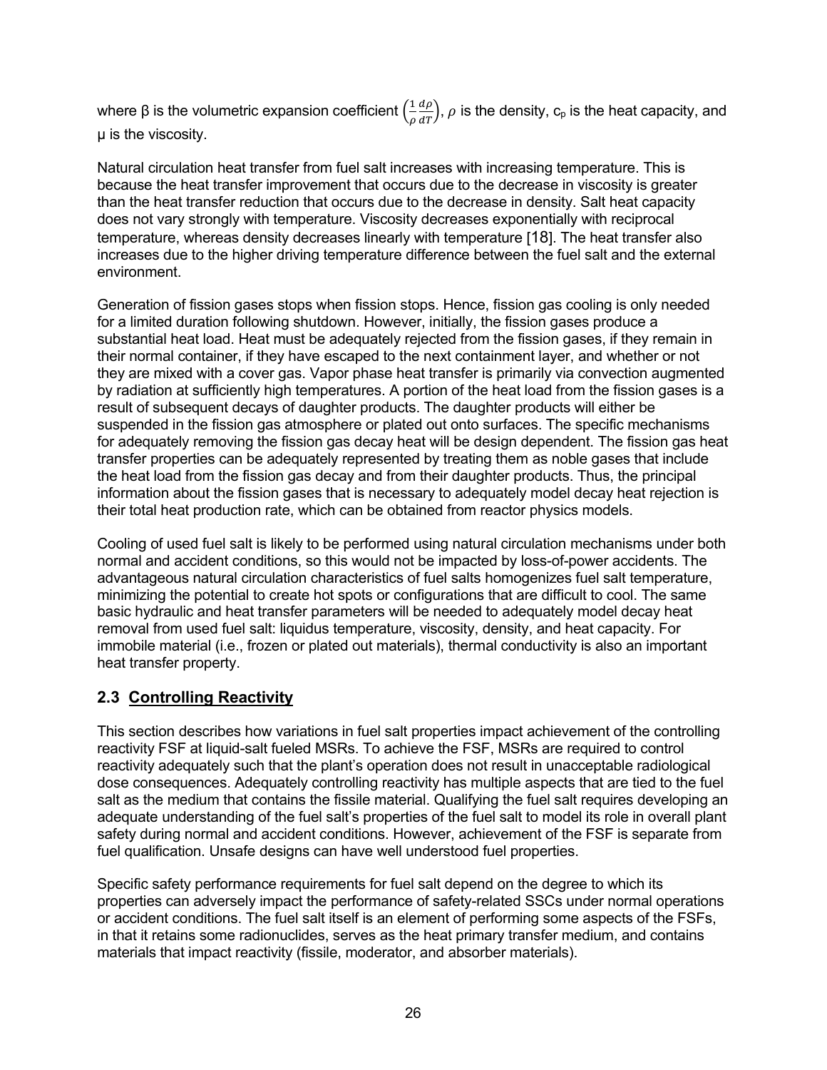where β is the volumetric expansion coefficient $\left(\frac{1}{\rho}\frac{d\rho}{dT}\right)$, $\rho$ is the density, $c_p$ is the heat capacity, and μ is the viscosity.

Natural circulation heat transfer from fuel salt increases with increasing temperature. This is because the heat transfer improvement that occurs due to the decrease in viscosity is greater than the heat transfer reduction that occurs due to the decrease in density. Salt heat capacity does not vary strongly with temperature. Viscosity decreases exponentially with reciprocal temperature, whereas density decreases linearly with temperature [18]. The heat transfer also increases due to the higher driving temperature difference between the fuel salt and the external environment.

Generation of fission gases stops when fission stops. Hence, fission gas cooling is only needed for a limited duration following shutdown. However, initially, the fission gases produce a substantial heat load. Heat must be adequately rejected from the fission gases, if they remain in their normal container, if they have escaped to the next containment layer, and whether or not they are mixed with a cover gas. Vapor phase heat transfer is primarily via convection augmented by radiation at sufficiently high temperatures. A portion of the heat load from the fission gases is a result of subsequent decays of daughter products. The daughter products will either be suspended in the fission gas atmosphere or plated out onto surfaces. The specific mechanisms for adequately removing the fission gas decay heat will be design dependent. The fission gas heat transfer properties can be adequately represented by treating them as noble gases that include the heat load from the fission gas decay and from their daughter products. Thus, the principal information about the fission gases that is necessary to adequately model decay heat rejection is their total heat production rate, which can be obtained from reactor physics models.

Cooling of used fuel salt is likely to be performed using natural circulation mechanisms under both normal and accident conditions, so this would not be impacted by loss-of-power accidents. The advantageous natural circulation characteristics of fuel salts homogenizes fuel salt temperature, minimizing the potential to create hot spots or configurations that are difficult to cool. The same basic hydraulic and heat transfer parameters will be needed to adequately model decay heat removal from used fuel salt: liquidus temperature, viscosity, density, and heat capacity. For immobile material (i.e., frozen or plated out materials), thermal conductivity is also an important heat transfer property.

## 2.3 <u>Controlling Reactivity</u>

This section describes how variations in fuel salt properties impact achievement of the controlling reactivity FSF at liquid-salt fueled MSRs. To achieve the FSF, MSRs are required to control reactivity adequately such that the plant's operation does not result in unacceptable radiological dose consequences. Adequately controlling reactivity has multiple aspects that are tied to the fuel salt as the medium that contains the fissile material. Qualifying the fuel salt requires developing an adequate understanding of the fuel salt's properties of the fuel salt to model its role in overall plant safety during normal and accident conditions. However, achievement of the FSF is separate from fuel qualification. Unsafe designs can have well understood fuel properties.

Specific safety performance requirements for fuel salt depend on the degree to which its properties can adversely impact the performance of safety-related SSCs under normal operations or accident conditions. The fuel salt itself is an element of performing some aspects of the FSFs, in that it retains some radionuclides, serves as the heat primary transfer medium, and contains materials that impact reactivity (fissile, moderator, and absorber materials).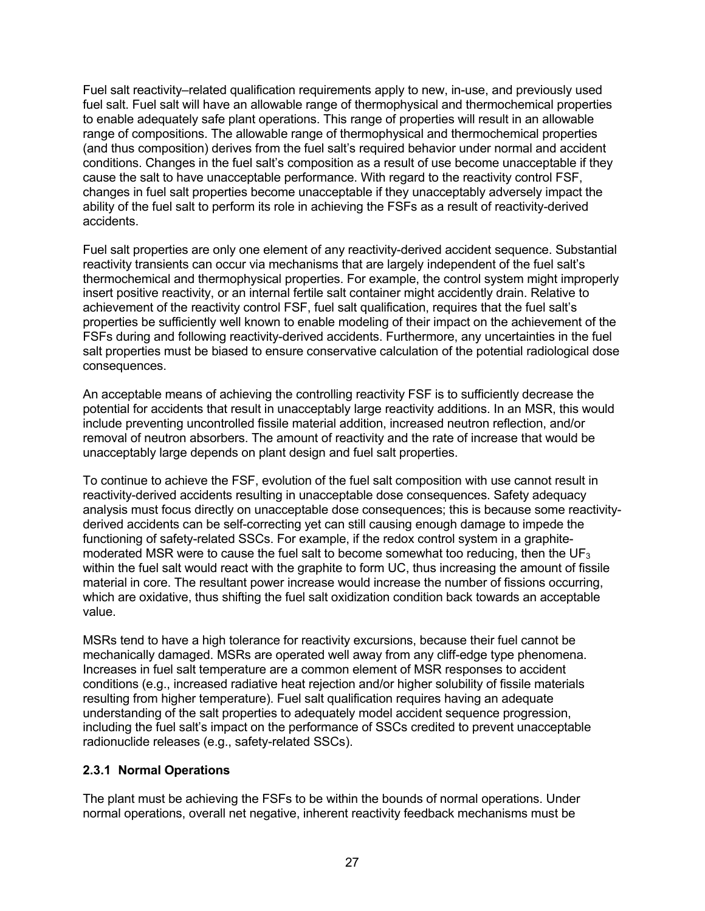Fuel salt reactivity–related qualification requirements apply to new, in-use, and previously used fuel salt. Fuel salt will have an allowable range of thermophysical and thermochemical properties to enable adequately safe plant operations. This range of properties will result in an allowable range of compositions. The allowable range of thermophysical and thermochemical properties (and thus composition) derives from the fuel salt's required behavior under normal and accident conditions. Changes in the fuel salt's composition as a result of use become unacceptable if they cause the salt to have unacceptable performance. With regard to the reactivity control FSF, changes in fuel salt properties become unacceptable if they unacceptably adversely impact the ability of the fuel salt to perform its role in achieving the FSFs as a result of reactivity-derived accidents.

Fuel salt properties are only one element of any reactivity-derived accident sequence. Substantial reactivity transients can occur via mechanisms that are largely independent of the fuel salt's thermochemical and thermophysical properties. For example, the control system might improperly insert positive reactivity, or an internal fertile salt container might accidently drain. Relative to achievement of the reactivity control FSF, fuel salt qualification, requires that the fuel salt's properties be sufficiently well known to enable modeling of their impact on the achievement of the FSFs during and following reactivity-derived accidents. Furthermore, any uncertainties in the fuel salt properties must be biased to ensure conservative calculation of the potential radiological dose consequences.

An acceptable means of achieving the controlling reactivity FSF is to sufficiently decrease the potential for accidents that result in unacceptably large reactivity additions. In an MSR, this would include preventing uncontrolled fissile material addition, increased neutron reflection, and/or removal of neutron absorbers. The amount of reactivity and the rate of increase that would be unacceptably large depends on plant design and fuel salt properties.

To continue to achieve the FSF, evolution of the fuel salt composition with use cannot result in reactivity-derived accidents resulting in unacceptable dose consequences. Safety adequacy analysis must focus directly on unacceptable dose consequences; this is because some reactivity-derived accidents can be self-correcting yet can still causing enough damage to impede the functioning of safety-related SSCs. For example, if the redox control system in a graphite-moderated MSR were to cause the fuel salt to become somewhat too reducing, then the $UF_3$ within the fuel salt would react with the graphite to form UC, thus increasing the amount of fissile material in core. The resultant power increase would increase the number of fissions occurring, which are oxidative, thus shifting the fuel salt oxidization condition back towards an acceptable value.

MSRs tend to have a high tolerance for reactivity excursions, because their fuel cannot be mechanically damaged. MSRs are operated well away from any cliff-edge type phenomena. Increases in fuel salt temperature are a common element of MSR responses to accident conditions (e.g., increased radiative heat rejection and/or higher solubility of fissile materials resulting from higher temperature). Fuel salt qualification requires having an adequate understanding of the salt properties to adequately model accident sequence progression, including the fuel salt's impact on the performance of SSCs credited to prevent unacceptable radionuclide releases (e.g., safety-related SSCs).

### 2.3.1 Normal Operations

The plant must be achieving the FSFs to be within the bounds of normal operations. Under normal operations, overall net negative, inherent reactivity feedback mechanisms must be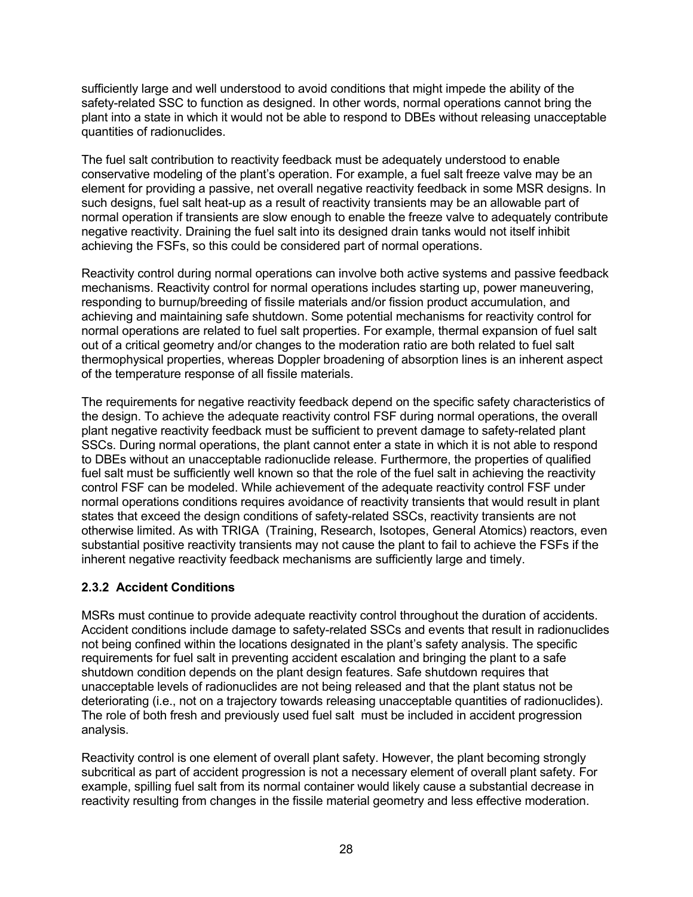sufficiently large and well understood to avoid conditions that might impede the ability of the safety-related SSC to function as designed. In other words, normal operations cannot bring the plant into a state in which it would not be able to respond to DBEs without releasing unacceptable quantities of radionuclides.

The fuel salt contribution to reactivity feedback must be adequately understood to enable conservative modeling of the plant's operation. For example, a fuel salt freeze valve may be an element for providing a passive, net overall negative reactivity feedback in some MSR designs. In such designs, fuel salt heat-up as a result of reactivity transients may be an allowable part of normal operation if transients are slow enough to enable the freeze valve to adequately contribute negative reactivity. Draining the fuel salt into its designed drain tanks would not itself inhibit achieving the FSFs, so this could be considered part of normal operations.

Reactivity control during normal operations can involve both active systems and passive feedback mechanisms. Reactivity control for normal operations includes starting up, power maneuvering, responding to burnup/breeding of fissile materials and/or fission product accumulation, and achieving and maintaining safe shutdown. Some potential mechanisms for reactivity control for normal operations are related to fuel salt properties. For example, thermal expansion of fuel salt out of a critical geometry and/or changes to the moderation ratio are both related to fuel salt thermophysical properties, whereas Doppler broadening of absorption lines is an inherent aspect of the temperature response of all fissile materials.

The requirements for negative reactivity feedback depend on the specific safety characteristics of the design. To achieve the adequate reactivity control FSF during normal operations, the overall plant negative reactivity feedback must be sufficient to prevent damage to safety-related plant SSCs. During normal operations, the plant cannot enter a state in which it is not able to respond to DBEs without an unacceptable radionuclide release. Furthermore, the properties of qualified fuel salt must be sufficiently well known so that the role of the fuel salt in achieving the reactivity control FSF can be modeled. While achievement of the adequate reactivity control FSF under normal operations conditions requires avoidance of reactivity transients that would result in plant states that exceed the design conditions of safety-related SSCs, reactivity transients are not otherwise limited. As with TRIGA (Training, Research, Isotopes, General Atomics) reactors, even substantial positive reactivity transients may not cause the plant to fail to achieve the FSFs if the inherent negative reactivity feedback mechanisms are sufficiently large and timely.

### 2.3.2 Accident Conditions

MSRs must continue to provide adequate reactivity control throughout the duration of accidents. Accident conditions include damage to safety-related SSCs and events that result in radionuclides not being confined within the locations designated in the plant's safety analysis. The specific requirements for fuel salt in preventing accident escalation and bringing the plant to a safe shutdown condition depends on the plant design features. Safe shutdown requires that unacceptable levels of radionuclides are not being released and that the plant status not be deteriorating (i.e., not on a trajectory towards releasing unacceptable quantities of radionuclides). The role of both fresh and previously used fuel salt must be included in accident progression analysis.

Reactivity control is one element of overall plant safety. However, the plant becoming strongly subcritical as part of accident progression is not a necessary element of overall plant safety. For example, spilling fuel salt from its normal container would likely cause a substantial decrease in reactivity resulting from changes in the fissile material geometry and less effective moderation.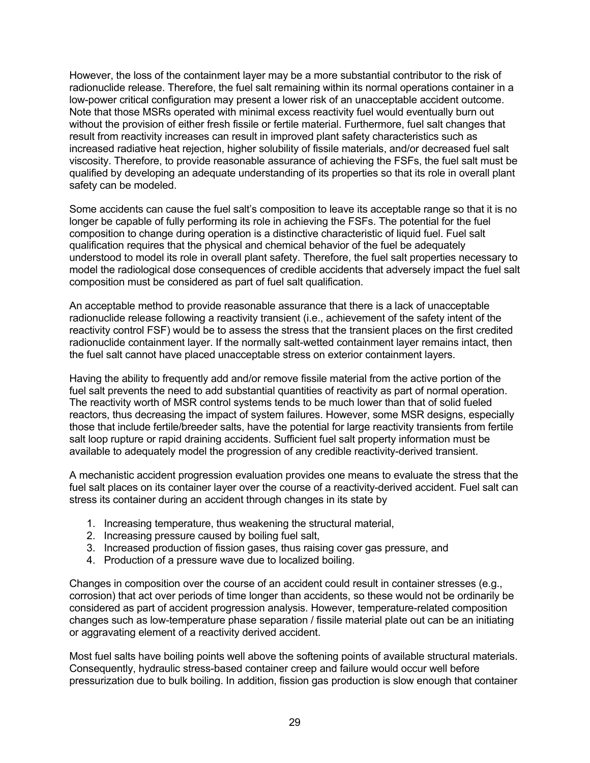However, the loss of the containment layer may be a more substantial contributor to the risk of radionuclide release. Therefore, the fuel salt remaining within its normal operations container in a low-power critical configuration may present a lower risk of an unacceptable accident outcome. Note that those MSRs operated with minimal excess reactivity fuel would eventually burn out without the provision of either fresh fissile or fertile material. Furthermore, fuel salt changes that result from reactivity increases can result in improved plant safety characteristics such as increased radiative heat rejection, higher solubility of fissile materials, and/or decreased fuel salt viscosity. Therefore, to provide reasonable assurance of achieving the FSFs, the fuel salt must be qualified by developing an adequate understanding of its properties so that its role in overall plant safety can be modeled.

Some accidents can cause the fuel salt's composition to leave its acceptable range so that it is no longer be capable of fully performing its role in achieving the FSFs. The potential for the fuel composition to change during operation is a distinctive characteristic of liquid fuel. Fuel salt qualification requires that the physical and chemical behavior of the fuel be adequately understood to model its role in overall plant safety. Therefore, the fuel salt properties necessary to model the radiological dose consequences of credible accidents that adversely impact the fuel salt composition must be considered as part of fuel salt qualification.

An acceptable method to provide reasonable assurance that there is a lack of unacceptable radionuclide release following a reactivity transient (i.e., achievement of the safety intent of the reactivity control FSF) would be to assess the stress that the transient places on the first credited radionuclide containment layer. If the normally salt-wetted containment layer remains intact, then the fuel salt cannot have placed unacceptable stress on exterior containment layers.

Having the ability to frequently add and/or remove fissile material from the active portion of the fuel salt prevents the need to add substantial quantities of reactivity as part of normal operation. The reactivity worth of MSR control systems tends to be much lower than that of solid fueled reactors, thus decreasing the impact of system failures. However, some MSR designs, especially those that include fertile/breeder salts, have the potential for large reactivity transients from fertile salt loop rupture or rapid draining accidents. Sufficient fuel salt property information must be available to adequately model the progression of any credible reactivity-derived transient.

A mechanistic accident progression evaluation provides one means to evaluate the stress that the fuel salt places on its container layer over the course of a reactivity-derived accident. Fuel salt can stress its container during an accident through changes in its state by

1. Increasing temperature, thus weakening the structural material,
2. Increasing pressure caused by boiling fuel salt,
3. Increased production of fission gases, thus raising cover gas pressure, and
4. Production of a pressure wave due to localized boiling.

Changes in composition over the course of an accident could result in container stresses (e.g., corrosion) that act over periods of time longer than accidents, so these would not be ordinarily be considered as part of accident progression analysis. However, temperature-related composition changes such as low-temperature phase separation / fissile material plate out can be an initiating or aggravating element of a reactivity derived accident.

Most fuel salts have boiling points well above the softening points of available structural materials. Consequently, hydraulic stress-based container creep and failure would occur well before pressurization due to bulk boiling. In addition, fission gas production is slow enough that container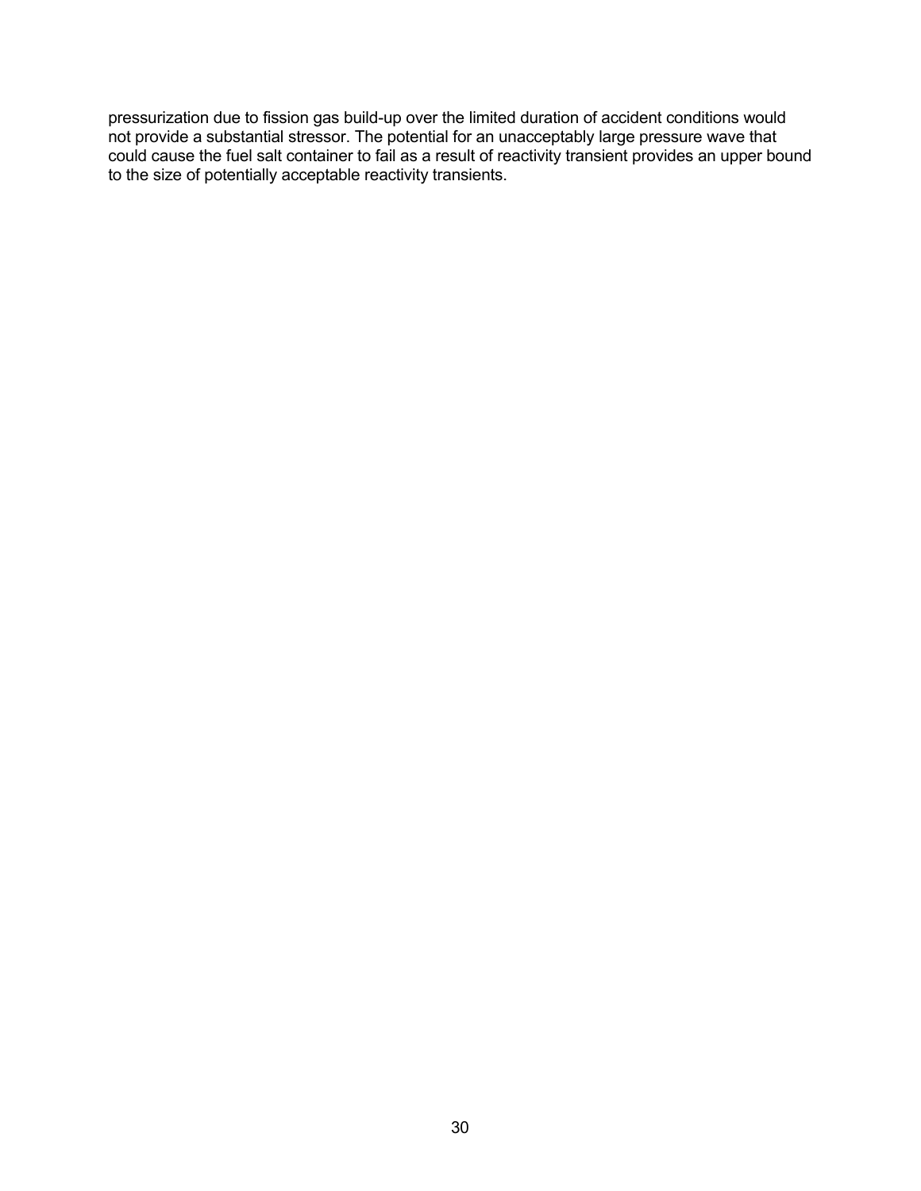pressurization due to fission gas build-up over the limited duration of accident conditions would not provide a substantial stressor. The potential for an unacceptably large pressure wave that could cause the fuel salt container to fail as a result of reactivity transient provides an upper bound to the size of potentially acceptable reactivity transients.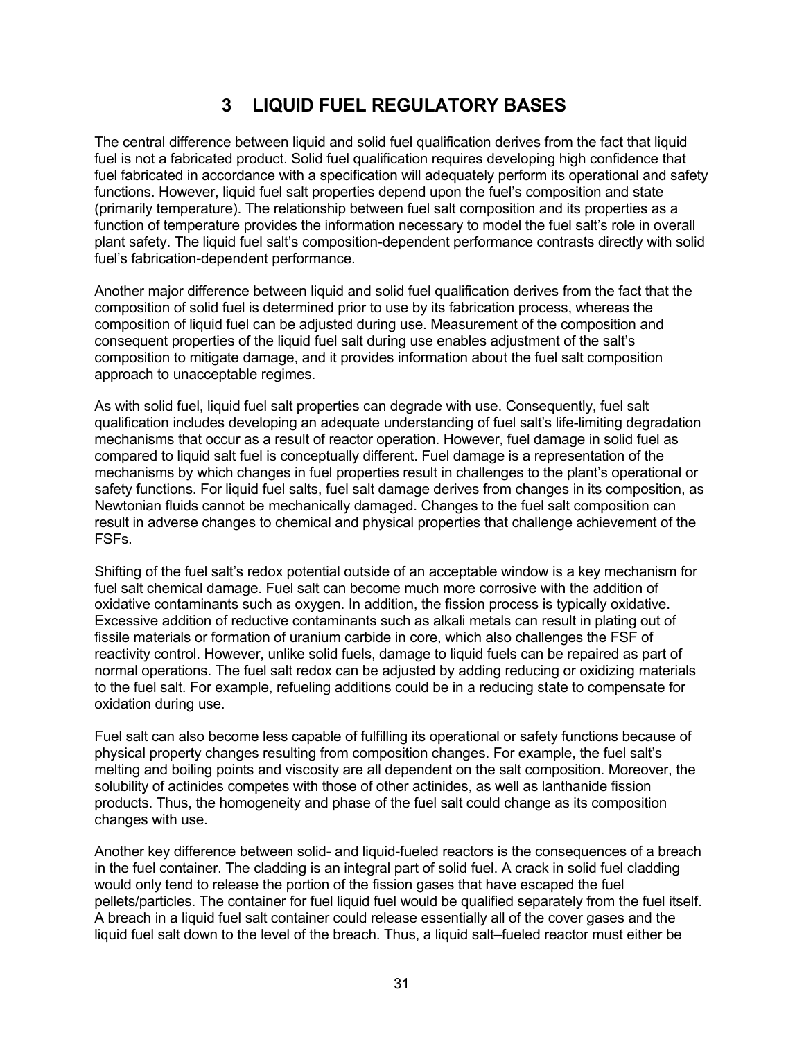# 3 LIQUID FUEL REGULATORY BASES

The central difference between liquid and solid fuel qualification derives from the fact that liquid fuel is not a fabricated product. Solid fuel qualification requires developing high confidence that fuel fabricated in accordance with a specification will adequately perform its operational and safety functions. However, liquid fuel salt properties depend upon the fuel's composition and state (primarily temperature). The relationship between fuel salt composition and its properties as a function of temperature provides the information necessary to model the fuel salt's role in overall plant safety. The liquid fuel salt's composition-dependent performance contrasts directly with solid fuel's fabrication-dependent performance.

Another major difference between liquid and solid fuel qualification derives from the fact that the composition of solid fuel is determined prior to use by its fabrication process, whereas the composition of liquid fuel can be adjusted during use. Measurement of the composition and consequent properties of the liquid fuel salt during use enables adjustment of the salt's composition to mitigate damage, and it provides information about the fuel salt composition approach to unacceptable regimes.

As with solid fuel, liquid fuel salt properties can degrade with use. Consequently, fuel salt qualification includes developing an adequate understanding of fuel salt's life-limiting degradation mechanisms that occur as a result of reactor operation. However, fuel damage in solid fuel as compared to liquid salt fuel is conceptually different. Fuel damage is a representation of the mechanisms by which changes in fuel properties result in challenges to the plant's operational or safety functions. For liquid fuel salts, fuel salt damage derives from changes in its composition, as Newtonian fluids cannot be mechanically damaged. Changes to the fuel salt composition can result in adverse changes to chemical and physical properties that challenge achievement of the FSFs.

Shifting of the fuel salt's redox potential outside of an acceptable window is a key mechanism for fuel salt chemical damage. Fuel salt can become much more corrosive with the addition of oxidative contaminants such as oxygen. In addition, the fission process is typically oxidative. Excessive addition of reductive contaminants such as alkali metals can result in plating out of fissile materials or formation of uranium carbide in core, which also challenges the FSF of reactivity control. However, unlike solid fuels, damage to liquid fuels can be repaired as part of normal operations. The fuel salt redox can be adjusted by adding reducing or oxidizing materials to the fuel salt. For example, refueling additions could be in a reducing state to compensate for oxidation during use.

Fuel salt can also become less capable of fulfilling its operational or safety functions because of physical property changes resulting from composition changes. For example, the fuel salt's melting and boiling points and viscosity are all dependent on the salt composition. Moreover, the solubility of actinides competes with those of other actinides, as well as lanthanide fission products. Thus, the homogeneity and phase of the fuel salt could change as its composition changes with use.

Another key difference between solid- and liquid-fueled reactors is the consequences of a breach in the fuel container. The cladding is an integral part of solid fuel. A crack in solid fuel cladding would only tend to release the portion of the fission gases that have escaped the fuel pellets/particles. The container for fuel liquid fuel would be qualified separately from the fuel itself. A breach in a liquid fuel salt container could release essentially all of the cover gases and the liquid fuel salt down to the level of the breach. Thus, a liquid salt–fueled reactor must either be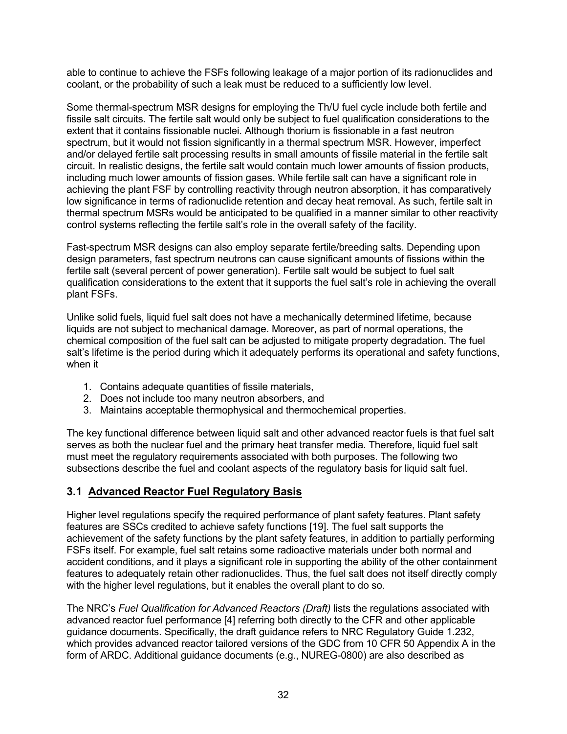able to continue to achieve the FSFs following leakage of a major portion of its radionuclides and coolant, or the probability of such a leak must be reduced to a sufficiently low level.

Some thermal-spectrum MSR designs for employing the Th/U fuel cycle include both fertile and fissile salt circuits. The fertile salt would only be subject to fuel qualification considerations to the extent that it contains fissionable nuclei. Although thorium is fissionable in a fast neutron spectrum, but it would not fission significantly in a thermal spectrum MSR. However, imperfect and/or delayed fertile salt processing results in small amounts of fissile material in the fertile salt circuit. In realistic designs, the fertile salt would contain much lower amounts of fission products, including much lower amounts of fission gases. While fertile salt can have a significant role in achieving the plant FSF by controlling reactivity through neutron absorption, it has comparatively low significance in terms of radionuclide retention and decay heat removal. As such, fertile salt in thermal spectrum MSRs would be anticipated to be qualified in a manner similar to other reactivity control systems reflecting the fertile salt's role in the overall safety of the facility.

Fast-spectrum MSR designs can also employ separate fertile/breeding salts. Depending upon design parameters, fast spectrum neutrons can cause significant amounts of fissions within the fertile salt (several percent of power generation). Fertile salt would be subject to fuel salt qualification considerations to the extent that it supports the fuel salt's role in achieving the overall plant FSFs.

Unlike solid fuels, liquid fuel salt does not have a mechanically determined lifetime, because liquids are not subject to mechanical damage. Moreover, as part of normal operations, the chemical composition of the fuel salt can be adjusted to mitigate property degradation. The fuel salt's lifetime is the period during which it adequately performs its operational and safety functions, when it

1. Contains adequate quantities of fissile materials,
2. Does not include too many neutron absorbers, and
3. Maintains acceptable thermophysical and thermochemical properties.

The key functional difference between liquid salt and other advanced reactor fuels is that fuel salt serves as both the nuclear fuel and the primary heat transfer media. Therefore, liquid fuel salt must meet the regulatory requirements associated with both purposes. The following two subsections describe the fuel and coolant aspects of the regulatory basis for liquid salt fuel.

## 3.1 Advanced Reactor Fuel Regulatory Basis

Higher level regulations specify the required performance of plant safety features. Plant safety features are SSCs credited to achieve safety functions [19]. The fuel salt supports the achievement of the safety functions by the plant safety features, in addition to partially performing FSFs itself. For example, fuel salt retains some radioactive materials under both normal and accident conditions, and it plays a significant role in supporting the ability of the other containment features to adequately retain other radionuclides. Thus, the fuel salt does not itself directly comply with the higher level regulations, but it enables the overall plant to do so.

The NRC's *Fuel Qualification for Advanced Reactors (Draft)* lists the regulations associated with advanced reactor fuel performance [4] referring both directly to the CFR and other applicable guidance documents. Specifically, the draft guidance refers to NRC Regulatory Guide 1.232, which provides advanced reactor tailored versions of the GDC from 10 CFR 50 Appendix A in the form of ARDC. Additional guidance documents (e.g., NUREG-0800) are also described as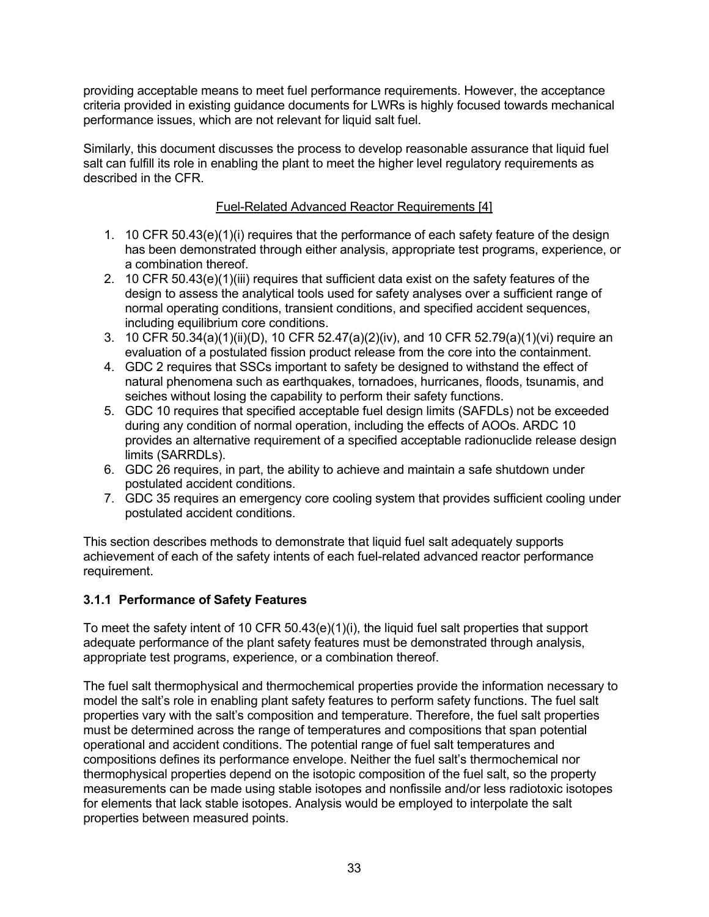providing acceptable means to meet fuel performance requirements. However, the acceptance criteria provided in existing guidance documents for LWRs is highly focused towards mechanical performance issues, which are not relevant for liquid salt fuel.

Similarly, this document discusses the process to develop reasonable assurance that liquid fuel salt can fulfill its role in enabling the plant to meet the higher level regulatory requirements as described in the CFR.

<u>Fuel-Related Advanced Reactor Requirements [4]</u>

1. 10 CFR 50.43(e)(1)(i) requires that the performance of each safety feature of the design has been demonstrated through either analysis, appropriate test programs, experience, or a combination thereof.
2. 10 CFR 50.43(e)(1)(iii) requires that sufficient data exist on the safety features of the design to assess the analytical tools used for safety analyses over a sufficient range of normal operating conditions, transient conditions, and specified accident sequences, including equilibrium core conditions.
3. 10 CFR 50.34(a)(1)(ii)(D), 10 CFR 52.47(a)(2)(iv), and 10 CFR 52.79(a)(1)(vi) require an evaluation of a postulated fission product release from the core into the containment.
4. GDC 2 requires that SSCs important to safety be designed to withstand the effect of natural phenomena such as earthquakes, tornadoes, hurricanes, floods, tsunamis, and seiches without losing the capability to perform their safety functions.
5. GDC 10 requires that specified acceptable fuel design limits (SAFDLs) not be exceeded during any condition of normal operation, including the effects of AOOs. ARDC 10 provides an alternative requirement of a specified acceptable radionuclide release design limits (SARRDLs).
6. GDC 26 requires, in part, the ability to achieve and maintain a safe shutdown under postulated accident conditions.
7. GDC 35 requires an emergency core cooling system that provides sufficient cooling under postulated accident conditions.

This section describes methods to demonstrate that liquid fuel salt adequately supports achievement of each of the safety intents of each fuel-related advanced reactor performance requirement.

### 3.1.1 Performance of Safety Features

To meet the safety intent of 10 CFR 50.43(e)(1)(i), the liquid fuel salt properties that support adequate performance of the plant safety features must be demonstrated through analysis, appropriate test programs, experience, or a combination thereof.

The fuel salt thermophysical and thermochemical properties provide the information necessary to model the salt's role in enabling plant safety features to perform safety functions. The fuel salt properties vary with the salt's composition and temperature. Therefore, the fuel salt properties must be determined across the range of temperatures and compositions that span potential operational and accident conditions. The potential range of fuel salt temperatures and compositions defines its performance envelope. Neither the fuel salt's thermochemical nor thermophysical properties depend on the isotopic composition of the fuel salt, so the property measurements can be made using stable isotopes and nonfissile and/or less radiotoxic isotopes for elements that lack stable isotopes. Analysis would be employed to interpolate the salt properties between measured points.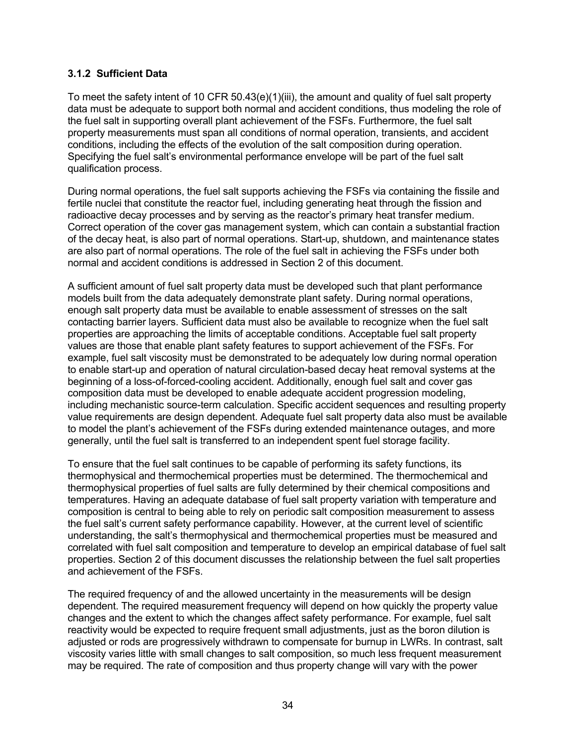### 3.1.2 Sufficient Data

To meet the safety intent of 10 CFR 50.43(e)(1)(iii), the amount and quality of fuel salt property data must be adequate to support both normal and accident conditions, thus modeling the role of the fuel salt in supporting overall plant achievement of the FSFs. Furthermore, the fuel salt property measurements must span all conditions of normal operation, transients, and accident conditions, including the effects of the evolution of the salt composition during operation. Specifying the fuel salt's environmental performance envelope will be part of the fuel salt qualification process.

During normal operations, the fuel salt supports achieving the FSFs via containing the fissile and fertile nuclei that constitute the reactor fuel, including generating heat through the fission and radioactive decay processes and by serving as the reactor's primary heat transfer medium. Correct operation of the cover gas management system, which can contain a substantial fraction of the decay heat, is also part of normal operations. Start-up, shutdown, and maintenance states are also part of normal operations. The role of the fuel salt in achieving the FSFs under both normal and accident conditions is addressed in Section 2 of this document.

A sufficient amount of fuel salt property data must be developed such that plant performance models built from the data adequately demonstrate plant safety. During normal operations, enough salt property data must be available to enable assessment of stresses on the salt contacting barrier layers. Sufficient data must also be available to recognize when the fuel salt properties are approaching the limits of acceptable conditions. Acceptable fuel salt property values are those that enable plant safety features to support achievement of the FSFs. For example, fuel salt viscosity must be demonstrated to be adequately low during normal operation to enable start-up and operation of natural circulation-based decay heat removal systems at the beginning of a loss-of-forced-cooling accident. Additionally, enough fuel salt and cover gas composition data must be developed to enable adequate accident progression modeling, including mechanistic source-term calculation. Specific accident sequences and resulting property value requirements are design dependent. Adequate fuel salt property data also must be available to model the plant's achievement of the FSFs during extended maintenance outages, and more generally, until the fuel salt is transferred to an independent spent fuel storage facility.

To ensure that the fuel salt continues to be capable of performing its safety functions, its thermophysical and thermochemical properties must be determined. The thermochemical and thermophysical properties of fuel salts are fully determined by their chemical compositions and temperatures. Having an adequate database of fuel salt property variation with temperature and composition is central to being able to rely on periodic salt composition measurement to assess the fuel salt's current safety performance capability. However, at the current level of scientific understanding, the salt's thermophysical and thermochemical properties must be measured and correlated with fuel salt composition and temperature to develop an empirical database of fuel salt properties. Section 2 of this document discusses the relationship between the fuel salt properties and achievement of the FSFs.

The required frequency of and the allowed uncertainty in the measurements will be design dependent. The required measurement frequency will depend on how quickly the property value changes and the extent to which the changes affect safety performance. For example, fuel salt reactivity would be expected to require frequent small adjustments, just as the boron dilution is adjusted or rods are progressively withdrawn to compensate for burnup in LWRs. In contrast, salt viscosity varies little with small changes to salt composition, so much less frequent measurement may be required. The rate of composition and thus property change will vary with the power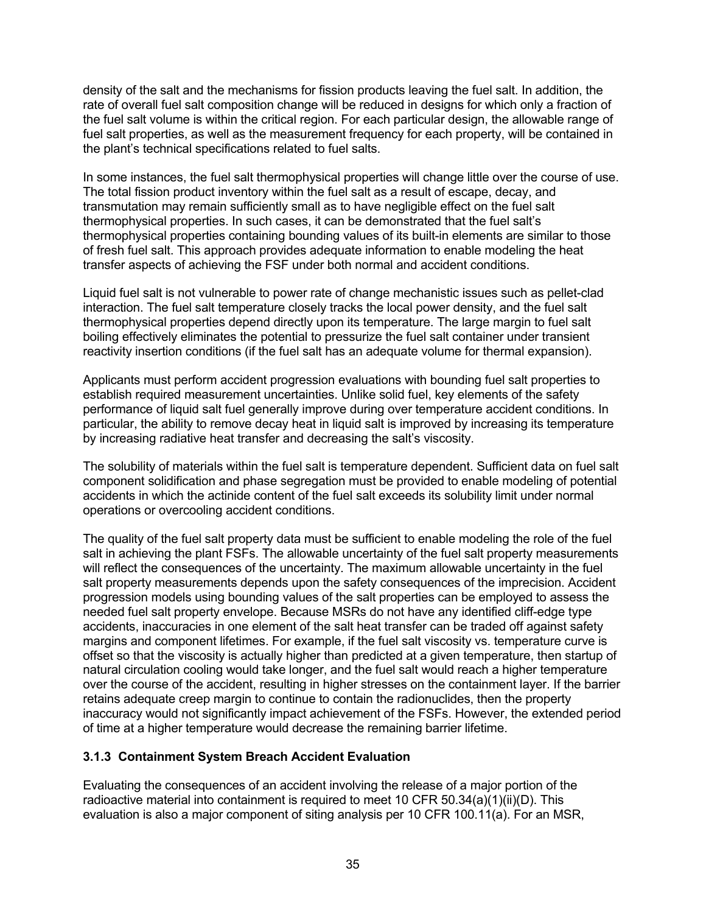density of the salt and the mechanisms for fission products leaving the fuel salt. In addition, the rate of overall fuel salt composition change will be reduced in designs for which only a fraction of the fuel salt volume is within the critical region. For each particular design, the allowable range of fuel salt properties, as well as the measurement frequency for each property, will be contained in the plant's technical specifications related to fuel salts.

In some instances, the fuel salt thermophysical properties will change little over the course of use. The total fission product inventory within the fuel salt as a result of escape, decay, and transmutation may remain sufficiently small as to have negligible effect on the fuel salt thermophysical properties. In such cases, it can be demonstrated that the fuel salt's thermophysical properties containing bounding values of its built-in elements are similar to those of fresh fuel salt. This approach provides adequate information to enable modeling the heat transfer aspects of achieving the FSF under both normal and accident conditions.

Liquid fuel salt is not vulnerable to power rate of change mechanistic issues such as pellet-clad interaction. The fuel salt temperature closely tracks the local power density, and the fuel salt thermophysical properties depend directly upon its temperature. The large margin to fuel salt boiling effectively eliminates the potential to pressurize the fuel salt container under transient reactivity insertion conditions (if the fuel salt has an adequate volume for thermal expansion).

Applicants must perform accident progression evaluations with bounding fuel salt properties to establish required measurement uncertainties. Unlike solid fuel, key elements of the safety performance of liquid salt fuel generally improve during over temperature accident conditions. In particular, the ability to remove decay heat in liquid salt is improved by increasing its temperature by increasing radiative heat transfer and decreasing the salt's viscosity.

The solubility of materials within the fuel salt is temperature dependent. Sufficient data on fuel salt component solidification and phase segregation must be provided to enable modeling of potential accidents in which the actinide content of the fuel salt exceeds its solubility limit under normal operations or overcooling accident conditions.

The quality of the fuel salt property data must be sufficient to enable modeling the role of the fuel salt in achieving the plant FSFs. The allowable uncertainty of the fuel salt property measurements will reflect the consequences of the uncertainty. The maximum allowable uncertainty in the fuel salt property measurements depends upon the safety consequences of the imprecision. Accident progression models using bounding values of the salt properties can be employed to assess the needed fuel salt property envelope. Because MSRs do not have any identified cliff-edge type accidents, inaccuracies in one element of the salt heat transfer can be traded off against safety margins and component lifetimes. For example, if the fuel salt viscosity vs. temperature curve is offset so that the viscosity is actually higher than predicted at a given temperature, then startup of natural circulation cooling would take longer, and the fuel salt would reach a higher temperature over the course of the accident, resulting in higher stresses on the containment layer. If the barrier retains adequate creep margin to continue to contain the radionuclides, then the property inaccuracy would not significantly impact achievement of the FSFs. However, the extended period of time at a higher temperature would decrease the remaining barrier lifetime.

### 3.1.3 Containment System Breach Accident Evaluation

Evaluating the consequences of an accident involving the release of a major portion of the radioactive material into containment is required to meet 10 CFR 50.34(a)(1)(ii)(D). This evaluation is also a major component of siting analysis per 10 CFR 100.11(a). For an MSR,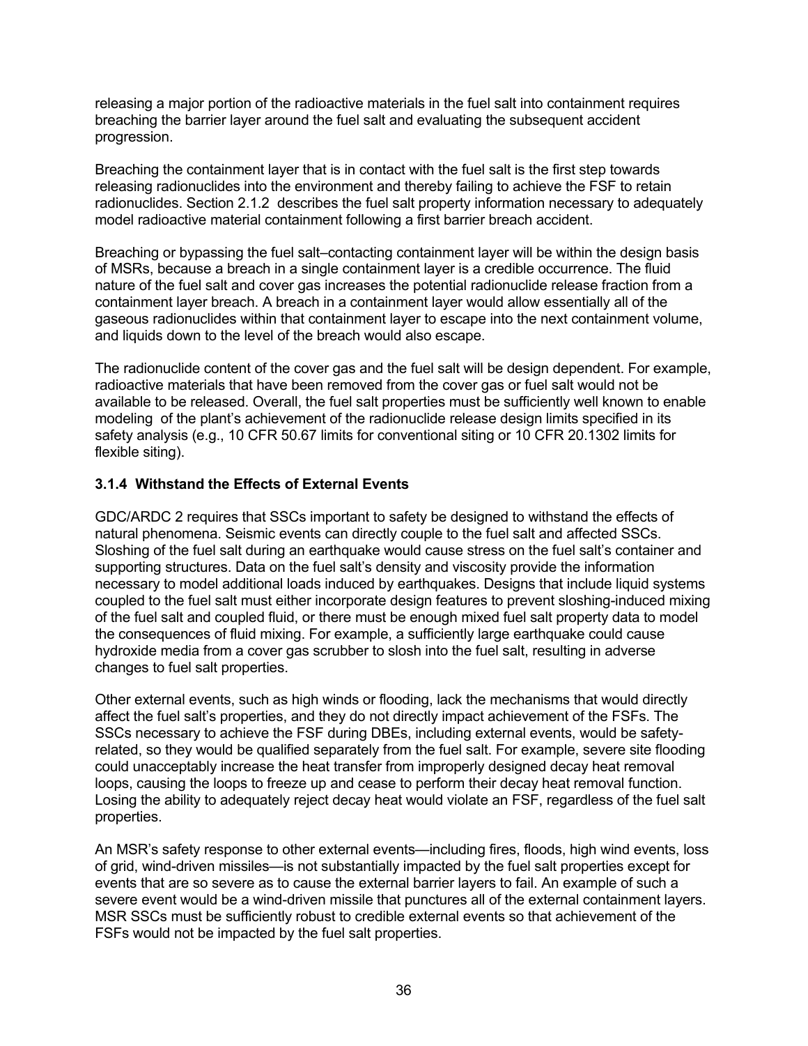releasing a major portion of the radioactive materials in the fuel salt into containment requires breaching the barrier layer around the fuel salt and evaluating the subsequent accident progression.

Breaching the containment layer that is in contact with the fuel salt is the first step towards releasing radionuclides into the environment and thereby failing to achieve the FSF to retain radionuclides. Section 2.1.2 describes the fuel salt property information necessary to adequately model radioactive material containment following a first barrier breach accident.

Breaching or bypassing the fuel salt–contacting containment layer will be within the design basis of MSRs, because a breach in a single containment layer is a credible occurrence. The fluid nature of the fuel salt and cover gas increases the potential radionuclide release fraction from a containment layer breach. A breach in a containment layer would allow essentially all of the gaseous radionuclides within that containment layer to escape into the next containment volume, and liquids down to the level of the breach would also escape.

The radionuclide content of the cover gas and the fuel salt will be design dependent. For example, radioactive materials that have been removed from the cover gas or fuel salt would not be available to be released. Overall, the fuel salt properties must be sufficiently well known to enable modeling of the plant's achievement of the radionuclide release design limits specified in its safety analysis (e.g., 10 CFR 50.67 limits for conventional siting or 10 CFR 20.1302 limits for flexible siting).

### 3.1.4 Withstand the Effects of External Events

GDC/ARDC 2 requires that SSCs important to safety be designed to withstand the effects of natural phenomena. Seismic events can directly couple to the fuel salt and affected SSCs. Sloshing of the fuel salt during an earthquake would cause stress on the fuel salt's container and supporting structures. Data on the fuel salt's density and viscosity provide the information necessary to model additional loads induced by earthquakes. Designs that include liquid systems coupled to the fuel salt must either incorporate design features to prevent sloshing-induced mixing of the fuel salt and coupled fluid, or there must be enough mixed fuel salt property data to model the consequences of fluid mixing. For example, a sufficiently large earthquake could cause hydroxide media from a cover gas scrubber to slosh into the fuel salt, resulting in adverse changes to fuel salt properties.

Other external events, such as high winds or flooding, lack the mechanisms that would directly affect the fuel salt's properties, and they do not directly impact achievement of the FSFs. The SSCs necessary to achieve the FSF during DBEs, including external events, would be safety-related, so they would be qualified separately from the fuel salt. For example, severe site flooding could unacceptably increase the heat transfer from improperly designed decay heat removal loops, causing the loops to freeze up and cease to perform their decay heat removal function. Losing the ability to adequately reject decay heat would violate an FSF, regardless of the fuel salt properties.

An MSR's safety response to other external events—including fires, floods, high wind events, loss of grid, wind-driven missiles—is not substantially impacted by the fuel salt properties except for events that are so severe as to cause the external barrier layers to fail. An example of such a severe event would be a wind-driven missile that punctures all of the external containment layers. MSR SSCs must be sufficiently robust to credible external events so that achievement of the FSFs would not be impacted by the fuel salt properties.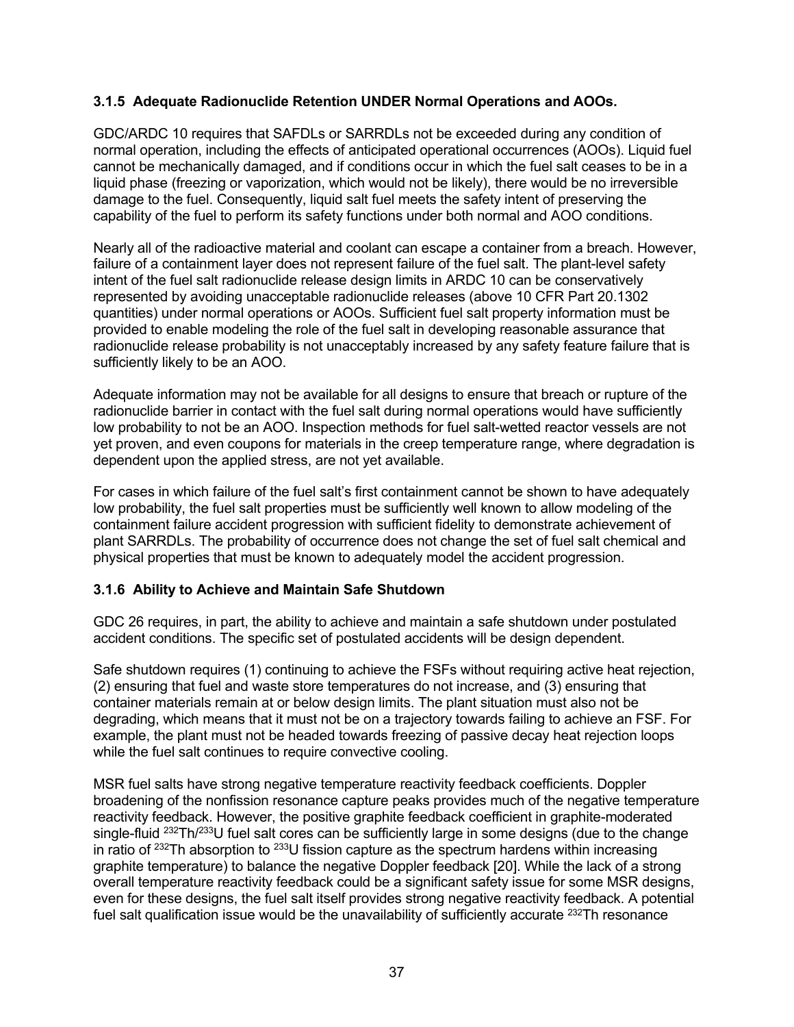### 3.1.5 Adequate Radionuclide Retention UNDER Normal Operations and AOOs.

GDC/ARDC 10 requires that SAFDLs or SARRDLs not be exceeded during any condition of normal operation, including the effects of anticipated operational occurrences (AOOs). Liquid fuel cannot be mechanically damaged, and if conditions occur in which the fuel salt ceases to be in a liquid phase (freezing or vaporization, which would not be likely), there would be no irreversible damage to the fuel. Consequently, liquid salt fuel meets the safety intent of preserving the capability of the fuel to perform its safety functions under both normal and AOO conditions.

Nearly all of the radioactive material and coolant can escape a container from a breach. However, failure of a containment layer does not represent failure of the fuel salt. The plant-level safety intent of the fuel salt radionuclide release design limits in ARDC 10 can be conservatively represented by avoiding unacceptable radionuclide releases (above 10 CFR Part 20.1302 quantities) under normal operations or AOOs. Sufficient fuel salt property information must be provided to enable modeling the role of the fuel salt in developing reasonable assurance that radionuclide release probability is not unacceptably increased by any safety feature failure that is sufficiently likely to be an AOO.

Adequate information may not be available for all designs to ensure that breach or rupture of the radionuclide barrier in contact with the fuel salt during normal operations would have sufficiently low probability to not be an AOO. Inspection methods for fuel salt-wetted reactor vessels are not yet proven, and even coupons for materials in the creep temperature range, where degradation is dependent upon the applied stress, are not yet available.

For cases in which failure of the fuel salt's first containment cannot be shown to have adequately low probability, the fuel salt properties must be sufficiently well known to allow modeling of the containment failure accident progression with sufficient fidelity to demonstrate achievement of plant SARRDLs. The probability of occurrence does not change the set of fuel salt chemical and physical properties that must be known to adequately model the accident progression.

### 3.1.6 Ability to Achieve and Maintain Safe Shutdown

GDC 26 requires, in part, the ability to achieve and maintain a safe shutdown under postulated accident conditions. The specific set of postulated accidents will be design dependent.

Safe shutdown requires (1) continuing to achieve the FSFs without requiring active heat rejection, (2) ensuring that fuel and waste store temperatures do not increase, and (3) ensuring that container materials remain at or below design limits. The plant situation must also not be degrading, which means that it must not be on a trajectory towards failing to achieve an FSF. For example, the plant must not be headed towards freezing of passive decay heat rejection loops while the fuel salt continues to require convective cooling.

MSR fuel salts have strong negative temperature reactivity feedback coefficients. Doppler broadening of the nonfission resonance capture peaks provides much of the negative temperature reactivity feedback. However, the positive graphite feedback coefficient in graphite-moderated single-fluid $^{232}Th$/$^{233}U$ fuel salt cores can be sufficiently large in some designs (due to the change in ratio of $^{232}Th$ absorption to $^{233}U$ fission capture as the spectrum hardens within increasing graphite temperature) to balance the negative Doppler feedback [20]. While the lack of a strong overall temperature reactivity feedback could be a significant safety issue for some MSR designs, even for these designs, the fuel salt itself provides strong negative reactivity feedback. A potential fuel salt qualification issue would be the unavailability of sufficiently accurate $^{232}Th$ resonance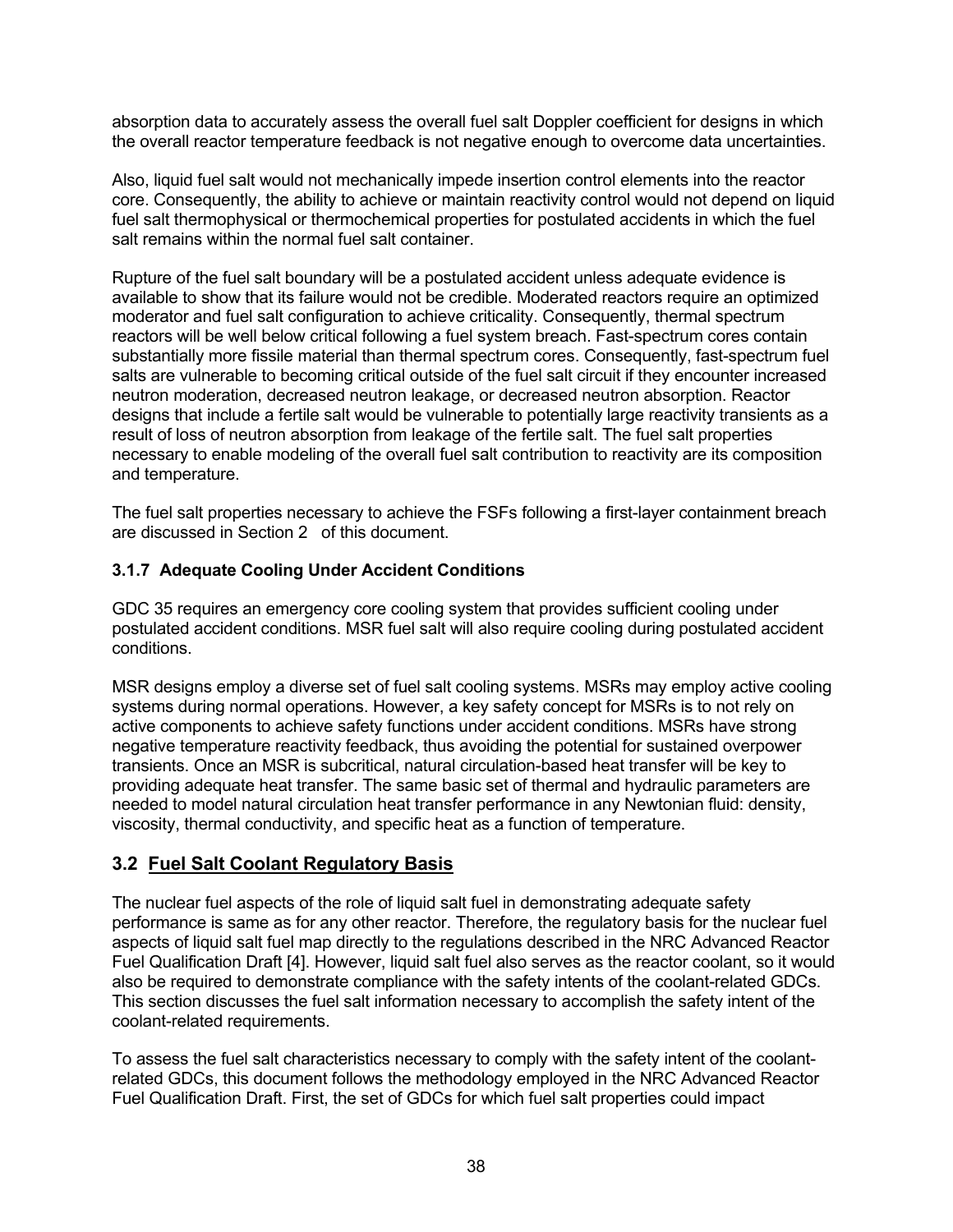absorption data to accurately assess the overall fuel salt Doppler coefficient for designs in which the overall reactor temperature feedback is not negative enough to overcome data uncertainties.

Also, liquid fuel salt would not mechanically impede insertion control elements into the reactor core. Consequently, the ability to achieve or maintain reactivity control would not depend on liquid fuel salt thermophysical or thermochemical properties for postulated accidents in which the fuel salt remains within the normal fuel salt container.

Rupture of the fuel salt boundary will be a postulated accident unless adequate evidence is available to show that its failure would not be credible. Moderated reactors require an optimized moderator and fuel salt configuration to achieve criticality. Consequently, thermal spectrum reactors will be well below critical following a fuel system breach. Fast-spectrum cores contain substantially more fissile material than thermal spectrum cores. Consequently, fast-spectrum fuel salts are vulnerable to becoming critical outside of the fuel salt circuit if they encounter increased neutron moderation, decreased neutron leakage, or decreased neutron absorption. Reactor designs that include a fertile salt would be vulnerable to potentially large reactivity transients as a result of loss of neutron absorption from leakage of the fertile salt. The fuel salt properties necessary to enable modeling of the overall fuel salt contribution to reactivity are its composition and temperature.

The fuel salt properties necessary to achieve the FSFs following a first-layer containment breach are discussed in Section 2 of this document.

### 3.1.7 Adequate Cooling Under Accident Conditions

GDC 35 requires an emergency core cooling system that provides sufficient cooling under postulated accident conditions. MSR fuel salt will also require cooling during postulated accident conditions.

MSR designs employ a diverse set of fuel salt cooling systems. MSRs may employ active cooling systems during normal operations. However, a key safety concept for MSRs is to not rely on active components to achieve safety functions under accident conditions. MSRs have strong negative temperature reactivity feedback, thus avoiding the potential for sustained overpower transients. Once an MSR is subcritical, natural circulation-based heat transfer will be key to providing adequate heat transfer. The same basic set of thermal and hydraulic parameters are needed to model natural circulation heat transfer performance in any Newtonian fluid: density, viscosity, thermal conductivity, and specific heat as a function of temperature.

## 3.2 Fuel Salt Coolant Regulatory Basis

The nuclear fuel aspects of the role of liquid salt fuel in demonstrating adequate safety performance is same as for any other reactor. Therefore, the regulatory basis for the nuclear fuel aspects of liquid salt fuel map directly to the regulations described in the NRC Advanced Reactor Fuel Qualification Draft [4]. However, liquid salt fuel also serves as the reactor coolant, so it would also be required to demonstrate compliance with the safety intents of the coolant-related GDCs. This section discusses the fuel salt information necessary to accomplish the safety intent of the coolant-related requirements.

To assess the fuel salt characteristics necessary to comply with the safety intent of the coolant-related GDCs, this document follows the methodology employed in the NRC Advanced Reactor Fuel Qualification Draft. First, the set of GDCs for which fuel salt properties could impact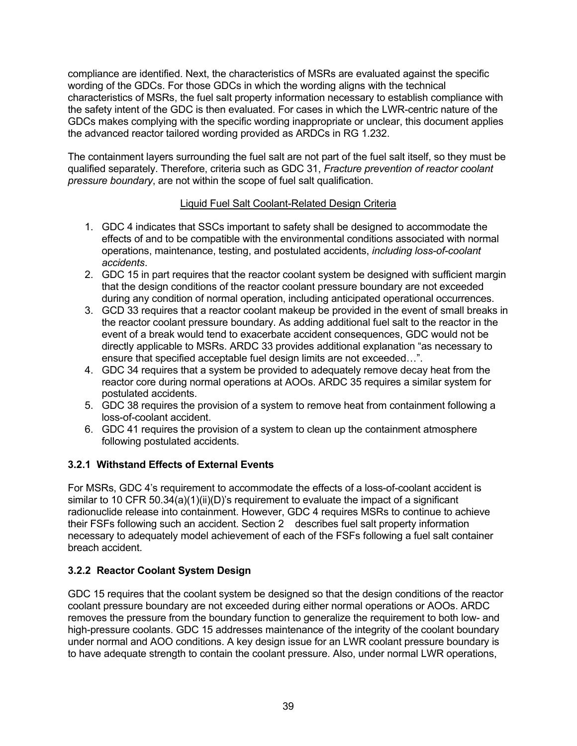compliance are identified. Next, the characteristics of MSRs are evaluated against the specific wording of the GDCs. For those GDCs in which the wording aligns with the technical characteristics of MSRs, the fuel salt property information necessary to establish compliance with the safety intent of the GDC is then evaluated. For cases in which the LWR-centric nature of the GDCs makes complying with the specific wording inappropriate or unclear, this document applies the advanced reactor tailored wording provided as ARDCs in RG 1.232.

The containment layers surrounding the fuel salt are not part of the fuel salt itself, so they must be qualified separately. Therefore, criteria such as GDC 31, *Fracture prevention of reactor coolant pressure boundary*, are not within the scope of fuel salt qualification.

<u>Liquid Fuel Salt Coolant-Related Design Criteria</u>

1. GDC 4 indicates that SSCs important to safety shall be designed to accommodate the effects of and to be compatible with the environmental conditions associated with normal operations, maintenance, testing, and postulated accidents, *including loss-of-coolant accidents*.
2. GDC 15 in part requires that the reactor coolant system be designed with sufficient margin that the design conditions of the reactor coolant pressure boundary are not exceeded during any condition of normal operation, including anticipated operational occurrences.
3. GCD 33 requires that a reactor coolant makeup be provided in the event of small breaks in the reactor coolant pressure boundary. As adding additional fuel salt to the reactor in the event of a break would tend to exacerbate accident consequences, GDC would not be directly applicable to MSRs. ARDC 33 provides additional explanation "as necessary to ensure that specified acceptable fuel design limits are not exceeded…".
4. GDC 34 requires that a system be provided to adequately remove decay heat from the reactor core during normal operations at AOOs. ARDC 35 requires a similar system for postulated accidents.
5. GDC 38 requires the provision of a system to remove heat from containment following a loss-of-coolant accident.
6. GDC 41 requires the provision of a system to clean up the containment atmosphere following postulated accidents.

### 3.2.1 Withstand Effects of External Events

For MSRs, GDC 4's requirement to accommodate the effects of a loss-of-coolant accident is similar to 10 CFR 50.34(a)(1)(ii)(D)'s requirement to evaluate the impact of a significant radionuclide release into containment. However, GDC 4 requires MSRs to continue to achieve their FSFs following such an accident. Section 2 describes fuel salt property information necessary to adequately model achievement of each of the FSFs following a fuel salt container breach accident.

### 3.2.2 Reactor Coolant System Design

GDC 15 requires that the coolant system be designed so that the design conditions of the reactor coolant pressure boundary are not exceeded during either normal operations or AOOs. ARDC removes the pressure from the boundary function to generalize the requirement to both low- and high-pressure coolants. GDC 15 addresses maintenance of the integrity of the coolant boundary under normal and AOO conditions. A key design issue for an LWR coolant pressure boundary is to have adequate strength to contain the coolant pressure. Also, under normal LWR operations,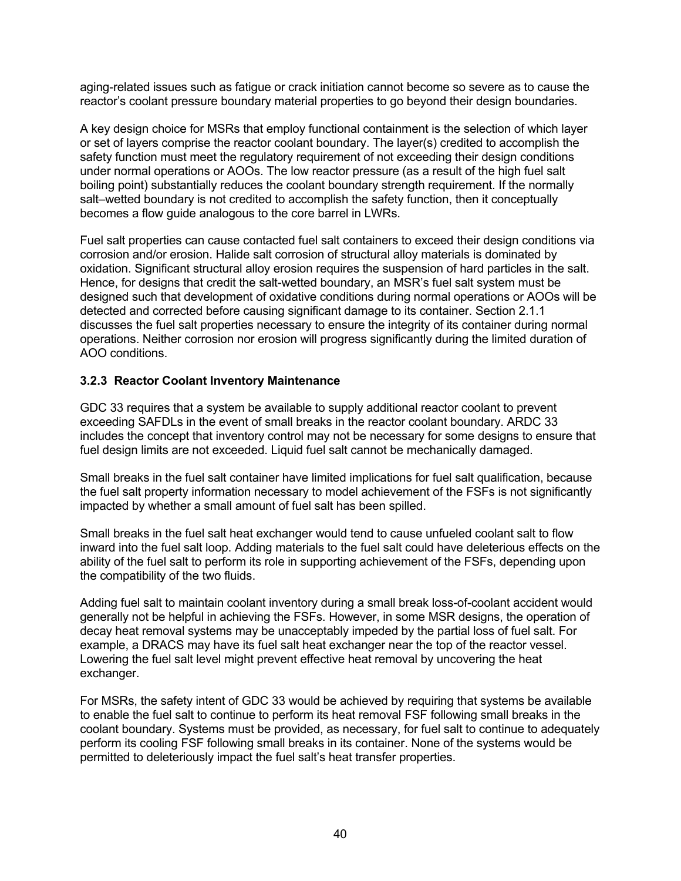aging-related issues such as fatigue or crack initiation cannot become so severe as to cause the reactor's coolant pressure boundary material properties to go beyond their design boundaries.

A key design choice for MSRs that employ functional containment is the selection of which layer or set of layers comprise the reactor coolant boundary. The layer(s) credited to accomplish the safety function must meet the regulatory requirement of not exceeding their design conditions under normal operations or AOOs. The low reactor pressure (as a result of the high fuel salt boiling point) substantially reduces the coolant boundary strength requirement. If the normally salt–wetted boundary is not credited to accomplish the safety function, then it conceptually becomes a flow guide analogous to the core barrel in LWRs.

Fuel salt properties can cause contacted fuel salt containers to exceed their design conditions via corrosion and/or erosion. Halide salt corrosion of structural alloy materials is dominated by oxidation. Significant structural alloy erosion requires the suspension of hard particles in the salt. Hence, for designs that credit the salt-wetted boundary, an MSR's fuel salt system must be designed such that development of oxidative conditions during normal operations or AOOs will be detected and corrected before causing significant damage to its container. Section 2.1.1 discusses the fuel salt properties necessary to ensure the integrity of its container during normal operations. Neither corrosion nor erosion will progress significantly during the limited duration of AOO conditions.

### 3.2.3 Reactor Coolant Inventory Maintenance

GDC 33 requires that a system be available to supply additional reactor coolant to prevent exceeding SAFDLs in the event of small breaks in the reactor coolant boundary. ARDC 33 includes the concept that inventory control may not be necessary for some designs to ensure that fuel design limits are not exceeded. Liquid fuel salt cannot be mechanically damaged.

Small breaks in the fuel salt container have limited implications for fuel salt qualification, because the fuel salt property information necessary to model achievement of the FSFs is not significantly impacted by whether a small amount of fuel salt has been spilled.

Small breaks in the fuel salt heat exchanger would tend to cause unfueled coolant salt to flow inward into the fuel salt loop. Adding materials to the fuel salt could have deleterious effects on the ability of the fuel salt to perform its role in supporting achievement of the FSFs, depending upon the compatibility of the two fluids.

Adding fuel salt to maintain coolant inventory during a small break loss-of-coolant accident would generally not be helpful in achieving the FSFs. However, in some MSR designs, the operation of decay heat removal systems may be unacceptably impeded by the partial loss of fuel salt. For example, a DRACS may have its fuel salt heat exchanger near the top of the reactor vessel. Lowering the fuel salt level might prevent effective heat removal by uncovering the heat exchanger.

For MSRs, the safety intent of GDC 33 would be achieved by requiring that systems be available to enable the fuel salt to continue to perform its heat removal FSF following small breaks in the coolant boundary. Systems must be provided, as necessary, for fuel salt to continue to adequately perform its cooling FSF following small breaks in its container. None of the systems would be permitted to deleteriously impact the fuel salt's heat transfer properties.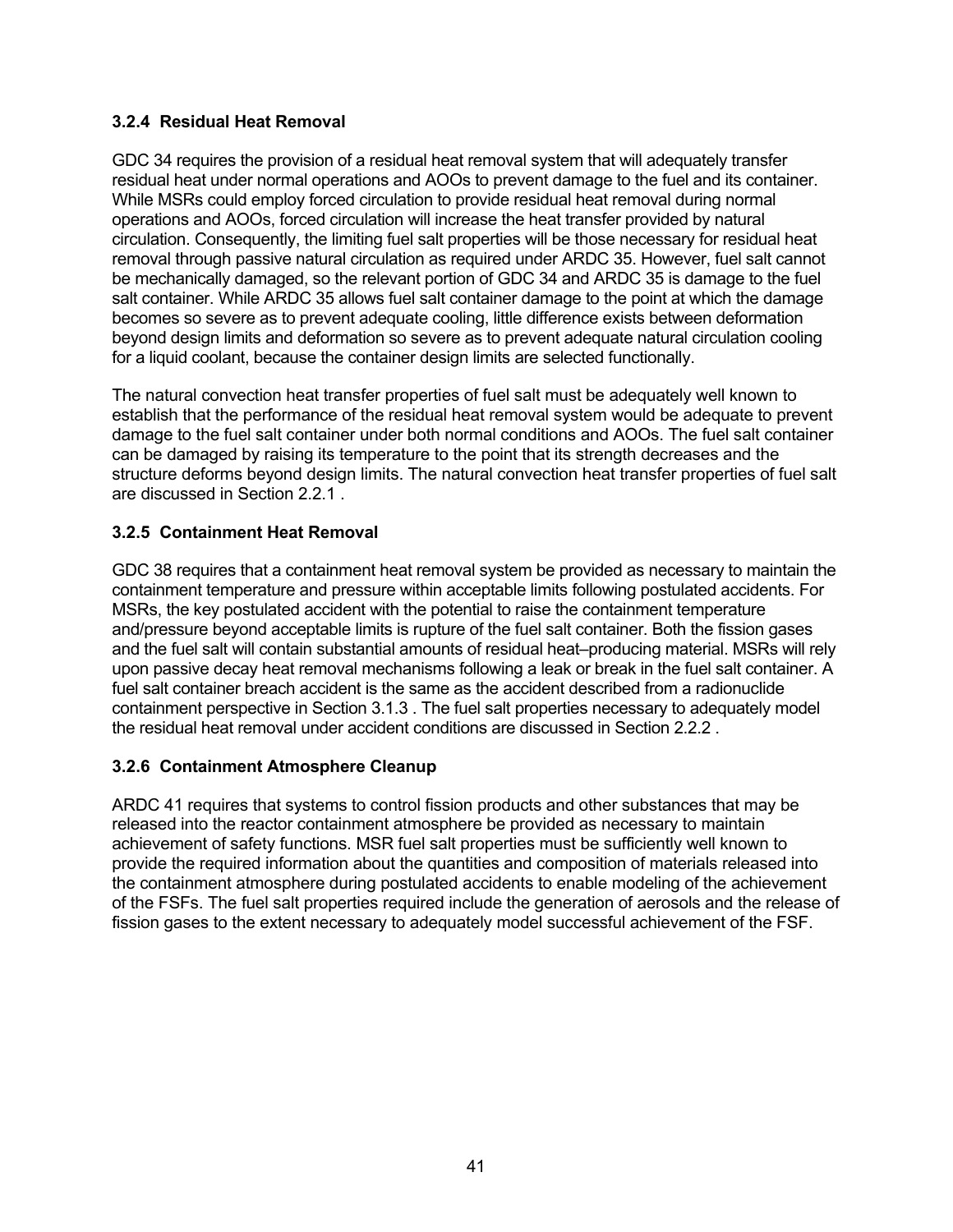### 3.2.4 Residual Heat Removal

GDC 34 requires the provision of a residual heat removal system that will adequately transfer residual heat under normal operations and AOOs to prevent damage to the fuel and its container. While MSRs could employ forced circulation to provide residual heat removal during normal operations and AOOs, forced circulation will increase the heat transfer provided by natural circulation. Consequently, the limiting fuel salt properties will be those necessary for residual heat removal through passive natural circulation as required under ARDC 35. However, fuel salt cannot be mechanically damaged, so the relevant portion of GDC 34 and ARDC 35 is damage to the fuel salt container. While ARDC 35 allows fuel salt container damage to the point at which the damage becomes so severe as to prevent adequate cooling, little difference exists between deformation beyond design limits and deformation so severe as to prevent adequate natural circulation cooling for a liquid coolant, because the container design limits are selected functionally.

The natural convection heat transfer properties of fuel salt must be adequately well known to establish that the performance of the residual heat removal system would be adequate to prevent damage to the fuel salt container under both normal conditions and AOOs. The fuel salt container can be damaged by raising its temperature to the point that its strength decreases and the structure deforms beyond design limits. The natural convection heat transfer properties of fuel salt are discussed in Section 2.2.1 .

### 3.2.5 Containment Heat Removal

GDC 38 requires that a containment heat removal system be provided as necessary to maintain the containment temperature and pressure within acceptable limits following postulated accidents. For MSRs, the key postulated accident with the potential to raise the containment temperature and/pressure beyond acceptable limits is rupture of the fuel salt container. Both the fission gases and the fuel salt will contain substantial amounts of residual heat–producing material. MSRs will rely upon passive decay heat removal mechanisms following a leak or break in the fuel salt container. A fuel salt container breach accident is the same as the accident described from a radionuclide containment perspective in Section 3.1.3 . The fuel salt properties necessary to adequately model the residual heat removal under accident conditions are discussed in Section 2.2.2 .

### 3.2.6 Containment Atmosphere Cleanup

ARDC 41 requires that systems to control fission products and other substances that may be released into the reactor containment atmosphere be provided as necessary to maintain achievement of safety functions. MSR fuel salt properties must be sufficiently well known to provide the required information about the quantities and composition of materials released into the containment atmosphere during postulated accidents to enable modeling of the achievement of the FSFs. The fuel salt properties required include the generation of aerosols and the release of fission gases to the extent necessary to adequately model successful achievement of the FSF.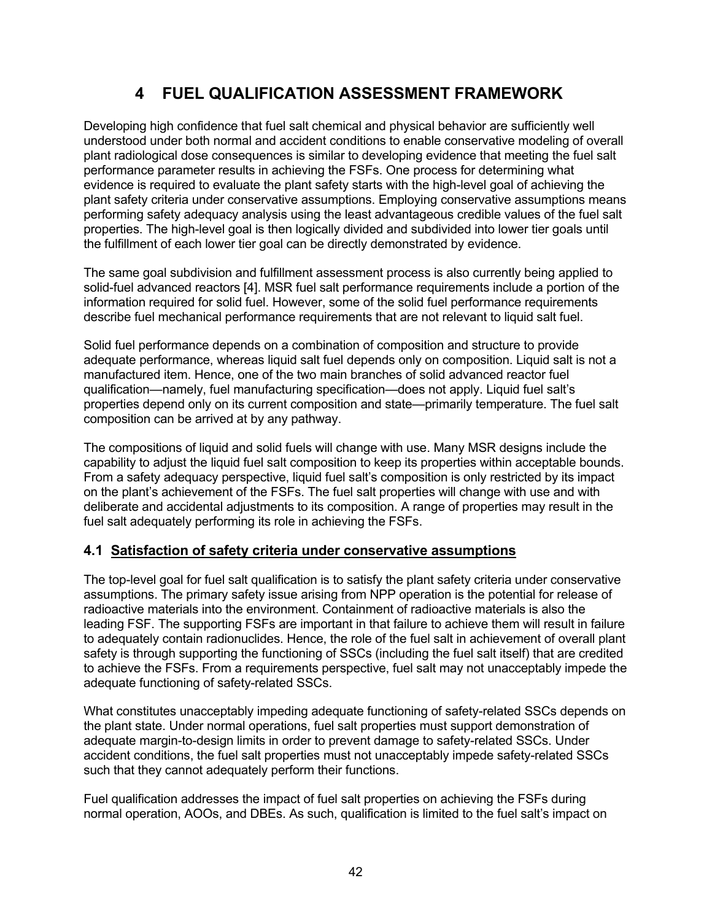# 4 FUEL QUALIFICATION ASSESSMENT FRAMEWORK

Developing high confidence that fuel salt chemical and physical behavior are sufficiently well understood under both normal and accident conditions to enable conservative modeling of overall plant radiological dose consequences is similar to developing evidence that meeting the fuel salt performance parameter results in achieving the FSFs. One process for determining what evidence is required to evaluate the plant safety starts with the high-level goal of achieving the plant safety criteria under conservative assumptions. Employing conservative assumptions means performing safety adequacy analysis using the least advantageous credible values of the fuel salt properties. The high-level goal is then logically divided and subdivided into lower tier goals until the fulfillment of each lower tier goal can be directly demonstrated by evidence.

The same goal subdivision and fulfillment assessment process is also currently being applied to solid-fuel advanced reactors [4]. MSR fuel salt performance requirements include a portion of the information required for solid fuel. However, some of the solid fuel performance requirements describe fuel mechanical performance requirements that are not relevant to liquid salt fuel.

Solid fuel performance depends on a combination of composition and structure to provide adequate performance, whereas liquid salt fuel depends only on composition. Liquid salt is not a manufactured item. Hence, one of the two main branches of solid advanced reactor fuel qualification—namely, fuel manufacturing specification—does not apply. Liquid fuel salt's properties depend only on its current composition and state—primarily temperature. The fuel salt composition can be arrived at by any pathway.

The compositions of liquid and solid fuels will change with use. Many MSR designs include the capability to adjust the liquid fuel salt composition to keep its properties within acceptable bounds. From a safety adequacy perspective, liquid fuel salt's composition is only restricted by its impact on the plant's achievement of the FSFs. The fuel salt properties will change with use and with deliberate and accidental adjustments to its composition. A range of properties may result in the fuel salt adequately performing its role in achieving the FSFs.

## 4.1 Satisfaction of safety criteria under conservative assumptions

The top-level goal for fuel salt qualification is to satisfy the plant safety criteria under conservative assumptions. The primary safety issue arising from NPP operation is the potential for release of radioactive materials into the environment. Containment of radioactive materials is also the leading FSF. The supporting FSFs are important in that failure to achieve them will result in failure to adequately contain radionuclides. Hence, the role of the fuel salt in achievement of overall plant safety is through supporting the functioning of SSCs (including the fuel salt itself) that are credited to achieve the FSFs. From a requirements perspective, fuel salt may not unacceptably impede the adequate functioning of safety-related SSCs.

What constitutes unacceptably impeding adequate functioning of safety-related SSCs depends on the plant state. Under normal operations, fuel salt properties must support demonstration of adequate margin-to-design limits in order to prevent damage to safety-related SSCs. Under accident conditions, the fuel salt properties must not unacceptably impede safety-related SSCs such that they cannot adequately perform their functions.

Fuel qualification addresses the impact of fuel salt properties on achieving the FSFs during normal operation, AOOs, and DBEs. As such, qualification is limited to the fuel salt's impact on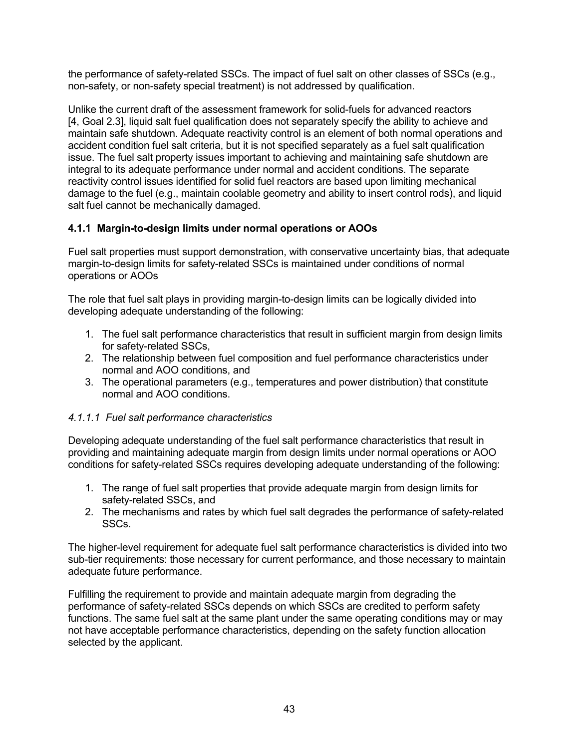the performance of safety-related SSCs. The impact of fuel salt on other classes of SSCs (e.g., non-safety, or non-safety special treatment) is not addressed by qualification.

Unlike the current draft of the assessment framework for solid-fuels for advanced reactors [4, Goal 2.3], liquid salt fuel qualification does not separately specify the ability to achieve and maintain safe shutdown. Adequate reactivity control is an element of both normal operations and accident condition fuel salt criteria, but it is not specified separately as a fuel salt qualification issue. The fuel salt property issues important to achieving and maintaining safe shutdown are integral to its adequate performance under normal and accident conditions. The separate reactivity control issues identified for solid fuel reactors are based upon limiting mechanical damage to the fuel (e.g., maintain coolable geometry and ability to insert control rods), and liquid salt fuel cannot be mechanically damaged.

### 4.1.1 Margin-to-design limits under normal operations or AOOs

Fuel salt properties must support demonstration, with conservative uncertainty bias, that adequate margin-to-design limits for safety-related SSCs is maintained under conditions of normal operations or AOOs

The role that fuel salt plays in providing margin-to-design limits can be logically divided into developing adequate understanding of the following:

1. The fuel salt performance characteristics that result in sufficient margin from design limits for safety-related SSCs,
2. The relationship between fuel composition and fuel performance characteristics under normal and AOO conditions, and
3. The operational parameters (e.g., temperatures and power distribution) that constitute normal and AOO conditions.

#### *4.1.1.1 Fuel salt performance characteristics*

Developing adequate understanding of the fuel salt performance characteristics that result in providing and maintaining adequate margin from design limits under normal operations or AOO conditions for safety-related SSCs requires developing adequate understanding of the following:

1. The range of fuel salt properties that provide adequate margin from design limits for safety-related SSCs, and
2. The mechanisms and rates by which fuel salt degrades the performance of safety-related SSCs.

The higher-level requirement for adequate fuel salt performance characteristics is divided into two sub-tier requirements: those necessary for current performance, and those necessary to maintain adequate future performance.

Fulfilling the requirement to provide and maintain adequate margin from degrading the performance of safety-related SSCs depends on which SSCs are credited to perform safety functions. The same fuel salt at the same plant under the same operating conditions may or may not have acceptable performance characteristics, depending on the safety function allocation selected by the applicant.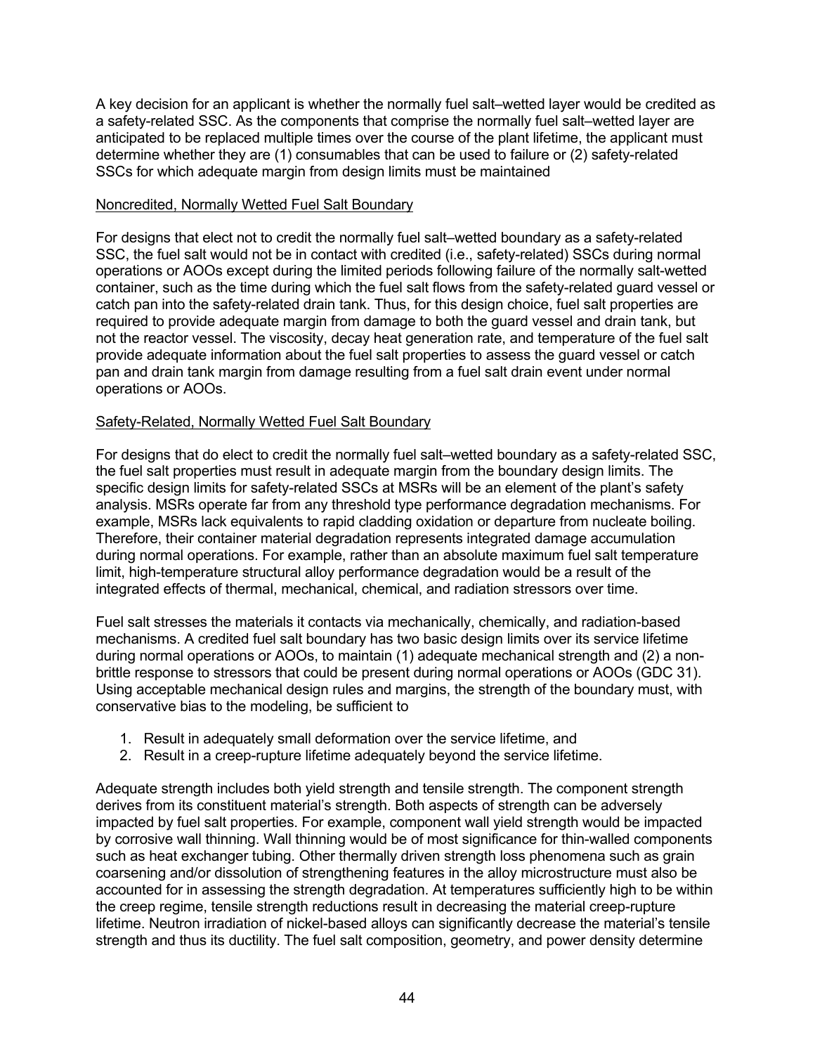A key decision for an applicant is whether the normally fuel salt–wetted layer would be credited as a safety-related SSC. As the components that comprise the normally fuel salt–wetted layer are anticipated to be replaced multiple times over the course of the plant lifetime, the applicant must determine whether they are (1) consumables that can be used to failure or (2) safety-related SSCs for which adequate margin from design limits must be maintained

Noncredited, Normally Wetted Fuel Salt Boundary

For designs that elect not to credit the normally fuel salt–wetted boundary as a safety-related SSC, the fuel salt would not be in contact with credited (i.e., safety-related) SSCs during normal operations or AOOs except during the limited periods following failure of the normally salt-wetted container, such as the time during which the fuel salt flows from the safety-related guard vessel or catch pan into the safety-related drain tank. Thus, for this design choice, fuel salt properties are required to provide adequate margin from damage to both the guard vessel and drain tank, but not the reactor vessel. The viscosity, decay heat generation rate, and temperature of the fuel salt provide adequate information about the fuel salt properties to assess the guard vessel or catch pan and drain tank margin from damage resulting from a fuel salt drain event under normal operations or AOOs.

Safety-Related, Normally Wetted Fuel Salt Boundary

For designs that do elect to credit the normally fuel salt–wetted boundary as a safety-related SSC, the fuel salt properties must result in adequate margin from the boundary design limits. The specific design limits for safety-related SSCs at MSRs will be an element of the plant's safety analysis. MSRs operate far from any threshold type performance degradation mechanisms. For example, MSRs lack equivalents to rapid cladding oxidation or departure from nucleate boiling. Therefore, their container material degradation represents integrated damage accumulation during normal operations. For example, rather than an absolute maximum fuel salt temperature limit, high-temperature structural alloy performance degradation would be a result of the integrated effects of thermal, mechanical, chemical, and radiation stressors over time.

Fuel salt stresses the materials it contacts via mechanically, chemically, and radiation-based mechanisms. A credited fuel salt boundary has two basic design limits over its service lifetime during normal operations or AOOs, to maintain (1) adequate mechanical strength and (2) a non-brittle response to stressors that could be present during normal operations or AOOs (GDC 31). Using acceptable mechanical design rules and margins, the strength of the boundary must, with conservative bias to the modeling, be sufficient to

1. Result in adequately small deformation over the service lifetime, and
2. Result in a creep-rupture lifetime adequately beyond the service lifetime.

Adequate strength includes both yield strength and tensile strength. The component strength derives from its constituent material's strength. Both aspects of strength can be adversely impacted by fuel salt properties. For example, component wall yield strength would be impacted by corrosive wall thinning. Wall thinning would be of most significance for thin-walled components such as heat exchanger tubing. Other thermally driven strength loss phenomena such as grain coarsening and/or dissolution of strengthening features in the alloy microstructure must also be accounted for in assessing the strength degradation. At temperatures sufficiently high to be within the creep regime, tensile strength reductions result in decreasing the material creep-rupture lifetime. Neutron irradiation of nickel-based alloys can significantly decrease the material's tensile strength and thus its ductility. The fuel salt composition, geometry, and power density determine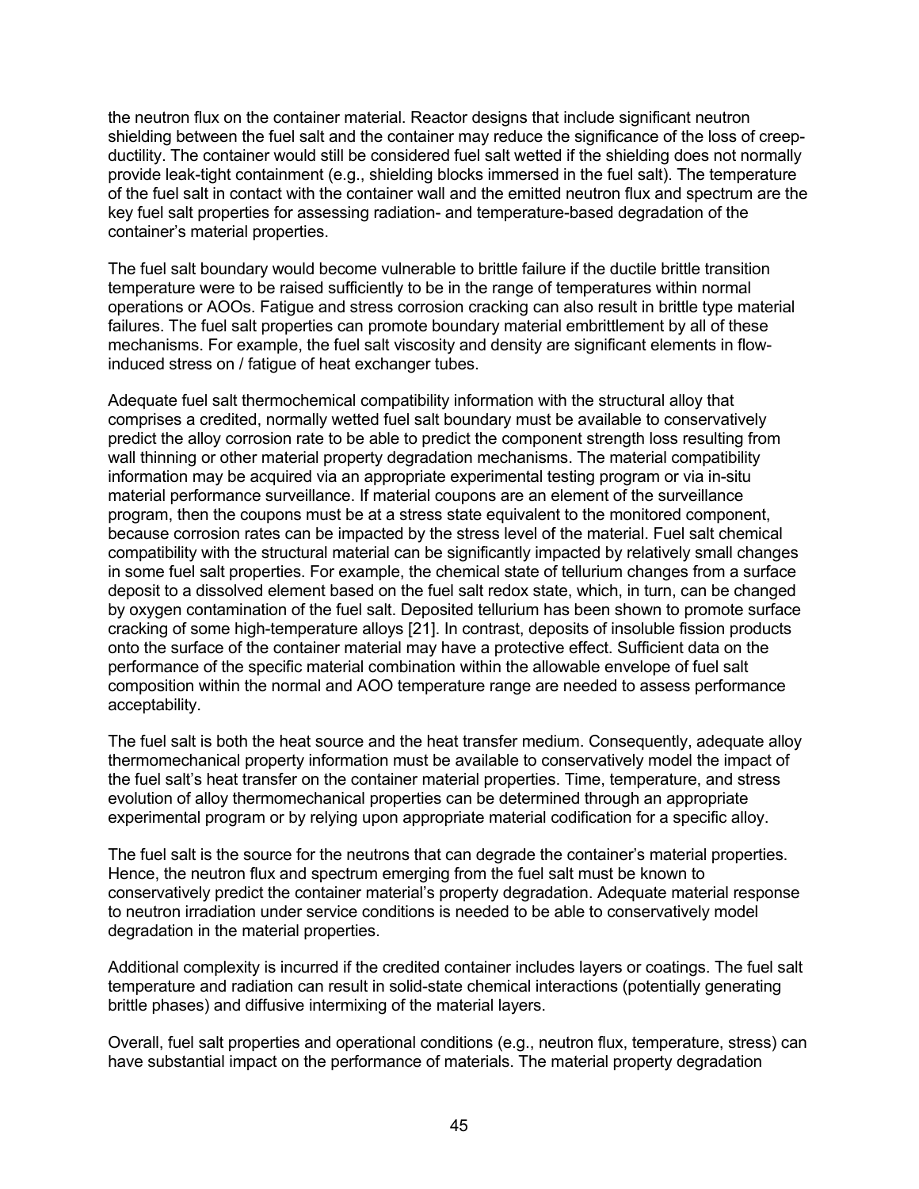the neutron flux on the container material. Reactor designs that include significant neutron shielding between the fuel salt and the container may reduce the significance of the loss of creep-ductility. The container would still be considered fuel salt wetted if the shielding does not normally provide leak-tight containment (e.g., shielding blocks immersed in the fuel salt). The temperature of the fuel salt in contact with the container wall and the emitted neutron flux and spectrum are the key fuel salt properties for assessing radiation- and temperature-based degradation of the container's material properties.

The fuel salt boundary would become vulnerable to brittle failure if the ductile brittle transition temperature were to be raised sufficiently to be in the range of temperatures within normal operations or AOOs. Fatigue and stress corrosion cracking can also result in brittle type material failures. The fuel salt properties can promote boundary material embrittlement by all of these mechanisms. For example, the fuel salt viscosity and density are significant elements in flow-induced stress on / fatigue of heat exchanger tubes.

Adequate fuel salt thermochemical compatibility information with the structural alloy that comprises a credited, normally wetted fuel salt boundary must be available to conservatively predict the alloy corrosion rate to be able to predict the component strength loss resulting from wall thinning or other material property degradation mechanisms. The material compatibility information may be acquired via an appropriate experimental testing program or via in-situ material performance surveillance. If material coupons are an element of the surveillance program, then the coupons must be at a stress state equivalent to the monitored component, because corrosion rates can be impacted by the stress level of the material. Fuel salt chemical compatibility with the structural material can be significantly impacted by relatively small changes in some fuel salt properties. For example, the chemical state of tellurium changes from a surface deposit to a dissolved element based on the fuel salt redox state, which, in turn, can be changed by oxygen contamination of the fuel salt. Deposited tellurium has been shown to promote surface cracking of some high-temperature alloys [21]. In contrast, deposits of insoluble fission products onto the surface of the container material may have a protective effect. Sufficient data on the performance of the specific material combination within the allowable envelope of fuel salt composition within the normal and AOO temperature range are needed to assess performance acceptability.

The fuel salt is both the heat source and the heat transfer medium. Consequently, adequate alloy thermomechanical property information must be available to conservatively model the impact of the fuel salt's heat transfer on the container material properties. Time, temperature, and stress evolution of alloy thermomechanical properties can be determined through an appropriate experimental program or by relying upon appropriate material codification for a specific alloy.

The fuel salt is the source for the neutrons that can degrade the container's material properties. Hence, the neutron flux and spectrum emerging from the fuel salt must be known to conservatively predict the container material's property degradation. Adequate material response to neutron irradiation under service conditions is needed to be able to conservatively model degradation in the material properties.

Additional complexity is incurred if the credited container includes layers or coatings. The fuel salt temperature and radiation can result in solid-state chemical interactions (potentially generating brittle phases) and diffusive intermixing of the material layers.

Overall, fuel salt properties and operational conditions (e.g., neutron flux, temperature, stress) can have substantial impact on the performance of materials. The material property degradation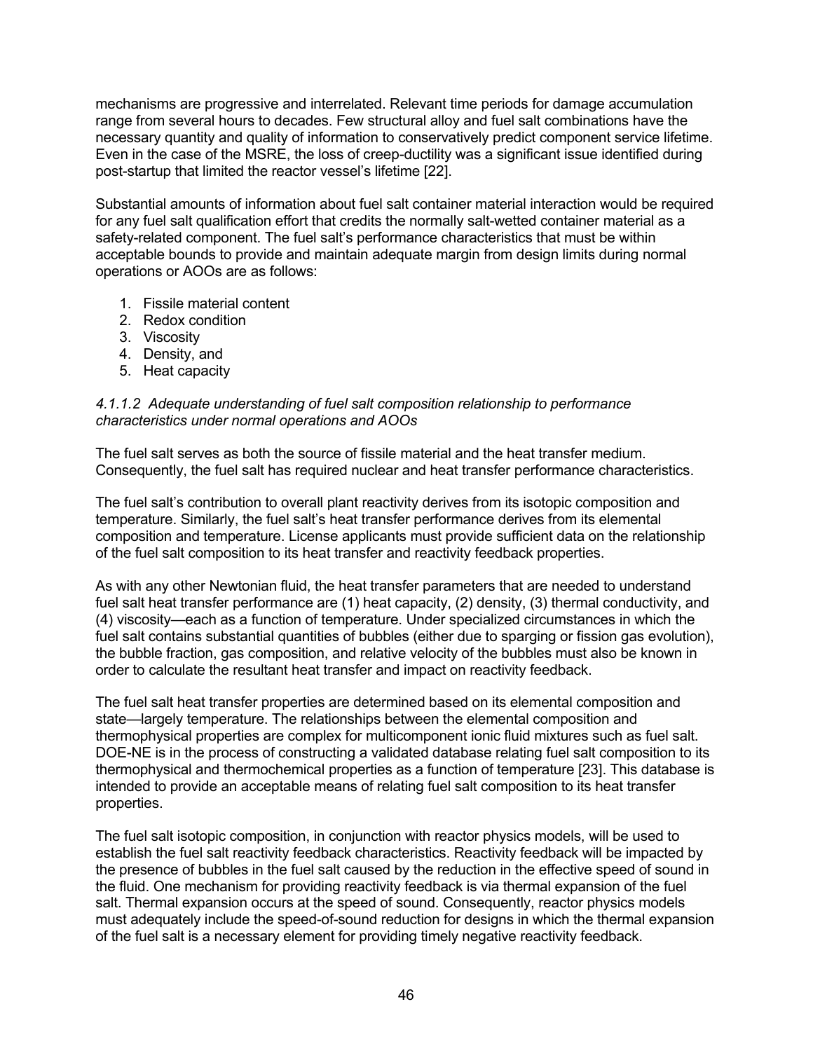mechanisms are progressive and interrelated. Relevant time periods for damage accumulation range from several hours to decades. Few structural alloy and fuel salt combinations have the necessary quantity and quality of information to conservatively predict component service lifetime. Even in the case of the MSRE, the loss of creep-ductility was a significant issue identified during post-startup that limited the reactor vessel's lifetime [22].

Substantial amounts of information about fuel salt container material interaction would be required for any fuel salt qualification effort that credits the normally salt-wetted container material as a safety-related component. The fuel salt's performance characteristics that must be within acceptable bounds to provide and maintain adequate margin from design limits during normal operations or AOOs are as follows:

1. Fissile material content
2. Redox condition
3. Viscosity
4. Density, and
5. Heat capacity

#### *4.1.1.2 Adequate understanding of fuel salt composition relationship to performance characteristics under normal operations and AOOs*

The fuel salt serves as both the source of fissile material and the heat transfer medium. Consequently, the fuel salt has required nuclear and heat transfer performance characteristics.

The fuel salt's contribution to overall plant reactivity derives from its isotopic composition and temperature. Similarly, the fuel salt's heat transfer performance derives from its elemental composition and temperature. License applicants must provide sufficient data on the relationship of the fuel salt composition to its heat transfer and reactivity feedback properties.

As with any other Newtonian fluid, the heat transfer parameters that are needed to understand fuel salt heat transfer performance are (1) heat capacity, (2) density, (3) thermal conductivity, and (4) viscosity—each as a function of temperature. Under specialized circumstances in which the fuel salt contains substantial quantities of bubbles (either due to sparging or fission gas evolution), the bubble fraction, gas composition, and relative velocity of the bubbles must also be known in order to calculate the resultant heat transfer and impact on reactivity feedback.

The fuel salt heat transfer properties are determined based on its elemental composition and state—largely temperature. The relationships between the elemental composition and thermophysical properties are complex for multicomponent ionic fluid mixtures such as fuel salt. DOE-NE is in the process of constructing a validated database relating fuel salt composition to its thermophysical and thermochemical properties as a function of temperature [23]. This database is intended to provide an acceptable means of relating fuel salt composition to its heat transfer properties.

The fuel salt isotopic composition, in conjunction with reactor physics models, will be used to establish the fuel salt reactivity feedback characteristics. Reactivity feedback will be impacted by the presence of bubbles in the fuel salt caused by the reduction in the effective speed of sound in the fluid. One mechanism for providing reactivity feedback is via thermal expansion of the fuel salt. Thermal expansion occurs at the speed of sound. Consequently, reactor physics models must adequately include the speed-of-sound reduction for designs in which the thermal expansion of the fuel salt is a necessary element for providing timely negative reactivity feedback.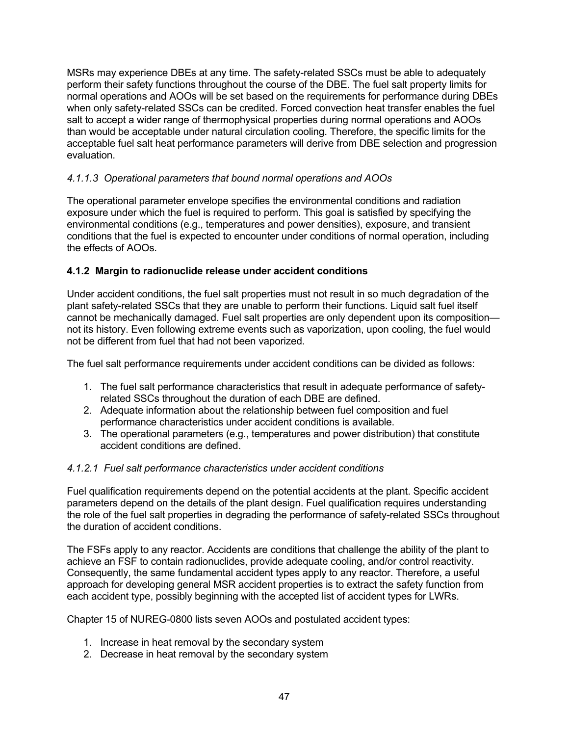MSRs may experience DBEs at any time. The safety-related SSCs must be able to adequately perform their safety functions throughout the course of the DBE. The fuel salt property limits for normal operations and AOOs will be set based on the requirements for performance during DBEs when only safety-related SSCs can be credited. Forced convection heat transfer enables the fuel salt to accept a wider range of thermophysical properties during normal operations and AOOs than would be acceptable under natural circulation cooling. Therefore, the specific limits for the acceptable fuel salt heat performance parameters will derive from DBE selection and progression evaluation.

#### *4.1.1.3 Operational parameters that bound normal operations and AOOs*

The operational parameter envelope specifies the environmental conditions and radiation exposure under which the fuel is required to perform. This goal is satisfied by specifying the environmental conditions (e.g., temperatures and power densities), exposure, and transient conditions that the fuel is expected to encounter under conditions of normal operation, including the effects of AOOs.

### **4.1.2 Margin to radionuclide release under accident conditions**

Under accident conditions, the fuel salt properties must not result in so much degradation of the plant safety-related SSCs that they are unable to perform their functions. Liquid salt fuel itself cannot be mechanically damaged. Fuel salt properties are only dependent upon its composition—not its history. Even following extreme events such as vaporization, upon cooling, the fuel would not be different from fuel that had not been vaporized.

The fuel salt performance requirements under accident conditions can be divided as follows:

1. The fuel salt performance characteristics that result in adequate performance of safety-related SSCs throughout the duration of each DBE are defined.
2. Adequate information about the relationship between fuel composition and fuel performance characteristics under accident conditions is available.
3. The operational parameters (e.g., temperatures and power distribution) that constitute accident conditions are defined.

#### *4.1.2.1 Fuel salt performance characteristics under accident conditions*

Fuel qualification requirements depend on the potential accidents at the plant. Specific accident parameters depend on the details of the plant design. Fuel qualification requires understanding the role of the fuel salt properties in degrading the performance of safety-related SSCs throughout the duration of accident conditions.

The FSFs apply to any reactor. Accidents are conditions that challenge the ability of the plant to achieve an FSF to contain radionuclides, provide adequate cooling, and/or control reactivity. Consequently, the same fundamental accident types apply to any reactor. Therefore, a useful approach for developing general MSR accident properties is to extract the safety function from each accident type, possibly beginning with the accepted list of accident types for LWRs.

Chapter 15 of NUREG-0800 lists seven AOOs and postulated accident types:

1. Increase in heat removal by the secondary system
2. Decrease in heat removal by the secondary system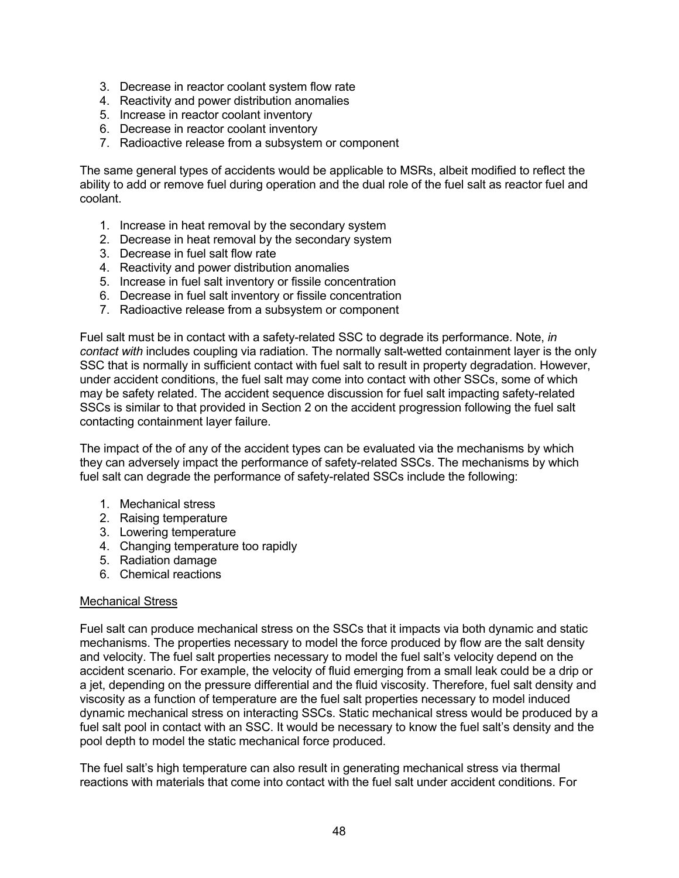3. Decrease in reactor coolant system flow rate
4. Reactivity and power distribution anomalies
5. Increase in reactor coolant inventory
6. Decrease in reactor coolant inventory
7. Radioactive release from a subsystem or component

The same general types of accidents would be applicable to MSRs, albeit modified to reflect the ability to add or remove fuel during operation and the dual role of the fuel salt as reactor fuel and coolant.

1. Increase in heat removal by the secondary system
2. Decrease in heat removal by the secondary system
3. Decrease in fuel salt flow rate
4. Reactivity and power distribution anomalies
5. Increase in fuel salt inventory or fissile concentration
6. Decrease in fuel salt inventory or fissile concentration
7. Radioactive release from a subsystem or component

Fuel salt must be in contact with a safety-related SSC to degrade its performance. Note, *in contact with* includes coupling via radiation. The normally salt-wetted containment layer is the only SSC that is normally in sufficient contact with fuel salt to result in property degradation. However, under accident conditions, the fuel salt may come into contact with other SSCs, some of which may be safety related. The accident sequence discussion for fuel salt impacting safety-related SSCs is similar to that provided in Section 2 on the accident progression following the fuel salt contacting containment layer failure.

The impact of the of any of the accident types can be evaluated via the mechanisms by which they can adversely impact the performance of safety-related SSCs. The mechanisms by which fuel salt can degrade the performance of safety-related SSCs include the following:

1. Mechanical stress
2. Raising temperature
3. Lowering temperature
4. Changing temperature too rapidly
5. Radiation damage
6. Chemical reactions

<u>Mechanical Stress</u>

Fuel salt can produce mechanical stress on the SSCs that it impacts via both dynamic and static mechanisms. The properties necessary to model the force produced by flow are the salt density and velocity. The fuel salt properties necessary to model the fuel salt's velocity depend on the accident scenario. For example, the velocity of fluid emerging from a small leak could be a drip or a jet, depending on the pressure differential and the fluid viscosity. Therefore, fuel salt density and viscosity as a function of temperature are the fuel salt properties necessary to model induced dynamic mechanical stress on interacting SSCs. Static mechanical stress would be produced by a fuel salt pool in contact with an SSC. It would be necessary to know the fuel salt's density and the pool depth to model the static mechanical force produced.

The fuel salt's high temperature can also result in generating mechanical stress via thermal reactions with materials that come into contact with the fuel salt under accident conditions. For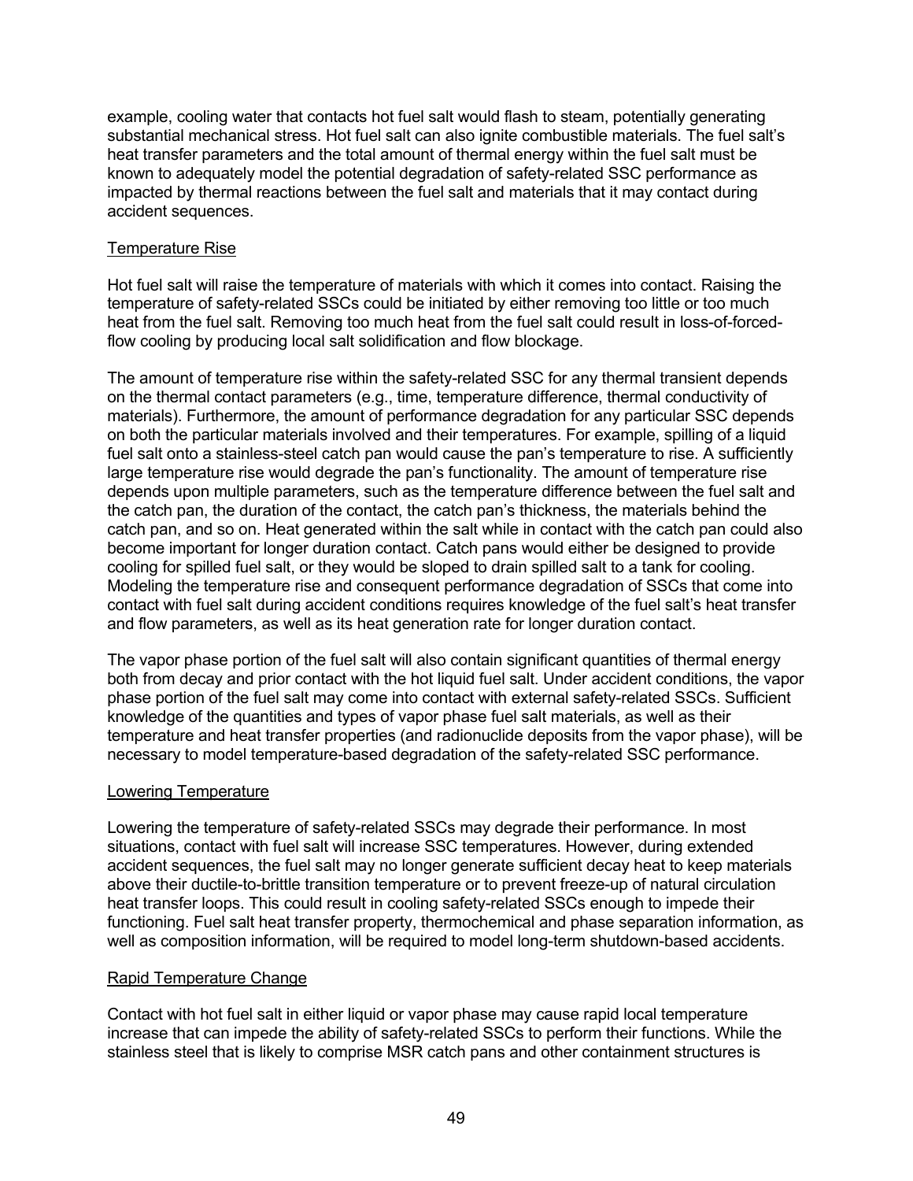example, cooling water that contacts hot fuel salt would flash to steam, potentially generating substantial mechanical stress. Hot fuel salt can also ignite combustible materials. The fuel salt's heat transfer parameters and the total amount of thermal energy within the fuel salt must be known to adequately model the potential degradation of safety-related SSC performance as impacted by thermal reactions between the fuel salt and materials that it may contact during accident sequences.

### Temperature Rise

Hot fuel salt will raise the temperature of materials with which it comes into contact. Raising the temperature of safety-related SSCs could be initiated by either removing too little or too much heat from the fuel salt. Removing too much heat from the fuel salt could result in loss-of-forced-flow cooling by producing local salt solidification and flow blockage.

The amount of temperature rise within the safety-related SSC for any thermal transient depends on the thermal contact parameters (e.g., time, temperature difference, thermal conductivity of materials). Furthermore, the amount of performance degradation for any particular SSC depends on both the particular materials involved and their temperatures. For example, spilling of a liquid fuel salt onto a stainless-steel catch pan would cause the pan's temperature to rise. A sufficiently large temperature rise would degrade the pan's functionality. The amount of temperature rise depends upon multiple parameters, such as the temperature difference between the fuel salt and the catch pan, the duration of the contact, the catch pan's thickness, the materials behind the catch pan, and so on. Heat generated within the salt while in contact with the catch pan could also become important for longer duration contact. Catch pans would either be designed to provide cooling for spilled fuel salt, or they would be sloped to drain spilled salt to a tank for cooling. Modeling the temperature rise and consequent performance degradation of SSCs that come into contact with fuel salt during accident conditions requires knowledge of the fuel salt's heat transfer and flow parameters, as well as its heat generation rate for longer duration contact.

The vapor phase portion of the fuel salt will also contain significant quantities of thermal energy both from decay and prior contact with the hot liquid fuel salt. Under accident conditions, the vapor phase portion of the fuel salt may come into contact with external safety-related SSCs. Sufficient knowledge of the quantities and types of vapor phase fuel salt materials, as well as their temperature and heat transfer properties (and radionuclide deposits from the vapor phase), will be necessary to model temperature-based degradation of the safety-related SSC performance.

### Lowering Temperature

Lowering the temperature of safety-related SSCs may degrade their performance. In most situations, contact with fuel salt will increase SSC temperatures. However, during extended accident sequences, the fuel salt may no longer generate sufficient decay heat to keep materials above their ductile-to-brittle transition temperature or to prevent freeze-up of natural circulation heat transfer loops. This could result in cooling safety-related SSCs enough to impede their functioning. Fuel salt heat transfer property, thermochemical and phase separation information, as well as composition information, will be required to model long-term shutdown-based accidents.

### Rapid Temperature Change

Contact with hot fuel salt in either liquid or vapor phase may cause rapid local temperature increase that can impede the ability of safety-related SSCs to perform their functions. While the stainless steel that is likely to comprise MSR catch pans and other containment structures is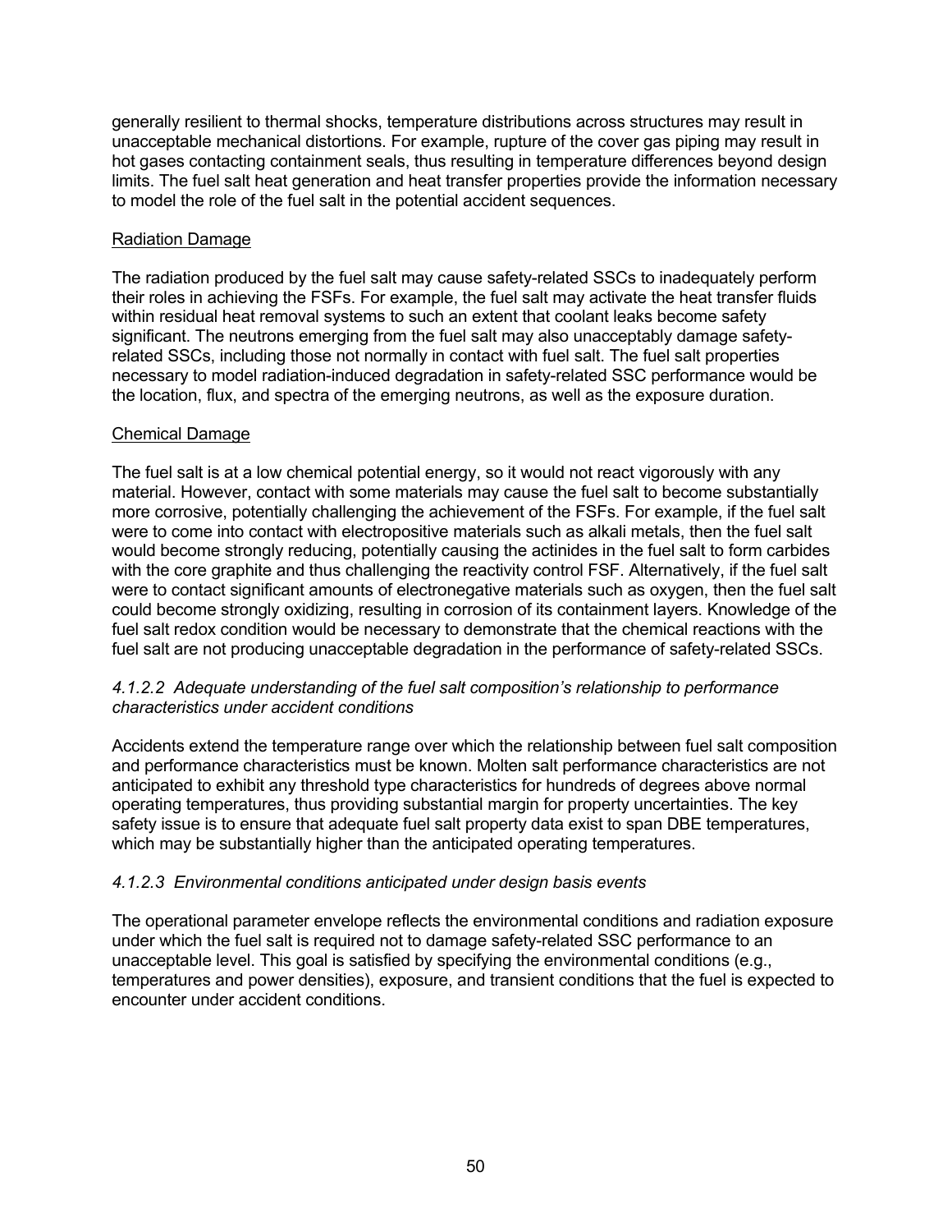generally resilient to thermal shocks, temperature distributions across structures may result in unacceptable mechanical distortions. For example, rupture of the cover gas piping may result in hot gases contacting containment seals, thus resulting in temperature differences beyond design limits. The fuel salt heat generation and heat transfer properties provide the information necessary to model the role of the fuel salt in the potential accident sequences.

<u>Radiation Damage</u>

The radiation produced by the fuel salt may cause safety-related SSCs to inadequately perform their roles in achieving the FSFs. For example, the fuel salt may activate the heat transfer fluids within residual heat removal systems to such an extent that coolant leaks become safety significant. The neutrons emerging from the fuel salt may also unacceptably damage safety-related SSCs, including those not normally in contact with fuel salt. The fuel salt properties necessary to model radiation-induced degradation in safety-related SSC performance would be the location, flux, and spectra of the emerging neutrons, as well as the exposure duration.

<u>Chemical Damage</u>

The fuel salt is at a low chemical potential energy, so it would not react vigorously with any material. However, contact with some materials may cause the fuel salt to become substantially more corrosive, potentially challenging the achievement of the FSFs. For example, if the fuel salt were to come into contact with electropositive materials such as alkali metals, then the fuel salt would become strongly reducing, potentially causing the actinides in the fuel salt to form carbides with the core graphite and thus challenging the reactivity control FSF. Alternatively, if the fuel salt were to contact significant amounts of electronegative materials such as oxygen, then the fuel salt could become strongly oxidizing, resulting in corrosion of its containment layers. Knowledge of the fuel salt redox condition would be necessary to demonstrate that the chemical reactions with the fuel salt are not producing unacceptable degradation in the performance of safety-related SSCs.

#### *4.1.2.2 Adequate understanding of the fuel salt composition's relationship to performance characteristics under accident conditions*

Accidents extend the temperature range over which the relationship between fuel salt composition and performance characteristics must be known. Molten salt performance characteristics are not anticipated to exhibit any threshold type characteristics for hundreds of degrees above normal operating temperatures, thus providing substantial margin for property uncertainties. The key safety issue is to ensure that adequate fuel salt property data exist to span DBE temperatures, which may be substantially higher than the anticipated operating temperatures.

#### *4.1.2.3 Environmental conditions anticipated under design basis events*

The operational parameter envelope reflects the environmental conditions and radiation exposure under which the fuel salt is required not to damage safety-related SSC performance to an unacceptable level. This goal is satisfied by specifying the environmental conditions (e.g., temperatures and power densities), exposure, and transient conditions that the fuel is expected to encounter under accident conditions.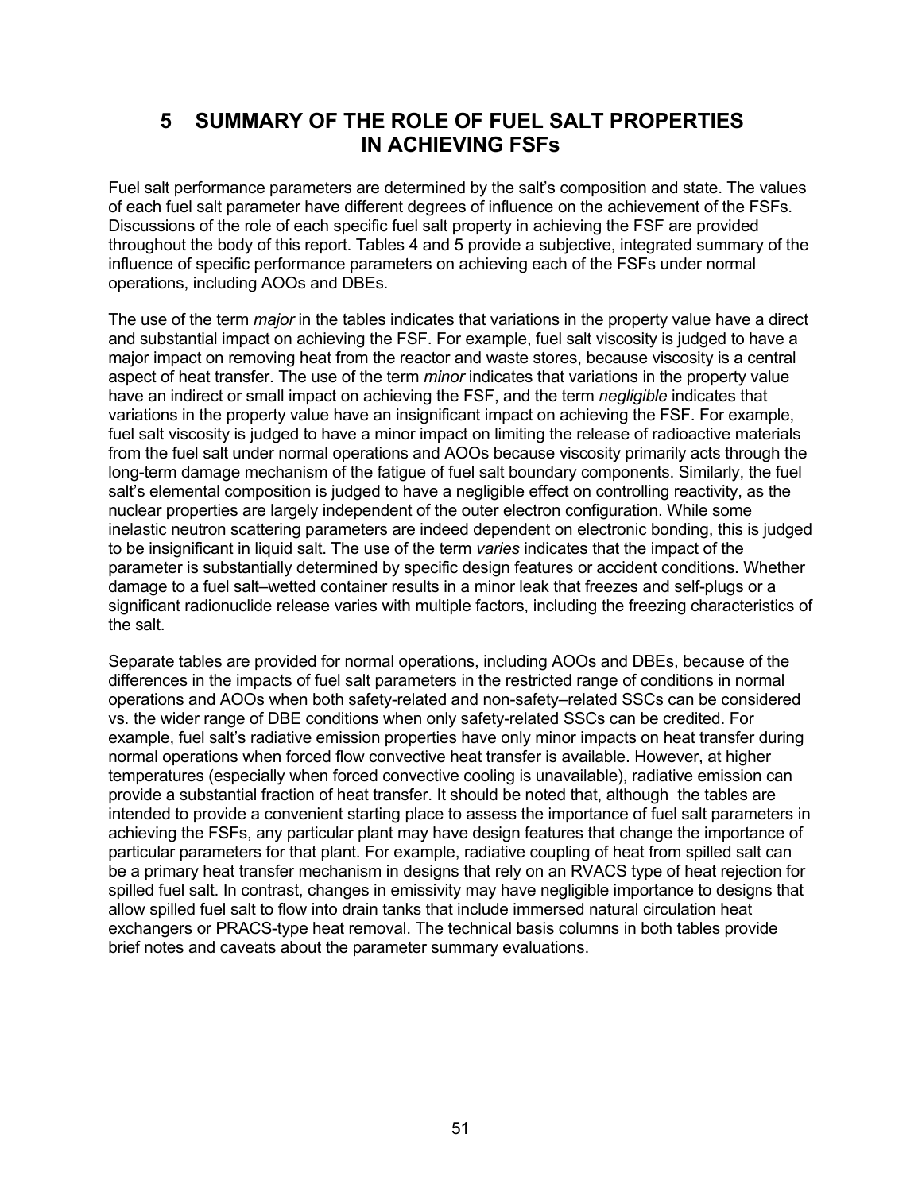# 5 SUMMARY OF THE ROLE OF FUEL SALT PROPERTIES IN ACHIEVING FSFs

Fuel salt performance parameters are determined by the salt's composition and state. The values of each fuel salt parameter have different degrees of influence on the achievement of the FSFs. Discussions of the role of each specific fuel salt property in achieving the FSF are provided throughout the body of this report. Tables 4 and 5 provide a subjective, integrated summary of the influence of specific performance parameters on achieving each of the FSFs under normal operations, including AOOs and DBEs.

The use of the term *major* in the tables indicates that variations in the property value have a direct and substantial impact on achieving the FSF. For example, fuel salt viscosity is judged to have a major impact on removing heat from the reactor and waste stores, because viscosity is a central aspect of heat transfer. The use of the term *minor* indicates that variations in the property value have an indirect or small impact on achieving the FSF, and the term *negligible* indicates that variations in the property value have an insignificant impact on achieving the FSF. For example, fuel salt viscosity is judged to have a minor impact on limiting the release of radioactive materials from the fuel salt under normal operations and AOOs because viscosity primarily acts through the long-term damage mechanism of the fatigue of fuel salt boundary components. Similarly, the fuel salt's elemental composition is judged to have a negligible effect on controlling reactivity, as the nuclear properties are largely independent of the outer electron configuration. While some inelastic neutron scattering parameters are indeed dependent on electronic bonding, this is judged to be insignificant in liquid salt. The use of the term *varies* indicates that the impact of the parameter is substantially determined by specific design features or accident conditions. Whether damage to a fuel salt–wetted container results in a minor leak that freezes and self-plugs or a significant radionuclide release varies with multiple factors, including the freezing characteristics of the salt.

Separate tables are provided for normal operations, including AOOs and DBEs, because of the differences in the impacts of fuel salt parameters in the restricted range of conditions in normal operations and AOOs when both safety-related and non-safety–related SSCs can be considered vs. the wider range of DBE conditions when only safety-related SSCs can be credited. For example, fuel salt's radiative emission properties have only minor impacts on heat transfer during normal operations when forced flow convective heat transfer is available. However, at higher temperatures (especially when forced convective cooling is unavailable), radiative emission can provide a substantial fraction of heat transfer. It should be noted that, although the tables are intended to provide a convenient starting place to assess the importance of fuel salt parameters in achieving the FSFs, any particular plant may have design features that change the importance of particular parameters for that plant. For example, radiative coupling of heat from spilled salt can be a primary heat transfer mechanism in designs that rely on an RVACS type of heat rejection for spilled fuel salt. In contrast, changes in emissivity may have negligible importance to designs that allow spilled fuel salt to flow into drain tanks that include immersed natural circulation heat exchangers or PRACS-type heat removal. The technical basis columns in both tables provide brief notes and caveats about the parameter summary evaluations.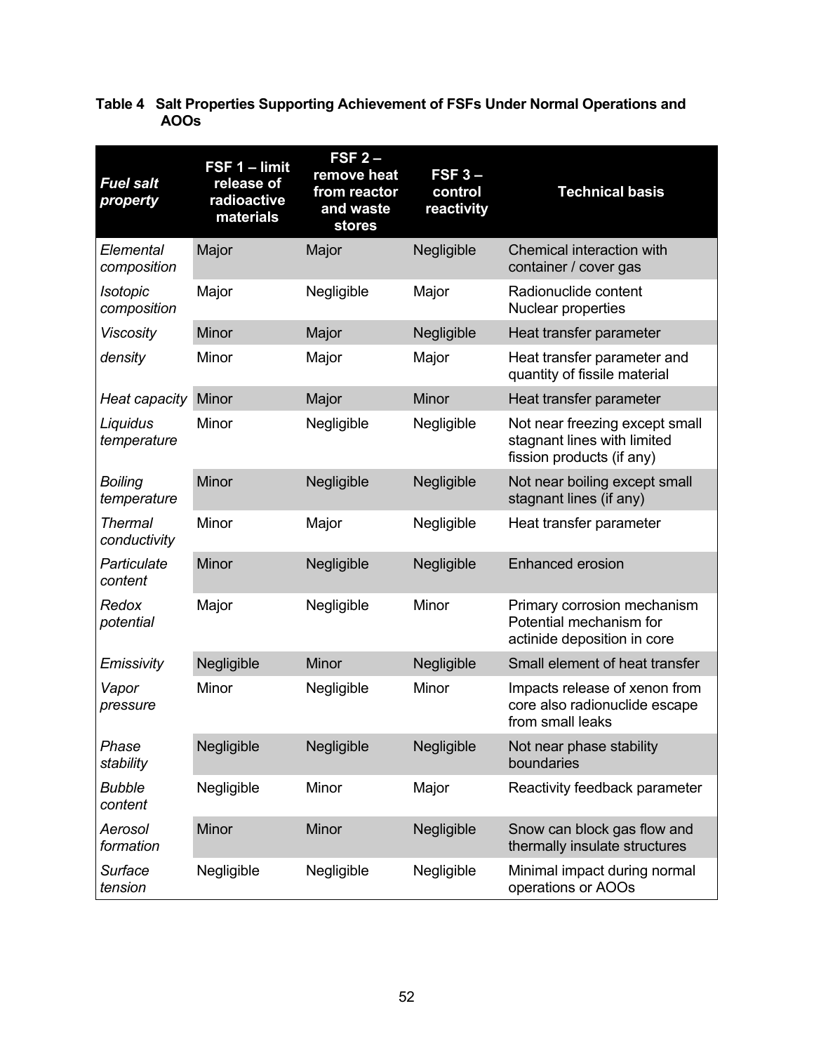**Table 4 Salt Properties Supporting Achievement of FSFs Under Normal Operations and AOOs**

| *Fuel salt property* | FSF 1 – limit release of radioactive materials | FSF 2 – remove heat from reactor and waste stores | FSF 3 – control reactivity | Technical basis |
|---|---|---|---|---|
| *Elemental composition* | Major | Major | Negligible | Chemical interaction with container / cover gas |
| *Isotopic composition* | Major | Negligible | Major | Radionuclide content<br>Nuclear properties |
| *Viscosity* | Minor | Major | Negligible | Heat transfer parameter |
| *density* | Minor | Major | Major | Heat transfer parameter and quantity of fissile material |
| *Heat capacity* | Minor | Major | Minor | Heat transfer parameter |
| *Liquidus temperature* | Minor | Negligible | Negligible | Not near freezing except small stagnant lines with limited fission products (if any) |
| *Boiling temperature* | Minor | Negligible | Negligible | Not near boiling except small stagnant lines (if any) |
| *Thermal conductivity* | Minor | Major | Negligible | Heat transfer parameter |
| *Particulate content* | Minor | Negligible | Negligible | Enhanced erosion |
| *Redox potential* | Major | Negligible | Minor | Primary corrosion mechanism<br>Potential mechanism for actinide deposition in core |
| *Emissivity* | Negligible | Minor | Negligible | Small element of heat transfer |
| *Vapor pressure* | Minor | Negligible | Minor | Impacts release of xenon from core also radionuclide escape from small leaks |
| *Phase stability* | Negligible | Negligible | Negligible | Not near phase stability boundaries |
| *Bubble content* | Negligible | Minor | Major | Reactivity feedback parameter |
| *Aerosol formation* | Minor | Minor | Negligible | Snow can block gas flow and thermally insulate structures |
| *Surface tension* | Negligible | Negligible | Negligible | Minimal impact during normal operations or AOOs |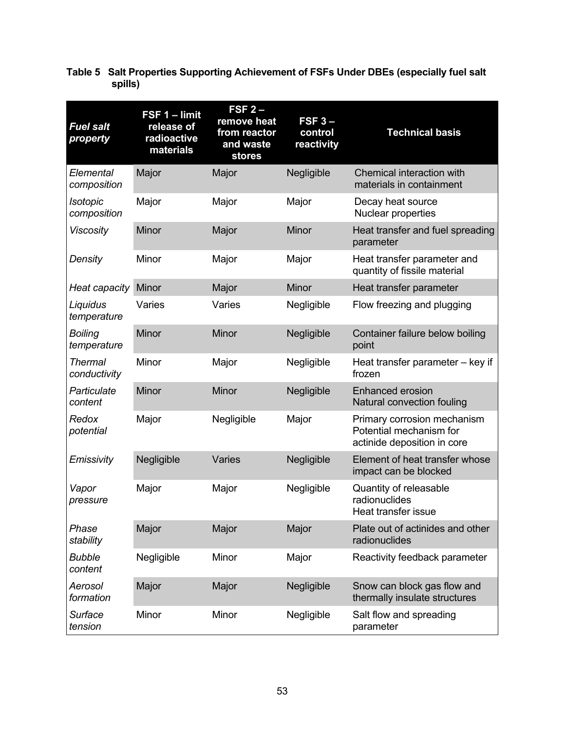**Table 5 Salt Properties Supporting Achievement of FSFs Under DBEs (especially fuel salt spills)**

| *Fuel salt property* | FSF 1 – limit release of radioactive materials | FSF 2 – remove heat from reactor and waste stores | FSF 3 – control reactivity | Technical basis |
|---|---|---|---|---|
| *Elemental composition* | Major | Major | Negligible | Chemical interaction with materials in containment |
| *Isotopic composition* | Major | Major | Major | Decay heat source<br>Nuclear properties |
| *Viscosity* | Minor | Major | Minor | Heat transfer and fuel spreading parameter |
| *Density* | Minor | Major | Major | Heat transfer parameter and quantity of fissile material |
| *Heat capacity* | Minor | Major | Minor | Heat transfer parameter |
| *Liquidus temperature* | Varies | Varies | Negligible | Flow freezing and plugging |
| *Boiling temperature* | Minor | Minor | Negligible | Container failure below boiling point |
| *Thermal conductivity* | Minor | Major | Negligible | Heat transfer parameter – key if frozen |
| *Particulate content* | Minor | Minor | Negligible | Enhanced erosion<br>Natural convection fouling |
| *Redox potential* | Major | Negligible | Major | Primary corrosion mechanism<br>Potential mechanism for actinide deposition in core |
| *Emissivity* | Negligible | Varies | Negligible | Element of heat transfer whose impact can be blocked |
| *Vapor pressure* | Major | Major | Negligible | Quantity of releasable radionuclides<br>Heat transfer issue |
| *Phase stability* | Major | Major | Major | Plate out of actinides and other radionuclides |
| *Bubble content* | Negligible | Minor | Major | Reactivity feedback parameter |
| *Aerosol formation* | Major | Major | Negligible | Snow can block gas flow and thermally insulate structures |
| *Surface tension* | Minor | Minor | Negligible | Salt flow and spreading parameter |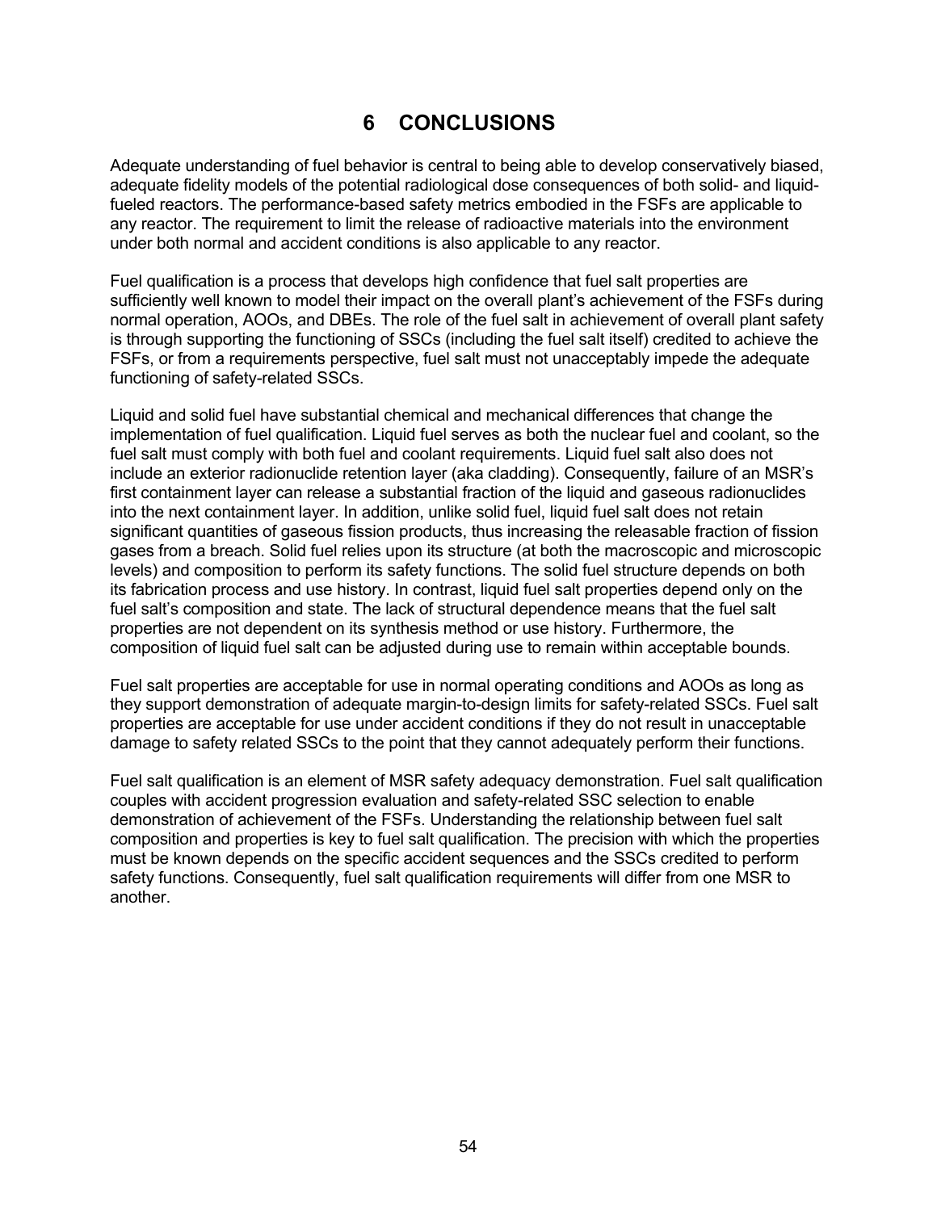# 6 CONCLUSIONS

Adequate understanding of fuel behavior is central to being able to develop conservatively biased, adequate fidelity models of the potential radiological dose consequences of both solid- and liquid-fueled reactors. The performance-based safety metrics embodied in the FSFs are applicable to any reactor. The requirement to limit the release of radioactive materials into the environment under both normal and accident conditions is also applicable to any reactor.

Fuel qualification is a process that develops high confidence that fuel salt properties are sufficiently well known to model their impact on the overall plant's achievement of the FSFs during normal operation, AOOs, and DBEs. The role of the fuel salt in achievement of overall plant safety is through supporting the functioning of SSCs (including the fuel salt itself) credited to achieve the FSFs, or from a requirements perspective, fuel salt must not unacceptably impede the adequate functioning of safety-related SSCs.

Liquid and solid fuel have substantial chemical and mechanical differences that change the implementation of fuel qualification. Liquid fuel serves as both the nuclear fuel and coolant, so the fuel salt must comply with both fuel and coolant requirements. Liquid fuel salt also does not include an exterior radionuclide retention layer (aka cladding). Consequently, failure of an MSR's first containment layer can release a substantial fraction of the liquid and gaseous radionuclides into the next containment layer. In addition, unlike solid fuel, liquid fuel salt does not retain significant quantities of gaseous fission products, thus increasing the releasable fraction of fission gases from a breach. Solid fuel relies upon its structure (at both the macroscopic and microscopic levels) and composition to perform its safety functions. The solid fuel structure depends on both its fabrication process and use history. In contrast, liquid fuel salt properties depend only on the fuel salt's composition and state. The lack of structural dependence means that the fuel salt properties are not dependent on its synthesis method or use history. Furthermore, the composition of liquid fuel salt can be adjusted during use to remain within acceptable bounds.

Fuel salt properties are acceptable for use in normal operating conditions and AOOs as long as they support demonstration of adequate margin-to-design limits for safety-related SSCs. Fuel salt properties are acceptable for use under accident conditions if they do not result in unacceptable damage to safety related SSCs to the point that they cannot adequately perform their functions.

Fuel salt qualification is an element of MSR safety adequacy demonstration. Fuel salt qualification couples with accident progression evaluation and safety-related SSC selection to enable demonstration of achievement of the FSFs. Understanding the relationship between fuel salt composition and properties is key to fuel salt qualification. The precision with which the properties must be known depends on the specific accident sequences and the SSCs credited to perform safety functions. Consequently, fuel salt qualification requirements will differ from one MSR to another.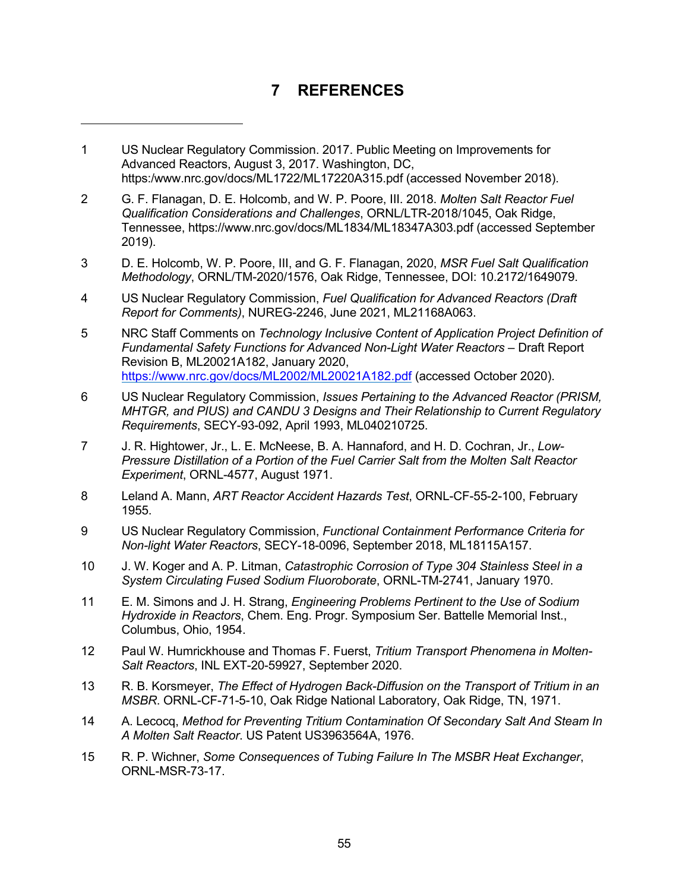# 7 REFERENCES

1. US Nuclear Regulatory Commission. 2017. Public Meeting on Improvements for Advanced Reactors, August 3, 2017. Washington, DC, https:/www.nrc.gov/docs/ML1722/ML17220A315.pdf (accessed November 2018).

2. G. F. Flanagan, D. E. Holcomb, and W. P. Poore, III. 2018. *Molten Salt Reactor Fuel Qualification Considerations and Challenges*, ORNL/LTR-2018/1045, Oak Ridge, Tennessee, https://www.nrc.gov/docs/ML1834/ML18347A303.pdf (accessed September 2019).

3. D. E. Holcomb, W. P. Poore, III, and G. F. Flanagan, 2020, *MSR Fuel Salt Qualification Methodology*, ORNL/TM-2020/1576, Oak Ridge, Tennessee, DOI: 10.2172/1649079.

4. US Nuclear Regulatory Commission, *Fuel Qualification for Advanced Reactors (Draft Report for Comments)*, NUREG-2246, June 2021, ML21168A063.

5. NRC Staff Comments on *Technology Inclusive Content of Application Project Definition of Fundamental Safety Functions for Advanced Non-Light Water Reactors* – Draft Report Revision B, ML20021A182, January 2020, https://www.nrc.gov/docs/ML2002/ML20021A182.pdf (accessed October 2020).

6. US Nuclear Regulatory Commission, *Issues Pertaining to the Advanced Reactor (PRISM, MHTGR, and PIUS) and CANDU 3 Designs and Their Relationship to Current Regulatory Requirements*, SECY-93-092, April 1993, ML040210725.

7. J. R. Hightower, Jr., L. E. McNeese, B. A. Hannaford, and H. D. Cochran, Jr., *Low-Pressure Distillation of a Portion of the Fuel Carrier Salt from the Molten Salt Reactor Experiment*, ORNL-4577, August 1971.

8. Leland A. Mann, *ART Reactor Accident Hazards Test*, ORNL-CF-55-2-100, February 1955.

9. US Nuclear Regulatory Commission, *Functional Containment Performance Criteria for Non-light Water Reactors*, SECY-18-0096, September 2018, ML18115A157.

10. J. W. Koger and A. P. Litman, *Catastrophic Corrosion of Type 304 Stainless Steel in a System Circulating Fused Sodium Fluoroborate*, ORNL-TM-2741, January 1970.

11. E. M. Simons and J. H. Strang, *Engineering Problems Pertinent to the Use of Sodium Hydroxide in Reactors*, Chem. Eng. Progr. Symposium Ser. Battelle Memorial Inst., Columbus, Ohio, 1954.

12. Paul W. Humrickhouse and Thomas F. Fuerst, *Tritium Transport Phenomena in Molten-Salt Reactors*, INL EXT-20-59927, September 2020.

13. R. B. Korsmeyer, *The Effect of Hydrogen Back-Diffusion on the Transport of Tritium in an MSBR*. ORNL-CF-71-5-10, Oak Ridge National Laboratory, Oak Ridge, TN, 1971.

14. A. Lecocq, *Method for Preventing Tritium Contamination Of Secondary Salt And Steam In A Molten Salt Reactor*. US Patent US3963564A, 1976.

15. R. P. Wichner, *Some Consequences of Tubing Failure In The MSBR Heat Exchanger*, ORNL-MSR-73-17.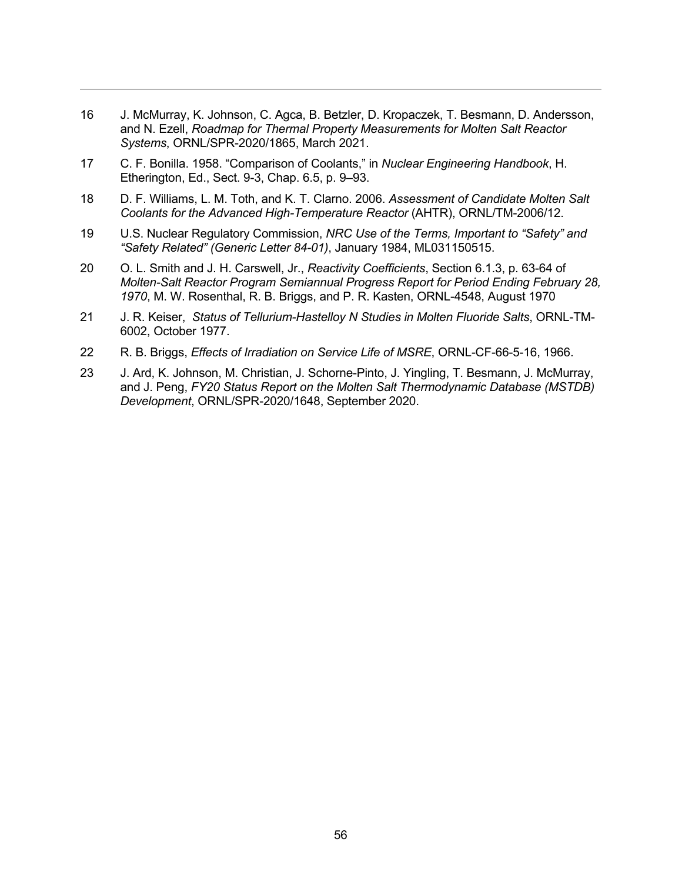16 J. McMurray, K. Johnson, C. Agca, B. Betzler, D. Kropaczek, T. Besmann, D. Andersson, and N. Ezell, *Roadmap for Thermal Property Measurements for Molten Salt Reactor Systems*, ORNL/SPR-2020/1865, March 2021.

17 C. F. Bonilla. 1958. “Comparison of Coolants,” in *Nuclear Engineering Handbook*, H. Etherington, Ed., Sect. 9-3, Chap. 6.5, p. 9–93.

18 D. F. Williams, L. M. Toth, and K. T. Clarno. 2006. *Assessment of Candidate Molten Salt Coolants for the Advanced High-Temperature Reactor* (AHTR), ORNL/TM-2006/12.

19 U.S. Nuclear Regulatory Commission, *NRC Use of the Terms, Important to “Safety” and “Safety Related” (Generic Letter 84-01)*, January 1984, ML031150515.

20 O. L. Smith and J. H. Carswell, Jr., *Reactivity Coefficients*, Section 6.1.3, p. 63-64 of *Molten-Salt Reactor Program Semiannual Progress Report for Period Ending February 28, 1970*, M. W. Rosenthal, R. B. Briggs, and P. R. Kasten, ORNL-4548, August 1970

21 J. R. Keiser, *Status of Tellurium-Hastelloy N Studies in Molten Fluoride Salts*, ORNL-TM-6002, October 1977.

22 R. B. Briggs, *Effects of Irradiation on Service Life of MSRE*, ORNL-CF-66-5-16, 1966.

23 J. Ard, K. Johnson, M. Christian, J. Schorne-Pinto, J. Yingling, T. Besmann, J. McMurray, and J. Peng, *FY20 Status Report on the Molten Salt Thermodynamic Database (MSTDB) Development*, ORNL/SPR-2020/1648, September 2020.